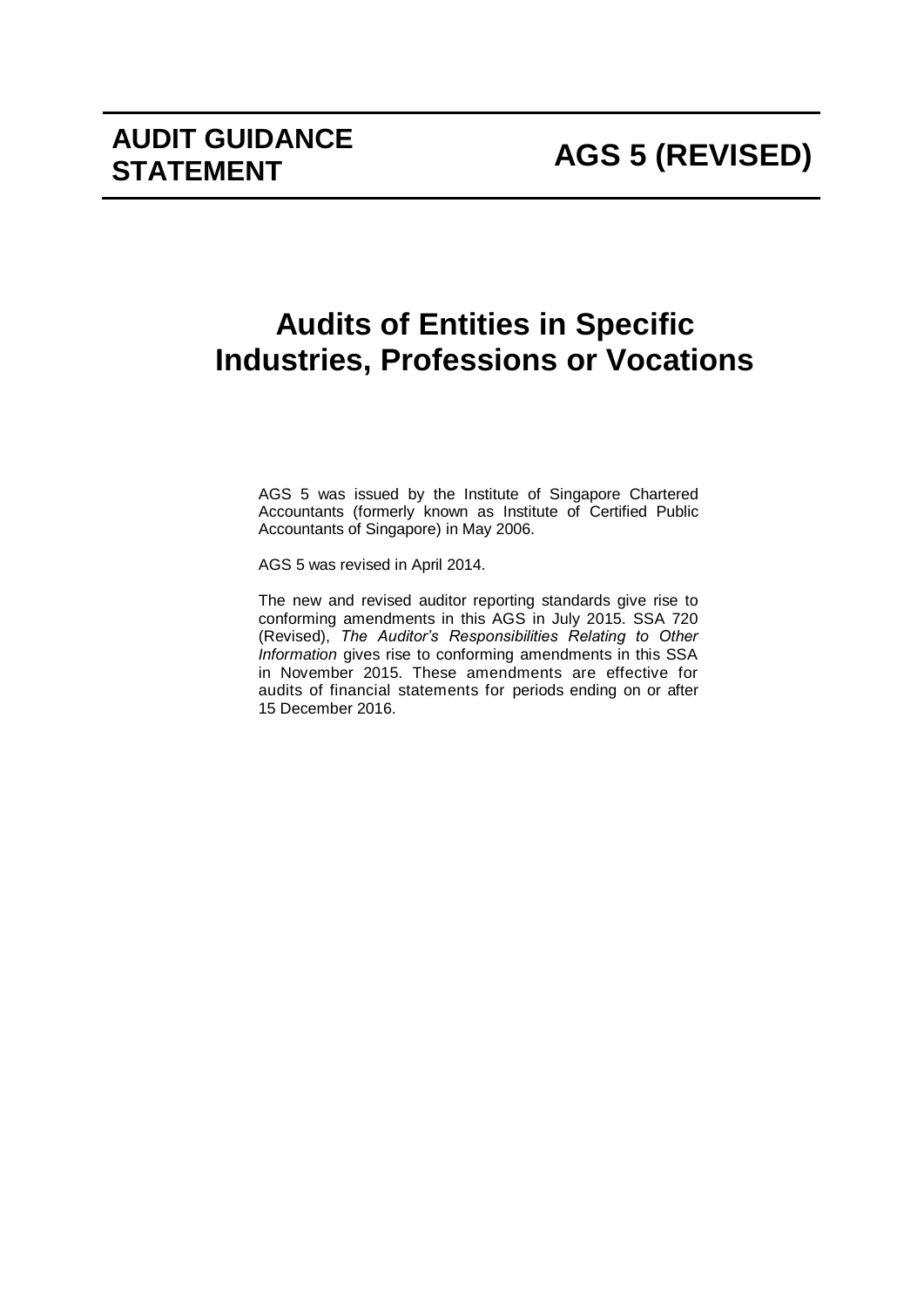**AUDIT GUIDANCE STATEMENT**

# AGS 5 (REVISED)

# Audits of Entities in Specific Industries, Professions or Vocations

AGS 5 was issued by the Institute of Singapore Chartered Accountants (formerly known as Institute of Certified Public Accountants of Singapore) in May 2006.

AGS 5 was revised in April 2014.

The new and revised auditor reporting standards give rise to conforming amendments in this AGS in July 2015. SSA 720 (Revised), *The Auditor's Responsibilities Relating to Other Information* gives rise to conforming amendments in this SSA in November 2015. These amendments are effective for audits of financial statements for periods ending on or after 15 December 2016.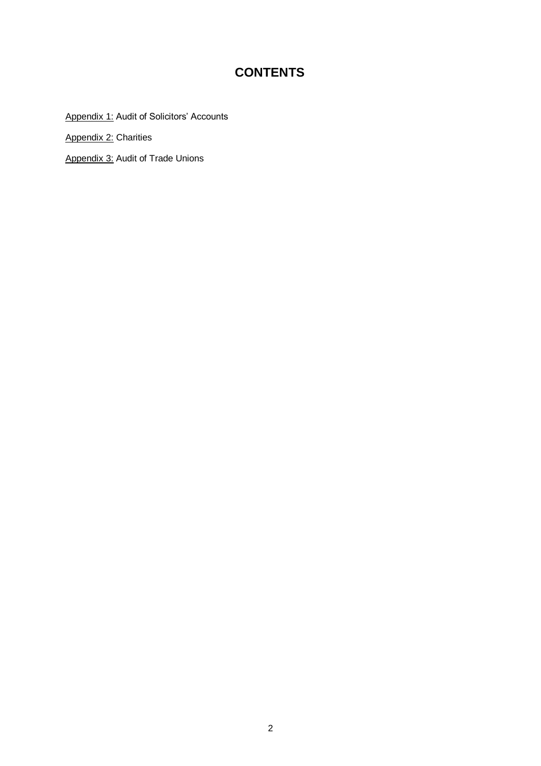# CONTENTS

Appendix 1: Audit of Solicitors' Accounts

Appendix 2: Charities

Appendix 3: Audit of Trade Unions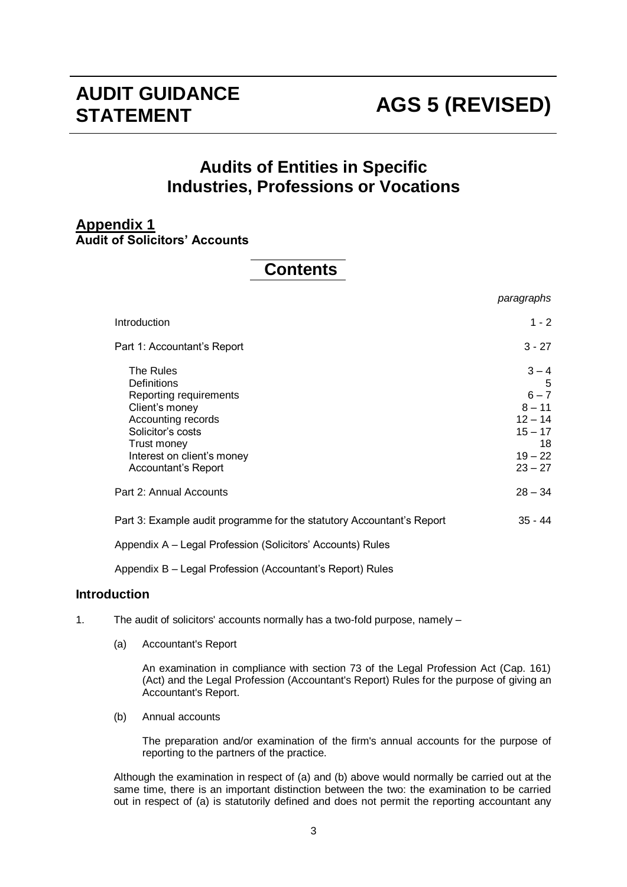# AUDIT GUIDANCE STATEMENT

# AGS 5 (REVISED)

## Audits of Entities in Specific Industries, Professions or Vocations

### Appendix 1
**Audit of Solicitors' Accounts**

## Contents

| | *paragraphs* |
|---|---|
| Introduction | 1 - 2 |
| Part 1: Accountant's Report | 3 - 27 |
| The Rules | 3 – 4 |
| Definitions | 5 |
| Reporting requirements | 6 – 7 |
| Client's money | 8 – 11 |
| Accounting records | 12 – 14 |
| Solicitor's costs | 15 – 17 |
| Trust money | 18 |
| Interest on client's money | 19 – 22 |
| Accountant's Report | 23 – 27 |
| Part 2: Annual Accounts | 28 – 34 |
| Part 3: Example audit programme for the statutory Accountant's Report | 35 - 44 |
| Appendix A – Legal Profession (Solicitors' Accounts) Rules | |
| Appendix B – Legal Profession (Accountant's Report) Rules | |

### Introduction

1. The audit of solicitors' accounts normally has a two-fold purpose, namely –

   (a) Accountant's Report

   An examination in compliance with section 73 of the Legal Profession Act (Cap. 161) (Act) and the Legal Profession (Accountant's Report) Rules for the purpose of giving an Accountant's Report.

   (b) Annual accounts

   The preparation and/or examination of the firm's annual accounts for the purpose of reporting to the partners of the practice.

   Although the examination in respect of (a) and (b) above would normally be carried out at the same time, there is an important distinction between the two: the examination to be carried out in respect of (a) is statutorily defined and does not permit the reporting accountant any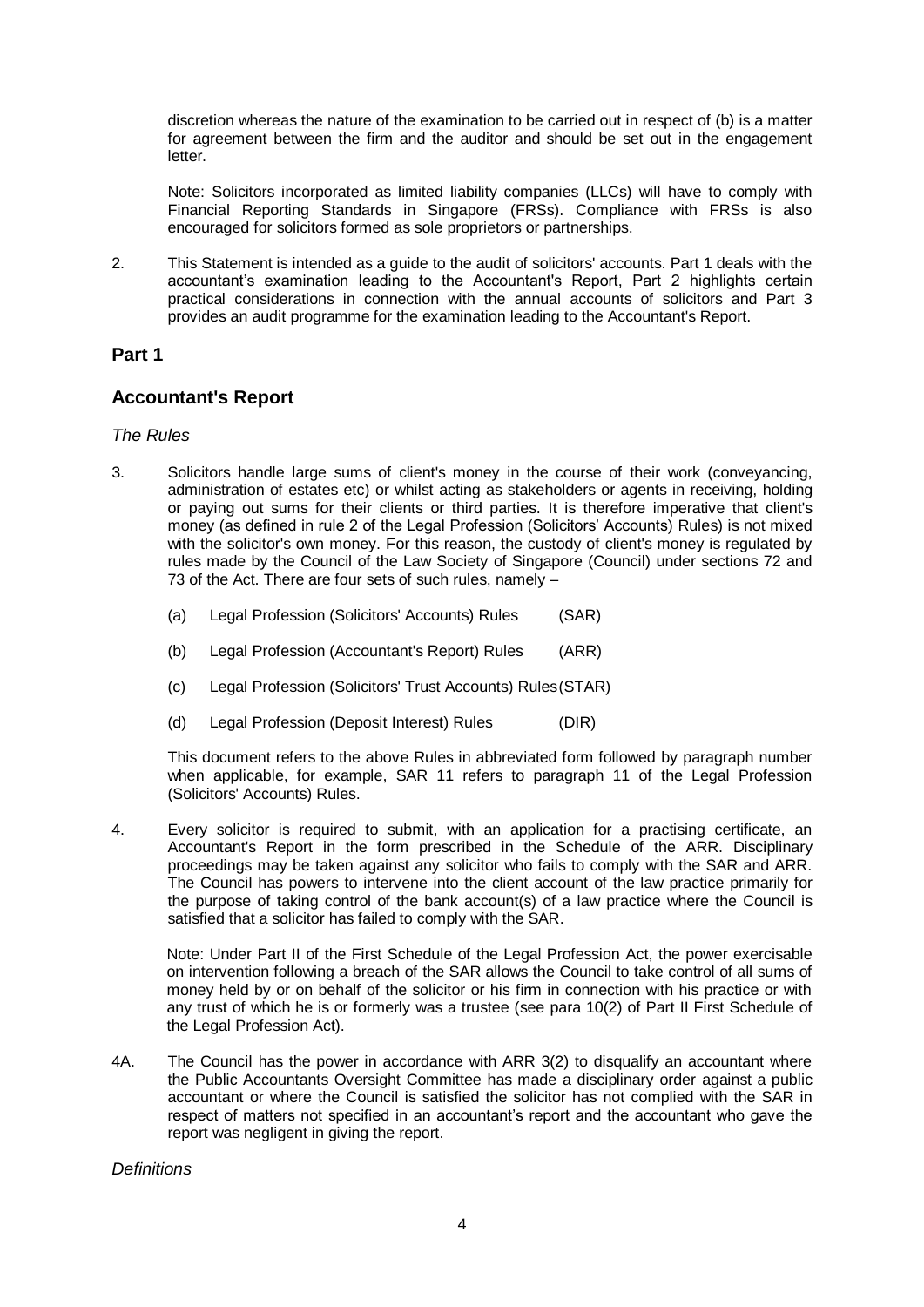discretion whereas the nature of the examination to be carried out in respect of (b) is a matter for agreement between the firm and the auditor and should be set out in the engagement letter.

Note: Solicitors incorporated as limited liability companies (LLCs) will have to comply with Financial Reporting Standards in Singapore (FRSs). Compliance with FRSs is also encouraged for solicitors formed as sole proprietors or partnerships.

2. This Statement is intended as a guide to the audit of solicitors' accounts. Part 1 deals with the accountant's examination leading to the Accountant's Report, Part 2 highlights certain practical considerations in connection with the annual accounts of solicitors and Part 3 provides an audit programme for the examination leading to the Accountant's Report.

## Part 1

## Accountant's Report

*The Rules*

3. Solicitors handle large sums of client's money in the course of their work (conveyancing, administration of estates etc) or whilst acting as stakeholders or agents in receiving, holding or paying out sums for their clients or third parties. It is therefore imperative that client's money (as defined in rule 2 of the Legal Profession (Solicitors' Accounts) Rules) is not mixed with the solicitor's own money. For this reason, the custody of client's money is regulated by rules made by the Council of the Law Society of Singapore (Council) under sections 72 and 73 of the Act. There are four sets of such rules, namely –

   (a) Legal Profession (Solicitors' Accounts) Rules (SAR)

   (b) Legal Profession (Accountant's Report) Rules (ARR)

   (c) Legal Profession (Solicitors' Trust Accounts) Rules (STAR)

   (d) Legal Profession (Deposit Interest) Rules (DIR)

   This document refers to the above Rules in abbreviated form followed by paragraph number when applicable, for example, SAR 11 refers to paragraph 11 of the Legal Profession (Solicitors' Accounts) Rules.

4. Every solicitor is required to submit, with an application for a practising certificate, an Accountant's Report in the form prescribed in the Schedule of the ARR. Disciplinary proceedings may be taken against any solicitor who fails to comply with the SAR and ARR. The Council has powers to intervene into the client account of the law practice primarily for the purpose of taking control of the bank account(s) of a law practice where the Council is satisfied that a solicitor has failed to comply with the SAR.

   Note: Under Part II of the First Schedule of the Legal Profession Act, the power exercisable on intervention following a breach of the SAR allows the Council to take control of all sums of money held by or on behalf of the solicitor or his firm in connection with his practice or with any trust of which he is or formerly was a trustee (see para 10(2) of Part II First Schedule of the Legal Profession Act).

4A. The Council has the power in accordance with ARR 3(2) to disqualify an accountant where the Public Accountants Oversight Committee has made a disciplinary order against a public accountant or where the Council is satisfied the solicitor has not complied with the SAR in respect of matters not specified in an accountant's report and the accountant who gave the report was negligent in giving the report.

*Definitions*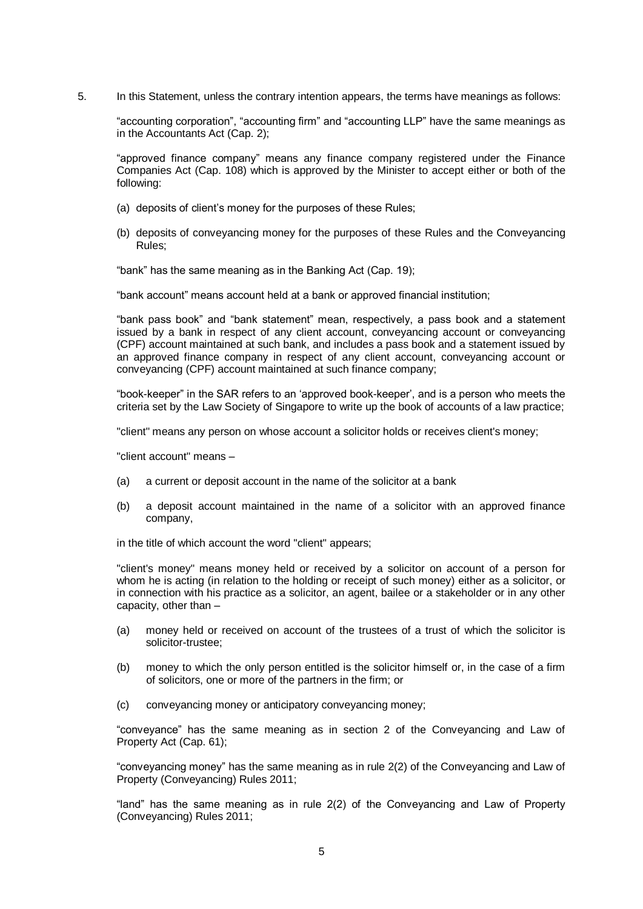5. In this Statement, unless the contrary intention appears, the terms have meanings as follows:

"accounting corporation", "accounting firm" and "accounting LLP" have the same meanings as in the Accountants Act (Cap. 2);

"approved finance company" means any finance company registered under the Finance Companies Act (Cap. 108) which is approved by the Minister to accept either or both of the following:

(a) deposits of client's money for the purposes of these Rules;

(b) deposits of conveyancing money for the purposes of these Rules and the Conveyancing Rules;

"bank" has the same meaning as in the Banking Act (Cap. 19);

"bank account" means account held at a bank or approved financial institution;

"bank pass book" and "bank statement" mean, respectively, a pass book and a statement issued by a bank in respect of any client account, conveyancing account or conveyancing (CPF) account maintained at such bank, and includes a pass book and a statement issued by an approved finance company in respect of any client account, conveyancing account or conveyancing (CPF) account maintained at such finance company;

"book-keeper" in the SAR refers to an 'approved book-keeper', and is a person who meets the criteria set by the Law Society of Singapore to write up the book of accounts of a law practice;

"client" means any person on whose account a solicitor holds or receives client's money;

"client account" means –

(a) a current or deposit account in the name of the solicitor at a bank

(b) a deposit account maintained in the name of a solicitor with an approved finance company,

in the title of which account the word "client" appears;

"client's money" means money held or received by a solicitor on account of a person for whom he is acting (in relation to the holding or receipt of such money) either as a solicitor, or in connection with his practice as a solicitor, an agent, bailee or a stakeholder or in any other capacity, other than –

(a) money held or received on account of the trustees of a trust of which the solicitor is solicitor-trustee;

(b) money to which the only person entitled is the solicitor himself or, in the case of a firm of solicitors, one or more of the partners in the firm; or

(c) conveyancing money or anticipatory conveyancing money;

"conveyance" has the same meaning as in section 2 of the Conveyancing and Law of Property Act (Cap. 61);

"conveyancing money" has the same meaning as in rule 2(2) of the Conveyancing and Law of Property (Conveyancing) Rules 2011;

"land" has the same meaning as in rule 2(2) of the Conveyancing and Law of Property (Conveyancing) Rules 2011;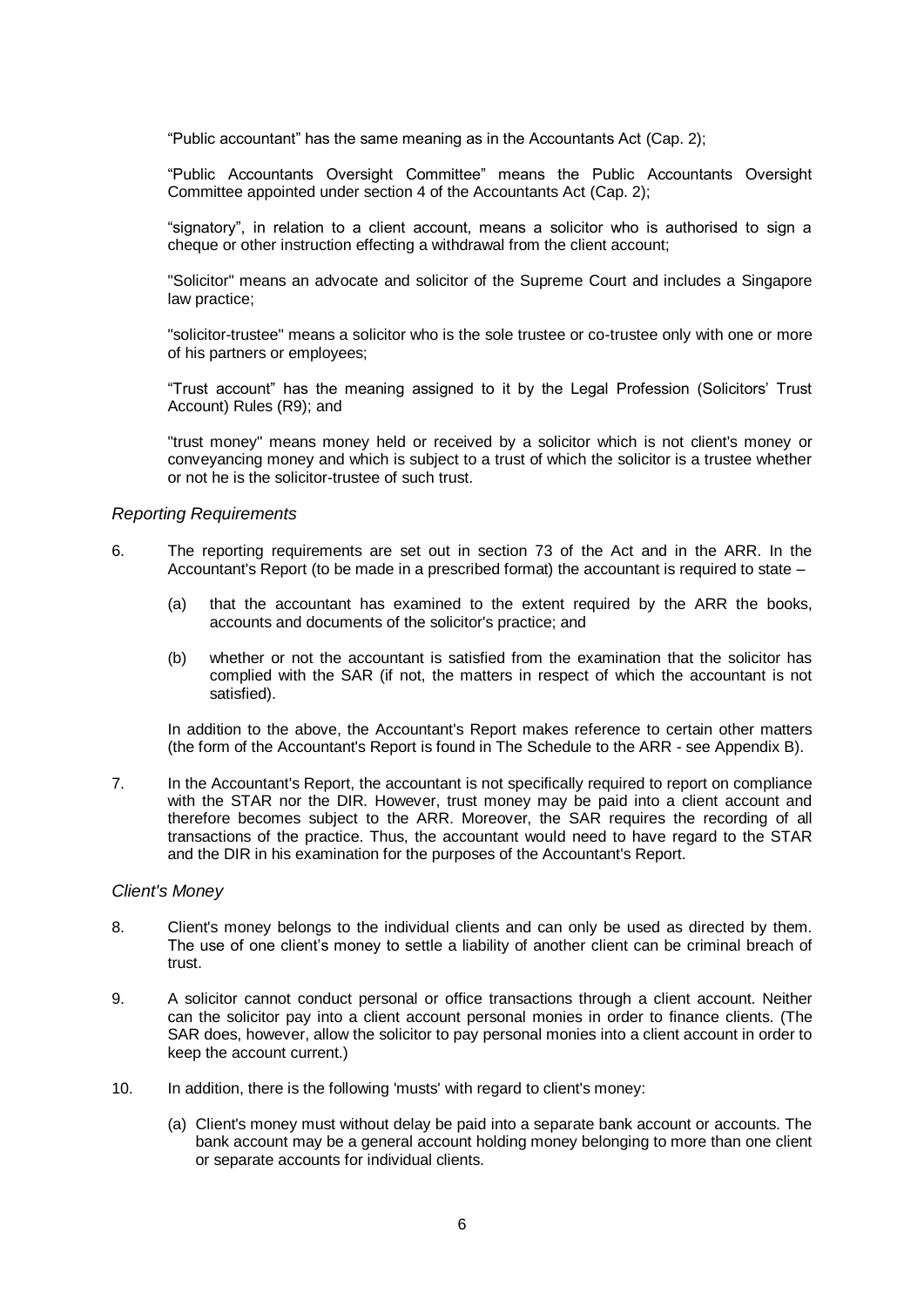“Public accountant” has the same meaning as in the Accountants Act (Cap. 2);

“Public Accountants Oversight Committee” means the Public Accountants Oversight Committee appointed under section 4 of the Accountants Act (Cap. 2);

“signatory”, in relation to a client account, means a solicitor who is authorised to sign a cheque or other instruction effecting a withdrawal from the client account;

"Solicitor" means an advocate and solicitor of the Supreme Court and includes a Singapore law practice;

"solicitor-trustee" means a solicitor who is the sole trustee or co-trustee only with one or more of his partners or employees;

“Trust account” has the meaning assigned to it by the Legal Profession (Solicitors’ Trust Account) Rules (R9); and

"trust money" means money held or received by a solicitor which is not client's money or conveyancing money and which is subject to a trust of which the solicitor is a trustee whether or not he is the solicitor-trustee of such trust.

*Reporting Requirements*

6. The reporting requirements are set out in section 73 of the Act and in the ARR. In the Accountant's Report (to be made in a prescribed format) the accountant is required to state –

   (a) that the accountant has examined to the extent required by the ARR the books, accounts and documents of the solicitor's practice; and

   (b) whether or not the accountant is satisfied from the examination that the solicitor has complied with the SAR (if not, the matters in respect of which the accountant is not satisfied).

   In addition to the above, the Accountant's Report makes reference to certain other matters (the form of the Accountant's Report is found in The Schedule to the ARR - see Appendix B).

7. In the Accountant's Report, the accountant is not specifically required to report on compliance with the STAR nor the DIR. However, trust money may be paid into a client account and therefore becomes subject to the ARR. Moreover, the SAR requires the recording of all transactions of the practice. Thus, the accountant would need to have regard to the STAR and the DIR in his examination for the purposes of the Accountant's Report.

*Client's Money*

8. Client's money belongs to the individual clients and can only be used as directed by them. The use of one client’s money to settle a liability of another client can be criminal breach of trust.

9. A solicitor cannot conduct personal or office transactions through a client account. Neither can the solicitor pay into a client account personal monies in order to finance clients. (The SAR does, however, allow the solicitor to pay personal monies into a client account in order to keep the account current.)

10. In addition, there is the following 'musts' with regard to client's money:

   (a) Client's money must without delay be paid into a separate bank account or accounts. The bank account may be a general account holding money belonging to more than one client or separate accounts for individual clients.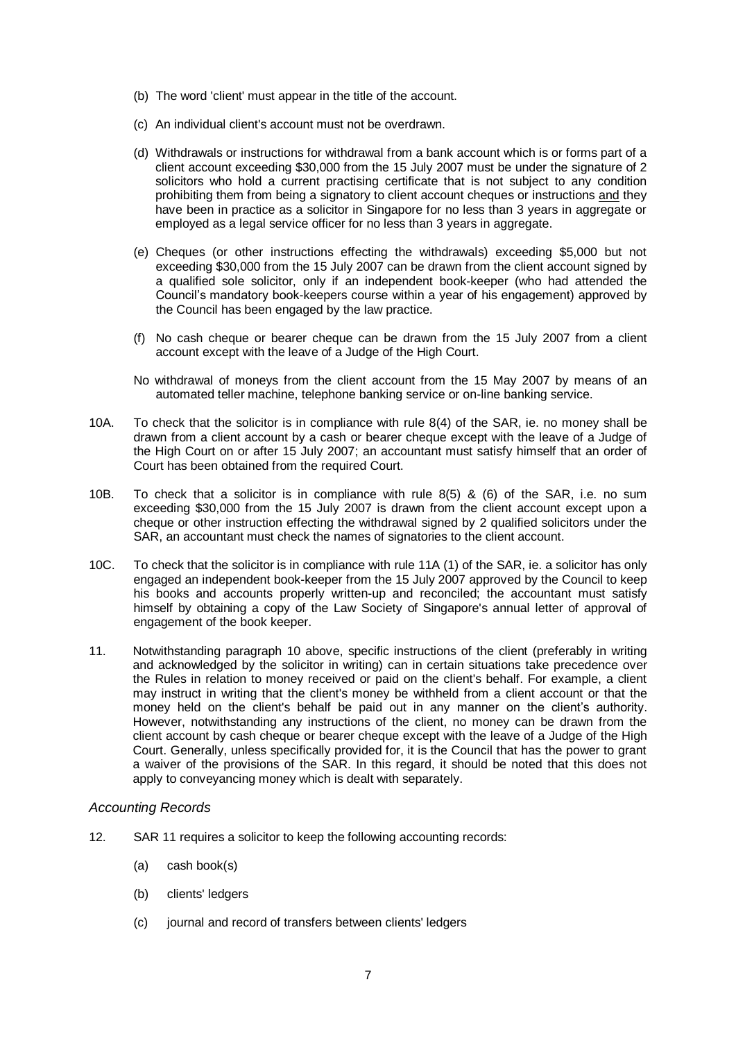(b) The word 'client' must appear in the title of the account.

(c) An individual client's account must not be overdrawn.

(d) Withdrawals or instructions for withdrawal from a bank account which is or forms part of a client account exceeding $30,000 from the 15 July 2007 must be under the signature of 2 solicitors who hold a current practising certificate that is not subject to any condition prohibiting them from being a signatory to client account cheques or instructions <u>and</u> they have been in practice as a solicitor in Singapore for no less than 3 years in aggregate or employed as a legal service officer for no less than 3 years in aggregate.

(e) Cheques (or other instructions effecting the withdrawals) exceeding $5,000 but not exceeding $30,000 from the 15 July 2007 can be drawn from the client account signed by a qualified sole solicitor, only if an independent book-keeper (who had attended the Council's mandatory book-keepers course within a year of his engagement) approved by the Council has been engaged by the law practice.

(f) No cash cheque or bearer cheque can be drawn from the 15 July 2007 from a client account except with the leave of a Judge of the High Court.

No withdrawal of moneys from the client account from the 15 May 2007 by means of an automated teller machine, telephone banking service or on-line banking service.

10A. To check that the solicitor is in compliance with rule 8(4) of the SAR, ie. no money shall be drawn from a client account by a cash or bearer cheque except with the leave of a Judge of the High Court on or after 15 July 2007; an accountant must satisfy himself that an order of Court has been obtained from the required Court.

10B. To check that a solicitor is in compliance with rule 8(5) & (6) of the SAR, i.e. no sum exceeding $30,000 from the 15 July 2007 is drawn from the client account except upon a cheque or other instruction effecting the withdrawal signed by 2 qualified solicitors under the SAR, an accountant must check the names of signatories to the client account.

10C. To check that the solicitor is in compliance with rule 11A (1) of the SAR, ie. a solicitor has only engaged an independent book-keeper from the 15 July 2007 approved by the Council to keep his books and accounts properly written-up and reconciled; the accountant must satisfy himself by obtaining a copy of the Law Society of Singapore's annual letter of approval of engagement of the book keeper.

11. Notwithstanding paragraph 10 above, specific instructions of the client (preferably in writing and acknowledged by the solicitor in writing) can in certain situations take precedence over the Rules in relation to money received or paid on the client's behalf. For example, a client may instruct in writing that the client's money be withheld from a client account or that the money held on the client's behalf be paid out in any manner on the client's authority. However, notwithstanding any instructions of the client, no money can be drawn from the client account by cash cheque or bearer cheque except with the leave of a Judge of the High Court. Generally, unless specifically provided for, it is the Council that has the power to grant a waiver of the provisions of the SAR. In this regard, it should be noted that this does not apply to conveyancing money which is dealt with separately.

### *Accounting Records*

12. SAR 11 requires a solicitor to keep the following accounting records:

   (a) cash book(s)

   (b) clients' ledgers

   (c) journal and record of transfers between clients' ledgers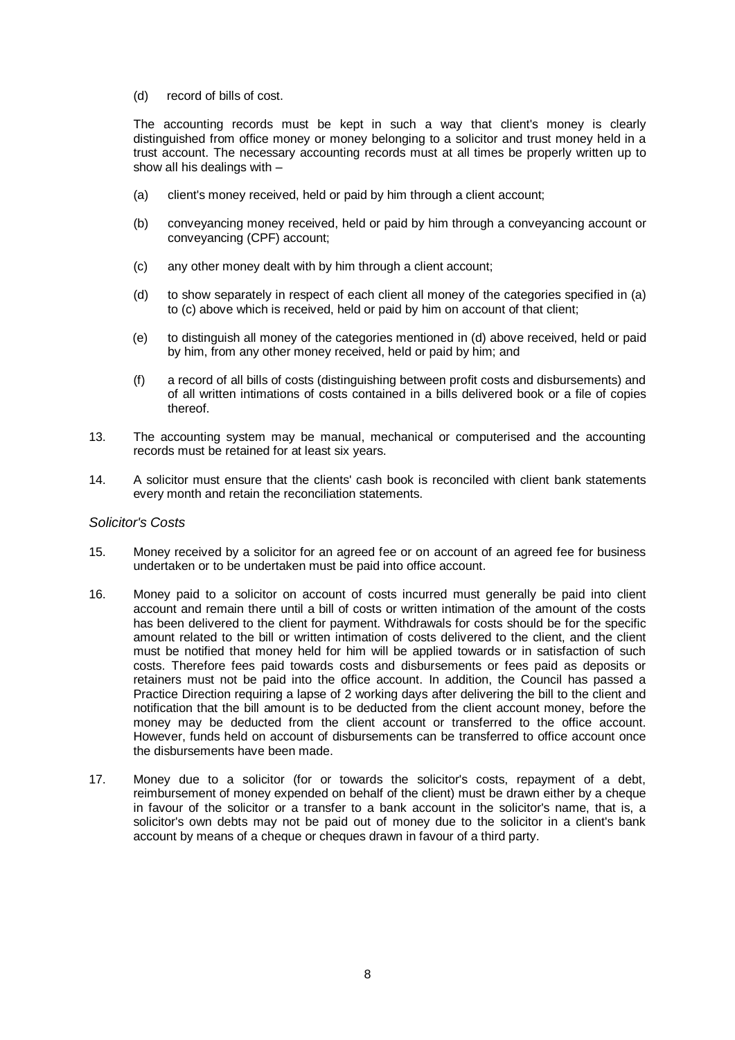(d) record of bills of cost.

The accounting records must be kept in such a way that client's money is clearly distinguished from office money or money belonging to a solicitor and trust money held in a trust account. The necessary accounting records must at all times be properly written up to show all his dealings with –

(a) client's money received, held or paid by him through a client account;

(b) conveyancing money received, held or paid by him through a conveyancing account or conveyancing (CPF) account;

(c) any other money dealt with by him through a client account;

(d) to show separately in respect of each client all money of the categories specified in (a) to (c) above which is received, held or paid by him on account of that client;

(e) to distinguish all money of the categories mentioned in (d) above received, held or paid by him, from any other money received, held or paid by him; and

(f) a record of all bills of costs (distinguishing between profit costs and disbursements) and of all written intimations of costs contained in a bills delivered book or a file of copies thereof.

13. The accounting system may be manual, mechanical or computerised and the accounting records must be retained for at least six years.

14. A solicitor must ensure that the clients' cash book is reconciled with client bank statements every month and retain the reconciliation statements.

*Solicitor's Costs*

15. Money received by a solicitor for an agreed fee or on account of an agreed fee for business undertaken or to be undertaken must be paid into office account.

16. Money paid to a solicitor on account of costs incurred must generally be paid into client account and remain there until a bill of costs or written intimation of the amount of the costs has been delivered to the client for payment. Withdrawals for costs should be for the specific amount related to the bill or written intimation of costs delivered to the client, and the client must be notified that money held for him will be applied towards or in satisfaction of such costs. Therefore fees paid towards costs and disbursements or fees paid as deposits or retainers must not be paid into the office account. In addition, the Council has passed a Practice Direction requiring a lapse of 2 working days after delivering the bill to the client and notification that the bill amount is to be deducted from the client account money, before the money may be deducted from the client account or transferred to the office account. However, funds held on account of disbursements can be transferred to office account once the disbursements have been made.

17. Money due to a solicitor (for or towards the solicitor's costs, repayment of a debt, reimbursement of money expended on behalf of the client) must be drawn either by a cheque in favour of the solicitor or a transfer to a bank account in the solicitor's name, that is, a solicitor's own debts may not be paid out of money due to the solicitor in a client's bank account by means of a cheque or cheques drawn in favour of a third party.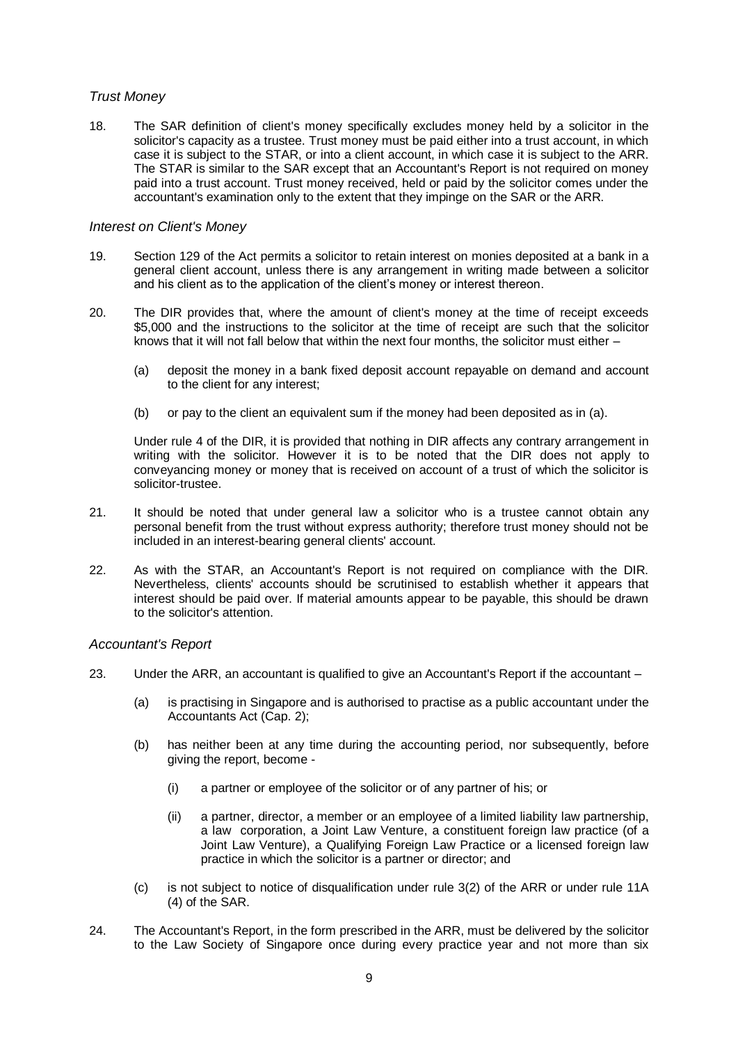*Trust Money*

18. The SAR definition of client's money specifically excludes money held by a solicitor in the solicitor's capacity as a trustee. Trust money must be paid either into a trust account, in which case it is subject to the STAR, or into a client account, in which case it is subject to the ARR. The STAR is similar to the SAR except that an Accountant's Report is not required on money paid into a trust account. Trust money received, held or paid by the solicitor comes under the accountant's examination only to the extent that they impinge on the SAR or the ARR.

*Interest on Client's Money*

19. Section 129 of the Act permits a solicitor to retain interest on monies deposited at a bank in a general client account, unless there is any arrangement in writing made between a solicitor and his client as to the application of the client's money or interest thereon.

20. The DIR provides that, where the amount of client's money at the time of receipt exceeds $5,000 and the instructions to the solicitor at the time of receipt are such that the solicitor knows that it will not fall below that within the next four months, the solicitor must either –

    (a) deposit the money in a bank fixed deposit account repayable on demand and account to the client for any interest;

    (b) or pay to the client an equivalent sum if the money had been deposited as in (a).

    Under rule 4 of the DIR, it is provided that nothing in DIR affects any contrary arrangement in writing with the solicitor. However it is to be noted that the DIR does not apply to conveyancing money or money that is received on account of a trust of which the solicitor is solicitor-trustee.

21. It should be noted that under general law a solicitor who is a trustee cannot obtain any personal benefit from the trust without express authority; therefore trust money should not be included in an interest-bearing general clients' account.

22. As with the STAR, an Accountant's Report is not required on compliance with the DIR. Nevertheless, clients' accounts should be scrutinised to establish whether it appears that interest should be paid over. If material amounts appear to be payable, this should be drawn to the solicitor's attention.

*Accountant's Report*

23. Under the ARR, an accountant is qualified to give an Accountant's Report if the accountant –

    (a) is practising in Singapore and is authorised to practise as a public accountant under the Accountants Act (Cap. 2);

    (b) has neither been at any time during the accounting period, nor subsequently, before giving the report, become -

        (i) a partner or employee of the solicitor or of any partner of his; or

        (ii) a partner, director, a member or an employee of a limited liability law partnership, a law corporation, a Joint Law Venture, a constituent foreign law practice (of a Joint Law Venture), a Qualifying Foreign Law Practice or a licensed foreign law practice in which the solicitor is a partner or director; and

    (c) is not subject to notice of disqualification under rule 3(2) of the ARR or under rule 11A (4) of the SAR.

24. The Accountant's Report, in the form prescribed in the ARR, must be delivered by the solicitor to the Law Society of Singapore once during every practice year and not more than six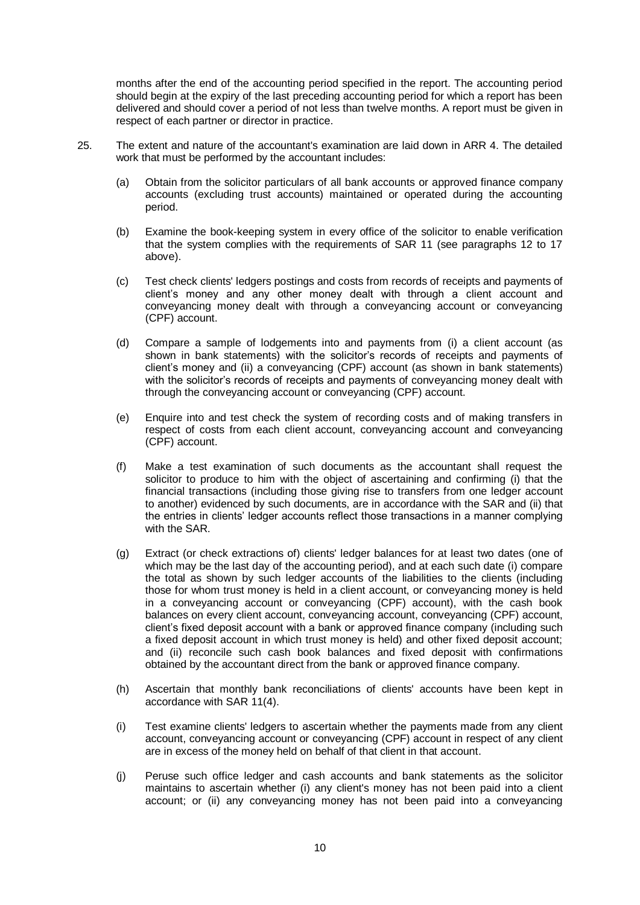months after the end of the accounting period specified in the report. The accounting period should begin at the expiry of the last preceding accounting period for which a report has been delivered and should cover a period of not less than twelve months. A report must be given in respect of each partner or director in practice.

25. The extent and nature of the accountant's examination are laid down in ARR 4. The detailed work that must be performed by the accountant includes:

   (a) Obtain from the solicitor particulars of all bank accounts or approved finance company accounts (excluding trust accounts) maintained or operated during the accounting period.

   (b) Examine the book-keeping system in every office of the solicitor to enable verification that the system complies with the requirements of SAR 11 (see paragraphs 12 to 17 above).

   (c) Test check clients' ledgers postings and costs from records of receipts and payments of client's money and any other money dealt with through a client account and conveyancing money dealt with through a conveyancing account or conveyancing (CPF) account.

   (d) Compare a sample of lodgements into and payments from (i) a client account (as shown in bank statements) with the solicitor's records of receipts and payments of client's money and (ii) a conveyancing (CPF) account (as shown in bank statements) with the solicitor's records of receipts and payments of conveyancing money dealt with through the conveyancing account or conveyancing (CPF) account.

   (e) Enquire into and test check the system of recording costs and of making transfers in respect of costs from each client account, conveyancing account and conveyancing (CPF) account.

   (f) Make a test examination of such documents as the accountant shall request the solicitor to produce to him with the object of ascertaining and confirming (i) that the financial transactions (including those giving rise to transfers from one ledger account to another) evidenced by such documents, are in accordance with the SAR and (ii) that the entries in clients' ledger accounts reflect those transactions in a manner complying with the SAR.

   (g) Extract (or check extractions of) clients' ledger balances for at least two dates (one of which may be the last day of the accounting period), and at each such date (i) compare the total as shown by such ledger accounts of the liabilities to the clients (including those for whom trust money is held in a client account, or conveyancing money is held in a conveyancing account or conveyancing (CPF) account), with the cash book balances on every client account, conveyancing account, conveyancing (CPF) account, client's fixed deposit account with a bank or approved finance company (including such a fixed deposit account in which trust money is held) and other fixed deposit account; and (ii) reconcile such cash book balances and fixed deposit with confirmations obtained by the accountant direct from the bank or approved finance company.

   (h) Ascertain that monthly bank reconciliations of clients' accounts have been kept in accordance with SAR 11(4).

   (i) Test examine clients' ledgers to ascertain whether the payments made from any client account, conveyancing account or conveyancing (CPF) account in respect of any client are in excess of the money held on behalf of that client in that account.

   (j) Peruse such office ledger and cash accounts and bank statements as the solicitor maintains to ascertain whether (i) any client's money has not been paid into a client account; or (ii) any conveyancing money has not been paid into a conveyancing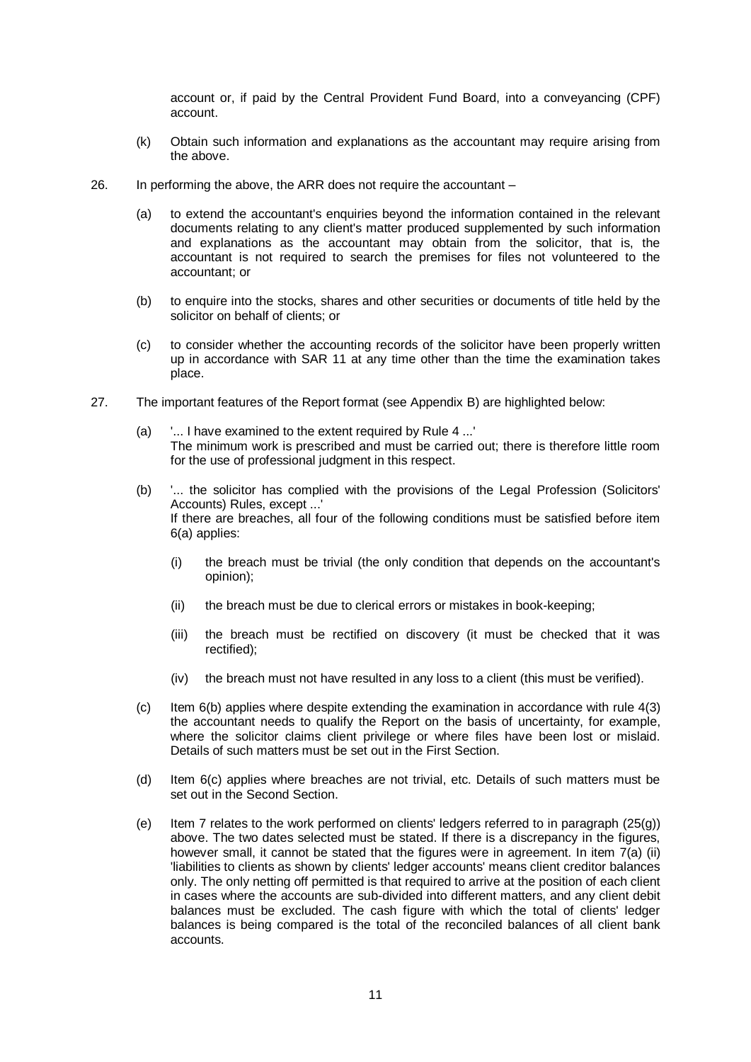account or, if paid by the Central Provident Fund Board, into a conveyancing (CPF) account.

(k) Obtain such information and explanations as the accountant may require arising from the above.

26. In performing the above, the ARR does not require the accountant –

(a) to extend the accountant's enquiries beyond the information contained in the relevant documents relating to any client's matter produced supplemented by such information and explanations as the accountant may obtain from the solicitor, that is, the accountant is not required to search the premises for files not volunteered to the accountant; or

(b) to enquire into the stocks, shares and other securities or documents of title held by the solicitor on behalf of clients; or

(c) to consider whether the accounting records of the solicitor have been properly written up in accordance with SAR 11 at any time other than the time the examination takes place.

27. The important features of the Report format (see Appendix B) are highlighted below:

(a) '... I have examined to the extent required by Rule 4 ...'
The minimum work is prescribed and must be carried out; there is therefore little room for the use of professional judgment in this respect.

(b) '... the solicitor has complied with the provisions of the Legal Profession (Solicitors' Accounts) Rules, except ...'
If there are breaches, all four of the following conditions must be satisfied before item 6(a) applies:

(i) the breach must be trivial (the only condition that depends on the accountant's opinion);

(ii) the breach must be due to clerical errors or mistakes in book-keeping;

(iii) the breach must be rectified on discovery (it must be checked that it was rectified);

(iv) the breach must not have resulted in any loss to a client (this must be verified).

(c) Item 6(b) applies where despite extending the examination in accordance with rule 4(3) the accountant needs to qualify the Report on the basis of uncertainty, for example, where the solicitor claims client privilege or where files have been lost or mislaid. Details of such matters must be set out in the First Section.

(d) Item 6(c) applies where breaches are not trivial, etc. Details of such matters must be set out in the Second Section.

(e) Item 7 relates to the work performed on clients' ledgers referred to in paragraph (25(g)) above. The two dates selected must be stated. If there is a discrepancy in the figures, however small, it cannot be stated that the figures were in agreement. In item 7(a) (ii) 'liabilities to clients as shown by clients' ledger accounts' means client creditor balances only. The only netting off permitted is that required to arrive at the position of each client in cases where the accounts are sub-divided into different matters, and any client debit balances must be excluded. The cash figure with which the total of clients' ledger balances is being compared is the total of the reconciled balances of all client bank accounts.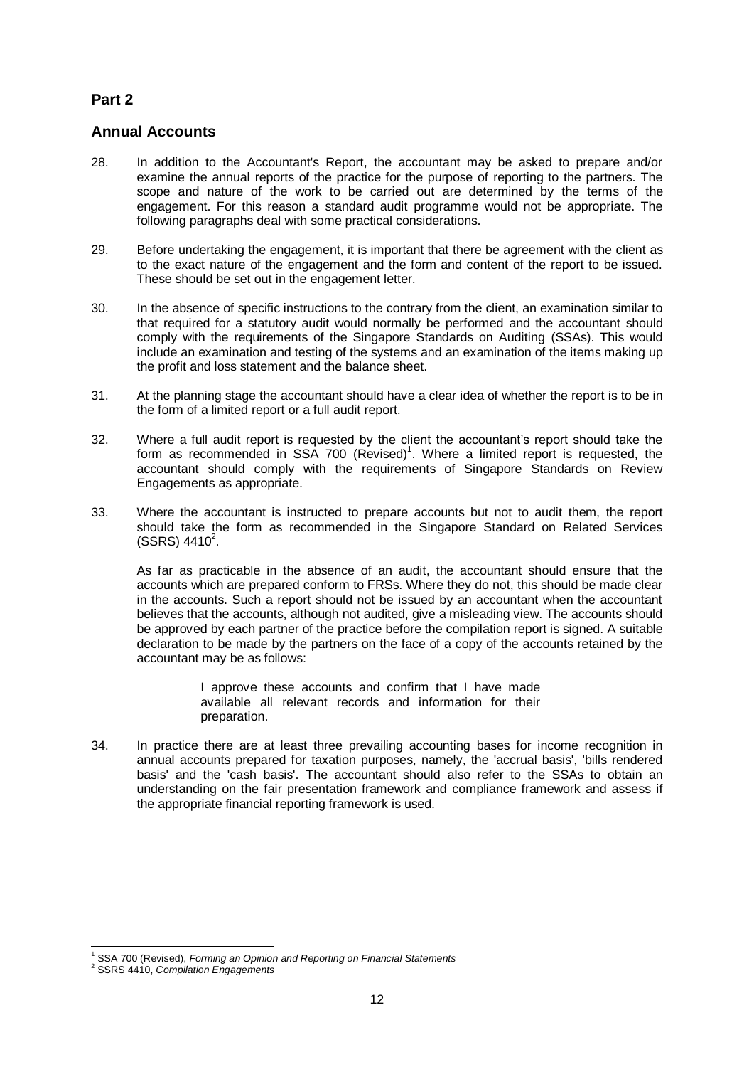## Part 2

## Annual Accounts

28. In addition to the Accountant's Report, the accountant may be asked to prepare and/or examine the annual reports of the practice for the purpose of reporting to the partners. The scope and nature of the work to be carried out are determined by the terms of the engagement. For this reason a standard audit programme would not be appropriate. The following paragraphs deal with some practical considerations.

29. Before undertaking the engagement, it is important that there be agreement with the client as to the exact nature of the engagement and the form and content of the report to be issued. These should be set out in the engagement letter.

30. In the absence of specific instructions to the contrary from the client, an examination similar to that required for a statutory audit would normally be performed and the accountant should comply with the requirements of the Singapore Standards on Auditing (SSAs). This would include an examination and testing of the systems and an examination of the items making up the profit and loss statement and the balance sheet.

31. At the planning stage the accountant should have a clear idea of whether the report is to be in the form of a limited report or a full audit report.

32. Where a full audit report is requested by the client the accountant's report should take the form as recommended in SSA 700 (Revised)[1]. Where a limited report is requested, the accountant should comply with the requirements of Singapore Standards on Review Engagements as appropriate.

33. Where the accountant is instructed to prepare accounts but not to audit them, the report should take the form as recommended in the Singapore Standard on Related Services (SSRS) 4410[2].

    As far as practicable in the absence of an audit, the accountant should ensure that the accounts which are prepared conform to FRSs. Where they do not, this should be made clear in the accounts. Such a report should not be issued by an accountant when the accountant believes that the accounts, although not audited, give a misleading view. The accounts should be approved by each partner of the practice before the compilation report is signed. A suitable declaration to be made by the partners on the face of a copy of the accounts retained by the accountant may be as follows:

    > I approve these accounts and confirm that I have made available all relevant records and information for their preparation.

34. In practice there are at least three prevailing accounting bases for income recognition in annual accounts prepared for taxation purposes, namely, the 'accrual basis', 'bills rendered basis' and the 'cash basis'. The accountant should also refer to the SSAs to obtain an understanding on the fair presentation framework and compliance framework and assess if the appropriate financial reporting framework is used.

---

[1] SSA 700 (Revised), *Forming an Opinion and Reporting on Financial Statements*

[2] SSRS 4410, *Compilation Engagements*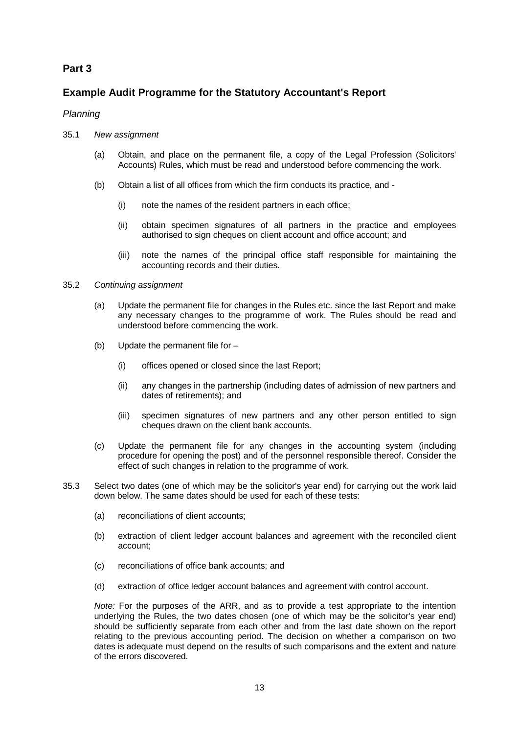## Part 3

## Example Audit Programme for the Statutory Accountant's Report

*Planning*

35.1 *New assignment*

(a) Obtain, and place on the permanent file, a copy of the Legal Profession (Solicitors' Accounts) Rules, which must be read and understood before commencing the work.

(b) Obtain a list of all offices from which the firm conducts its practice, and -

(i) note the names of the resident partners in each office;

(ii) obtain specimen signatures of all partners in the practice and employees authorised to sign cheques on client account and office account; and

(iii) note the names of the principal office staff responsible for maintaining the accounting records and their duties.

35.2 *Continuing assignment*

(a) Update the permanent file for changes in the Rules etc. since the last Report and make any necessary changes to the programme of work. The Rules should be read and understood before commencing the work.

(b) Update the permanent file for –

(i) offices opened or closed since the last Report;

(ii) any changes in the partnership (including dates of admission of new partners and dates of retirements); and

(iii) specimen signatures of new partners and any other person entitled to sign cheques drawn on the client bank accounts.

(c) Update the permanent file for any changes in the accounting system (including procedure for opening the post) and of the personnel responsible thereof. Consider the effect of such changes in relation to the programme of work.

35.3 Select two dates (one of which may be the solicitor's year end) for carrying out the work laid down below. The same dates should be used for each of these tests:

(a) reconciliations of client accounts;

(b) extraction of client ledger account balances and agreement with the reconciled client account;

(c) reconciliations of office bank accounts; and

(d) extraction of office ledger account balances and agreement with control account.

*Note:* For the purposes of the ARR, and as to provide a test appropriate to the intention underlying the Rules, the two dates chosen (one of which may be the solicitor's year end) should be sufficiently separate from each other and from the last date shown on the report relating to the previous accounting period. The decision on whether a comparison on two dates is adequate must depend on the results of such comparisons and the extent and nature of the errors discovered.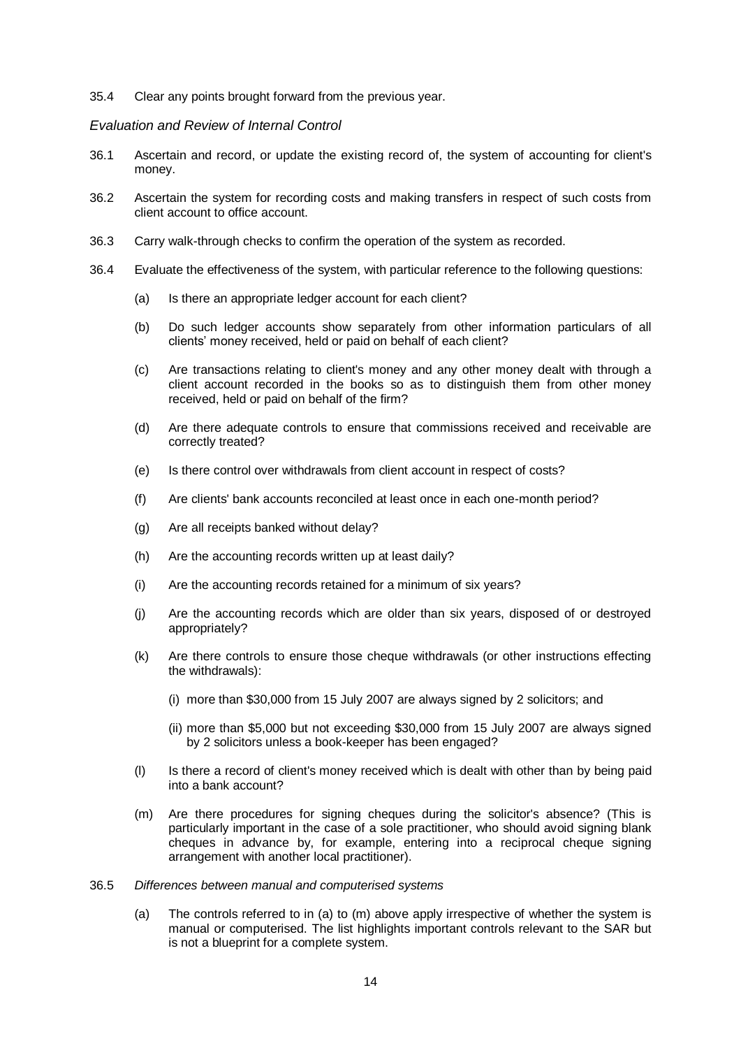35.4 Clear any points brought forward from the previous year.

*Evaluation and Review of Internal Control*

36.1 Ascertain and record, or update the existing record of, the system of accounting for client's money.

36.2 Ascertain the system for recording costs and making transfers in respect of such costs from client account to office account.

36.3 Carry walk-through checks to confirm the operation of the system as recorded.

36.4 Evaluate the effectiveness of the system, with particular reference to the following questions:

(a) Is there an appropriate ledger account for each client?

(b) Do such ledger accounts show separately from other information particulars of all clients' money received, held or paid on behalf of each client?

(c) Are transactions relating to client's money and any other money dealt with through a client account recorded in the books so as to distinguish them from other money received, held or paid on behalf of the firm?

(d) Are there adequate controls to ensure that commissions received and receivable are correctly treated?

(e) Is there control over withdrawals from client account in respect of costs?

(f) Are clients' bank accounts reconciled at least once in each one-month period?

(g) Are all receipts banked without delay?

(h) Are the accounting records written up at least daily?

(i) Are the accounting records retained for a minimum of six years?

(j) Are the accounting records which are older than six years, disposed of or destroyed appropriately?

(k) Are there controls to ensure those cheque withdrawals (or other instructions effecting the withdrawals):

(i) more than $30,000 from 15 July 2007 are always signed by 2 solicitors; and

(ii) more than $5,000 but not exceeding $30,000 from 15 July 2007 are always signed by 2 solicitors unless a book-keeper has been engaged?

(l) Is there a record of client's money received which is dealt with other than by being paid into a bank account?

(m) Are there procedures for signing cheques during the solicitor's absence? (This is particularly important in the case of a sole practitioner, who should avoid signing blank cheques in advance by, for example, entering into a reciprocal cheque signing arrangement with another local practitioner).

36.5 *Differences between manual and computerised systems*

(a) The controls referred to in (a) to (m) above apply irrespective of whether the system is manual or computerised. The list highlights important controls relevant to the SAR but is not a blueprint for a complete system.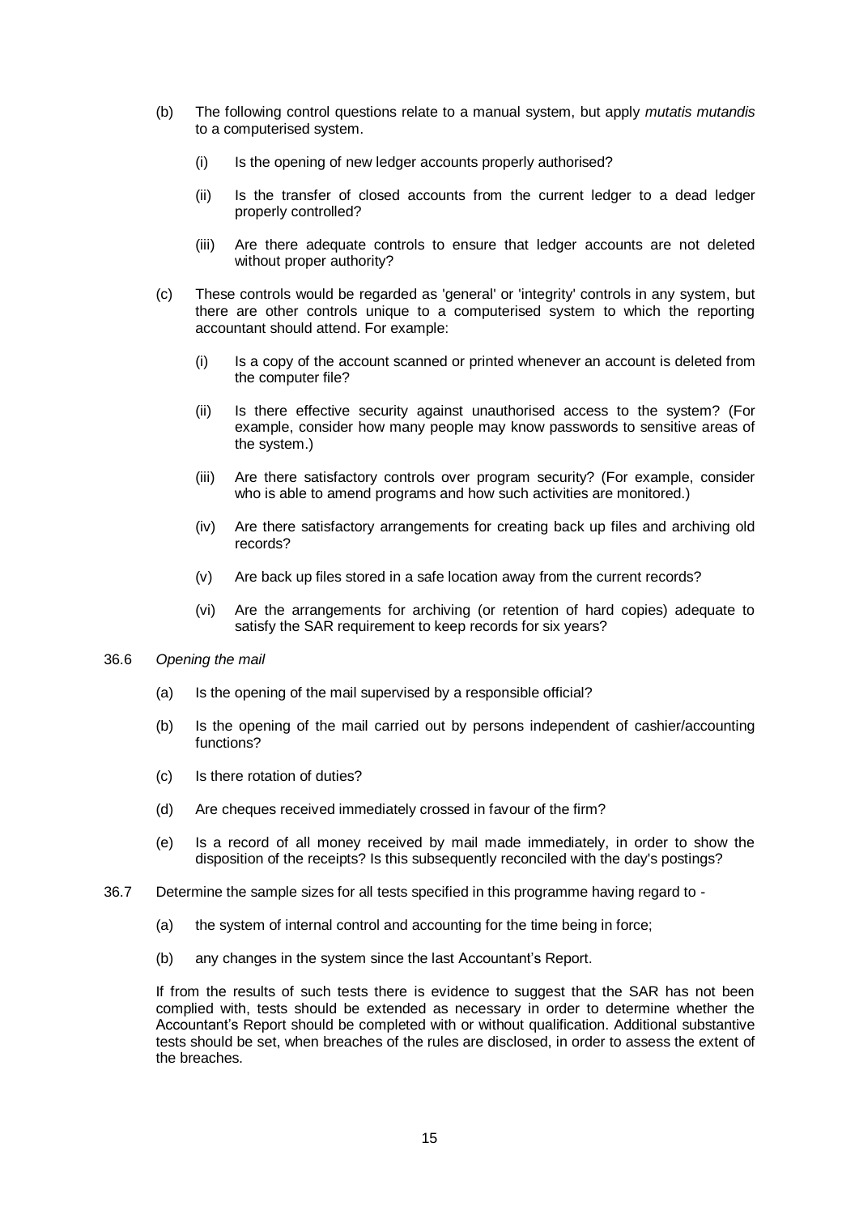(b) The following control questions relate to a manual system, but apply *mutatis mutandis* to a computerised system.

   (i) Is the opening of new ledger accounts properly authorised?

   (ii) Is the transfer of closed accounts from the current ledger to a dead ledger properly controlled?

   (iii) Are there adequate controls to ensure that ledger accounts are not deleted without proper authority?

(c) These controls would be regarded as 'general' or 'integrity' controls in any system, but there are other controls unique to a computerised system to which the reporting accountant should attend. For example:

   (i) Is a copy of the account scanned or printed whenever an account is deleted from the computer file?

   (ii) Is there effective security against unauthorised access to the system? (For example, consider how many people may know passwords to sensitive areas of the system.)

   (iii) Are there satisfactory controls over program security? (For example, consider who is able to amend programs and how such activities are monitored.)

   (iv) Are there satisfactory arrangements for creating back up files and archiving old records?

   (v) Are back up files stored in a safe location away from the current records?

   (vi) Are the arrangements for archiving (or retention of hard copies) adequate to satisfy the SAR requirement to keep records for six years?

36.6 *Opening the mail*

(a) Is the opening of the mail supervised by a responsible official?

(b) Is the opening of the mail carried out by persons independent of cashier/accounting functions?

(c) Is there rotation of duties?

(d) Are cheques received immediately crossed in favour of the firm?

(e) Is a record of all money received by mail made immediately, in order to show the disposition of the receipts? Is this subsequently reconciled with the day's postings?

36.7 Determine the sample sizes for all tests specified in this programme having regard to -

(a) the system of internal control and accounting for the time being in force;

(b) any changes in the system since the last Accountant's Report.

If from the results of such tests there is evidence to suggest that the SAR has not been complied with, tests should be extended as necessary in order to determine whether the Accountant's Report should be completed with or without qualification. Additional substantive tests should be set, when breaches of the rules are disclosed, in order to assess the extent of the breaches.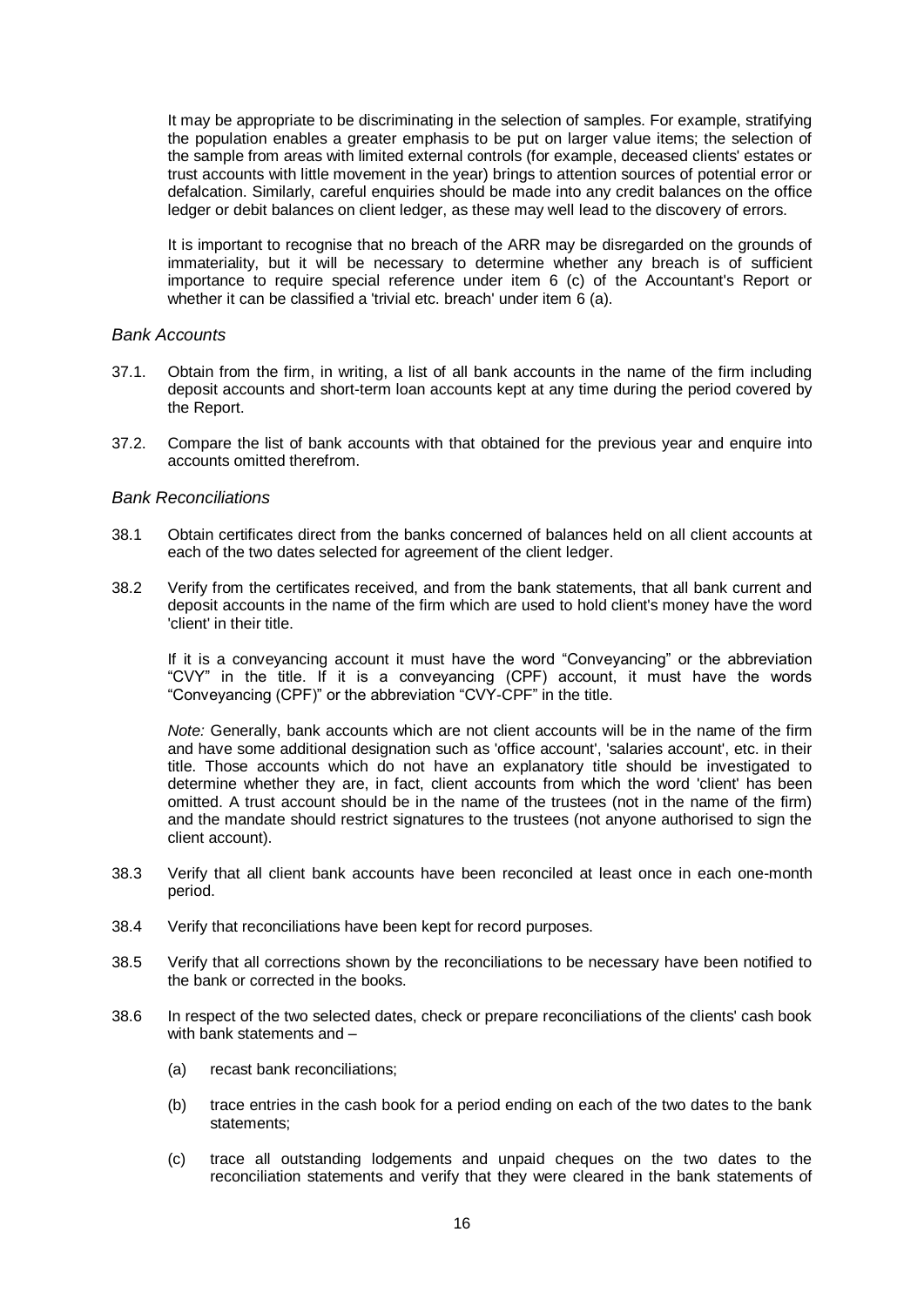It may be appropriate to be discriminating in the selection of samples. For example, stratifying the population enables a greater emphasis to be put on larger value items; the selection of the sample from areas with limited external controls (for example, deceased clients' estates or trust accounts with little movement in the year) brings to attention sources of potential error or defalcation. Similarly, careful enquiries should be made into any credit balances on the office ledger or debit balances on client ledger, as these may well lead to the discovery of errors.

It is important to recognise that no breach of the ARR may be disregarded on the grounds of immateriality, but it will be necessary to determine whether any breach is of sufficient importance to require special reference under item 6 (c) of the Accountant's Report or whether it can be classified a 'trivial etc. breach' under item 6 (a).

### *Bank Accounts*

37.1. Obtain from the firm, in writing, a list of all bank accounts in the name of the firm including deposit accounts and short-term loan accounts kept at any time during the period covered by the Report.

37.2. Compare the list of bank accounts with that obtained for the previous year and enquire into accounts omitted therefrom.

### *Bank Reconciliations*

38.1 Obtain certificates direct from the banks concerned of balances held on all client accounts at each of the two dates selected for agreement of the client ledger.

38.2 Verify from the certificates received, and from the bank statements, that all bank current and deposit accounts in the name of the firm which are used to hold client's money have the word 'client' in their title.

If it is a conveyancing account it must have the word "Conveyancing" or the abbreviation "CVY" in the title. If it is a conveyancing (CPF) account, it must have the words "Conveyancing (CPF)" or the abbreviation "CVY-CPF" in the title.

*Note:* Generally, bank accounts which are not client accounts will be in the name of the firm and have some additional designation such as 'office account', 'salaries account', etc. in their title. Those accounts which do not have an explanatory title should be investigated to determine whether they are, in fact, client accounts from which the word 'client' has been omitted. A trust account should be in the name of the trustees (not in the name of the firm) and the mandate should restrict signatures to the trustees (not anyone authorised to sign the client account).

38.3 Verify that all client bank accounts have been reconciled at least once in each one-month period.

38.4 Verify that reconciliations have been kept for record purposes.

38.5 Verify that all corrections shown by the reconciliations to be necessary have been notified to the bank or corrected in the books.

38.6 In respect of the two selected dates, check or prepare reconciliations of the clients' cash book with bank statements and –

(a) recast bank reconciliations;

(b) trace entries in the cash book for a period ending on each of the two dates to the bank statements;

(c) trace all outstanding lodgements and unpaid cheques on the two dates to the reconciliation statements and verify that they were cleared in the bank statements of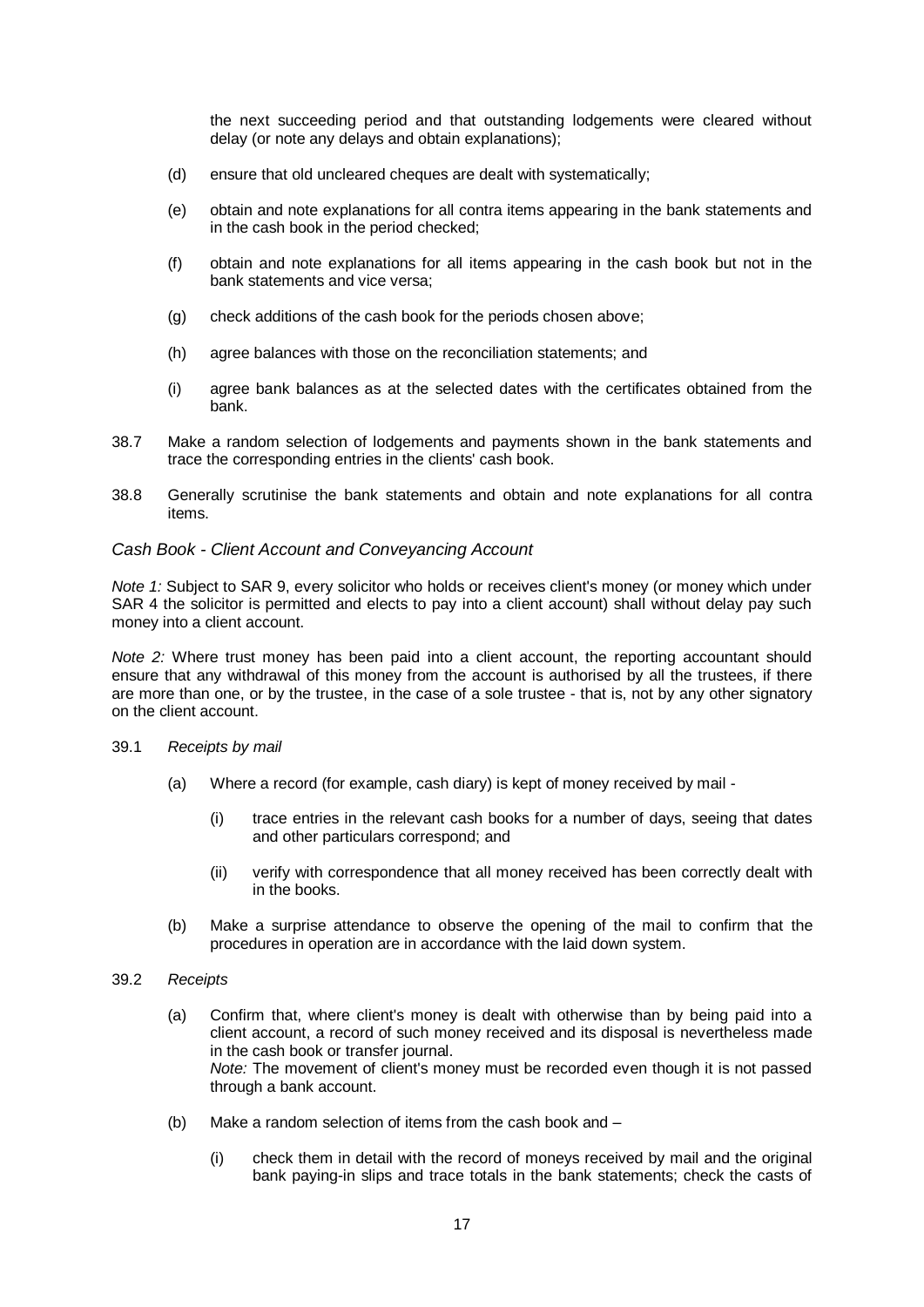the next succeeding period and that outstanding lodgements were cleared without delay (or note any delays and obtain explanations);

(d) ensure that old uncleared cheques are dealt with systematically;

(e) obtain and note explanations for all contra items appearing in the bank statements and in the cash book in the period checked;

(f) obtain and note explanations for all items appearing in the cash book but not in the bank statements and vice versa;

(g) check additions of the cash book for the periods chosen above;

(h) agree balances with those on the reconciliation statements; and

(i) agree bank balances as at the selected dates with the certificates obtained from the bank.

38.7 Make a random selection of lodgements and payments shown in the bank statements and trace the corresponding entries in the clients' cash book.

38.8 Generally scrutinise the bank statements and obtain and note explanations for all contra items.

### *Cash Book - Client Account and Conveyancing Account*

*Note 1:* Subject to SAR 9, every solicitor who holds or receives client's money (or money which under SAR 4 the solicitor is permitted and elects to pay into a client account) shall without delay pay such money into a client account.

*Note 2:* Where trust money has been paid into a client account, the reporting accountant should ensure that any withdrawal of this money from the account is authorised by all the trustees, if there are more than one, or by the trustee, in the case of a sole trustee - that is, not by any other signatory on the client account.

39.1 *Receipts by mail*

(a) Where a record (for example, cash diary) is kept of money received by mail -

(i) trace entries in the relevant cash books for a number of days, seeing that dates and other particulars correspond; and

(ii) verify with correspondence that all money received has been correctly dealt with in the books.

(b) Make a surprise attendance to observe the opening of the mail to confirm that the procedures in operation are in accordance with the laid down system.

39.2 *Receipts*

(a) Confirm that, where client's money is dealt with otherwise than by being paid into a client account, a record of such money received and its disposal is nevertheless made in the cash book or transfer journal.
*Note:* The movement of client's money must be recorded even though it is not passed through a bank account.

(b) Make a random selection of items from the cash book and –

(i) check them in detail with the record of moneys received by mail and the original bank paying-in slips and trace totals in the bank statements; check the casts of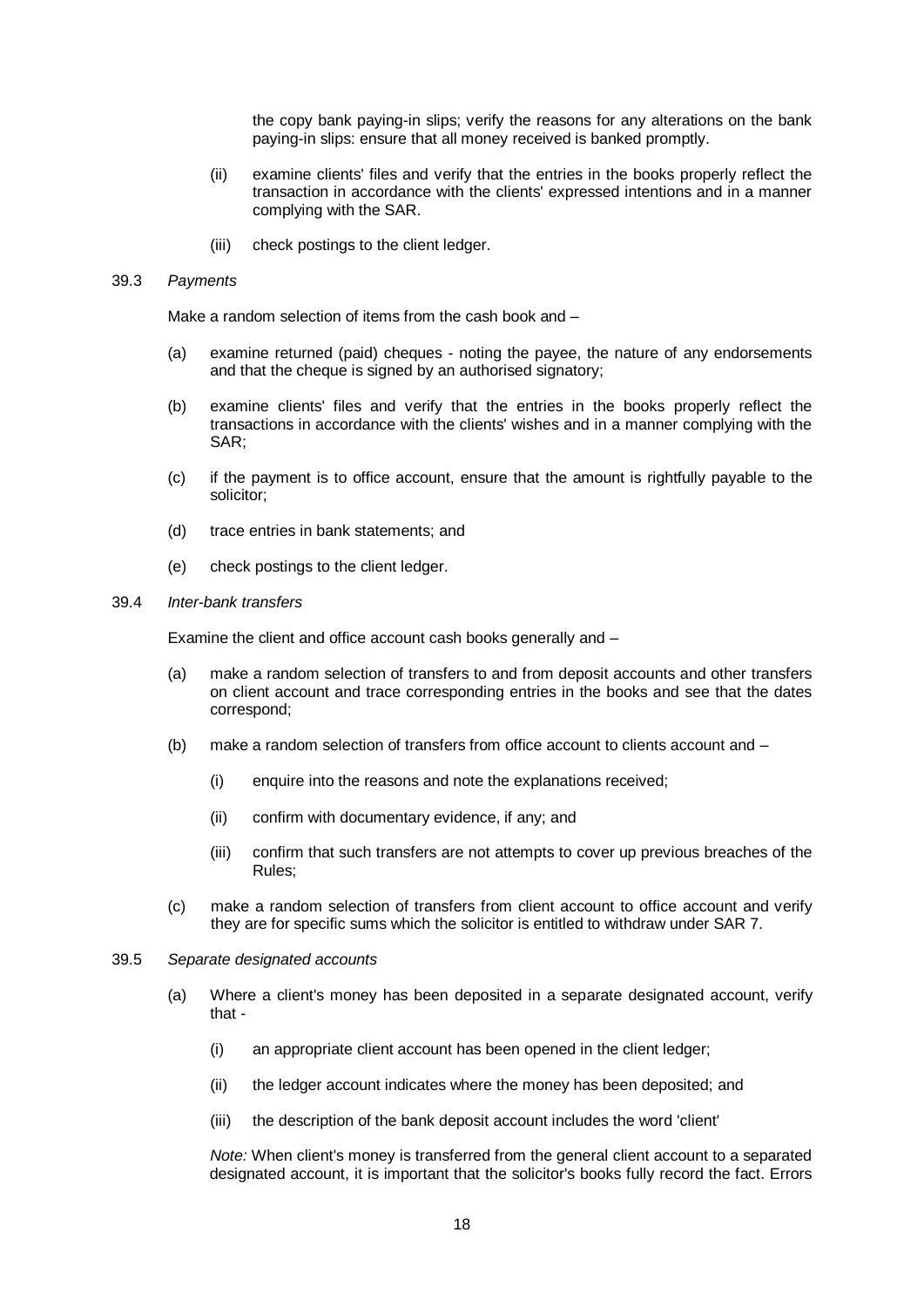the copy bank paying-in slips; verify the reasons for any alterations on the bank paying-in slips: ensure that all money received is banked promptly.

(ii) examine clients' files and verify that the entries in the books properly reflect the transaction in accordance with the clients' expressed intentions and in a manner complying with the SAR.

(iii) check postings to the client ledger.

39.3 *Payments*

Make a random selection of items from the cash book and –

(a) examine returned (paid) cheques - noting the payee, the nature of any endorsements and that the cheque is signed by an authorised signatory;

(b) examine clients' files and verify that the entries in the books properly reflect the transactions in accordance with the clients' wishes and in a manner complying with the SAR;

(c) if the payment is to office account, ensure that the amount is rightfully payable to the solicitor;

(d) trace entries in bank statements; and

(e) check postings to the client ledger.

39.4 *Inter-bank transfers*

Examine the client and office account cash books generally and –

(a) make a random selection of transfers to and from deposit accounts and other transfers on client account and trace corresponding entries in the books and see that the dates correspond;

(b) make a random selection of transfers from office account to clients account and –

(i) enquire into the reasons and note the explanations received;

(ii) confirm with documentary evidence, if any; and

(iii) confirm that such transfers are not attempts to cover up previous breaches of the Rules;

(c) make a random selection of transfers from client account to office account and verify they are for specific sums which the solicitor is entitled to withdraw under SAR 7.

39.5 *Separate designated accounts*

(a) Where a client's money has been deposited in a separate designated account, verify that -

(i) an appropriate client account has been opened in the client ledger;

(ii) the ledger account indicates where the money has been deposited; and

(iii) the description of the bank deposit account includes the word 'client'

*Note:* When client's money is transferred from the general client account to a separated designated account, it is important that the solicitor's books fully record the fact. Errors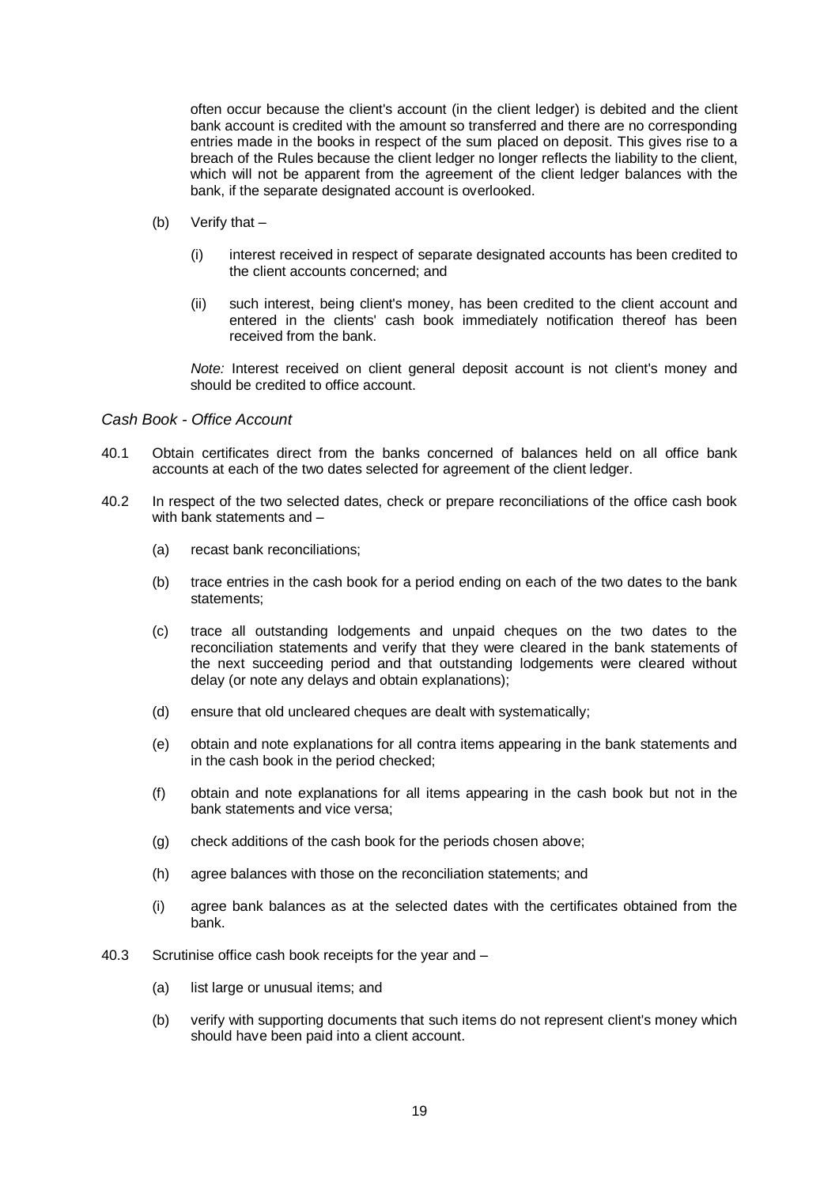often occur because the client's account (in the client ledger) is debited and the client bank account is credited with the amount so transferred and there are no corresponding entries made in the books in respect of the sum placed on deposit. This gives rise to a breach of the Rules because the client ledger no longer reflects the liability to the client, which will not be apparent from the agreement of the client ledger balances with the bank, if the separate designated account is overlooked.

(b) Verify that –

(i) interest received in respect of separate designated accounts has been credited to the client accounts concerned; and

(ii) such interest, being client's money, has been credited to the client account and entered in the clients' cash book immediately notification thereof has been received from the bank.

*Note:* Interest received on client general deposit account is not client's money and should be credited to office account.

*Cash Book - Office Account*

40.1 Obtain certificates direct from the banks concerned of balances held on all office bank accounts at each of the two dates selected for agreement of the client ledger.

40.2 In respect of the two selected dates, check or prepare reconciliations of the office cash book with bank statements and –

(a) recast bank reconciliations;

(b) trace entries in the cash book for a period ending on each of the two dates to the bank statements;

(c) trace all outstanding lodgements and unpaid cheques on the two dates to the reconciliation statements and verify that they were cleared in the bank statements of the next succeeding period and that outstanding lodgements were cleared without delay (or note any delays and obtain explanations);

(d) ensure that old uncleared cheques are dealt with systematically;

(e) obtain and note explanations for all contra items appearing in the bank statements and in the cash book in the period checked;

(f) obtain and note explanations for all items appearing in the cash book but not in the bank statements and vice versa;

(g) check additions of the cash book for the periods chosen above;

(h) agree balances with those on the reconciliation statements; and

(i) agree bank balances as at the selected dates with the certificates obtained from the bank.

40.3 Scrutinise office cash book receipts for the year and –

(a) list large or unusual items; and

(b) verify with supporting documents that such items do not represent client's money which should have been paid into a client account.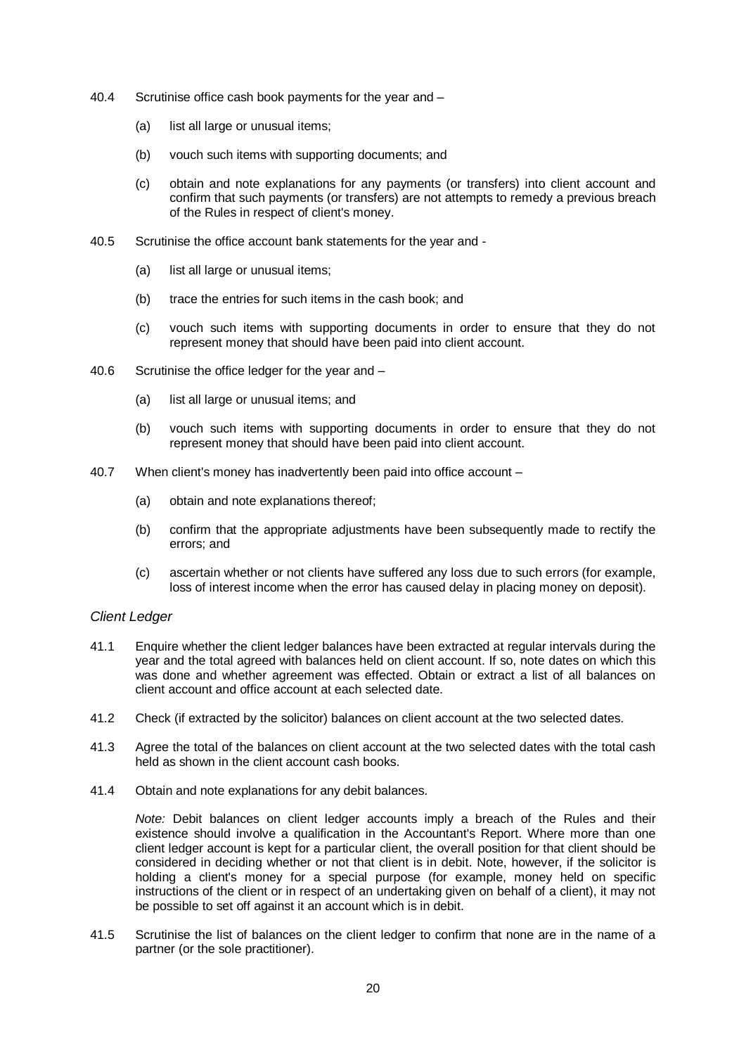40.4 Scrutinise office cash book payments for the year and –

 (a) list all large or unusual items;

 (b) vouch such items with supporting documents; and

 (c) obtain and note explanations for any payments (or transfers) into client account and confirm that such payments (or transfers) are not attempts to remedy a previous breach of the Rules in respect of client's money.

40.5 Scrutinise the office account bank statements for the year and -

 (a) list all large or unusual items;

 (b) trace the entries for such items in the cash book; and

 (c) vouch such items with supporting documents in order to ensure that they do not represent money that should have been paid into client account.

40.6 Scrutinise the office ledger for the year and –

 (a) list all large or unusual items; and

 (b) vouch such items with supporting documents in order to ensure that they do not represent money that should have been paid into client account.

40.7 When client's money has inadvertently been paid into office account –

 (a) obtain and note explanations thereof;

 (b) confirm that the appropriate adjustments have been subsequently made to rectify the errors; and

 (c) ascertain whether or not clients have suffered any loss due to such errors (for example, loss of interest income when the error has caused delay in placing money on deposit).

*Client Ledger*

41.1 Enquire whether the client ledger balances have been extracted at regular intervals during the year and the total agreed with balances held on client account. If so, note dates on which this was done and whether agreement was effected. Obtain or extract a list of all balances on client account and office account at each selected date.

41.2 Check (if extracted by the solicitor) balances on client account at the two selected dates.

41.3 Agree the total of the balances on client account at the two selected dates with the total cash held as shown in the client account cash books.

41.4 Obtain and note explanations for any debit balances.

 *Note:* Debit balances on client ledger accounts imply a breach of the Rules and their existence should involve a qualification in the Accountant's Report. Where more than one client ledger account is kept for a particular client, the overall position for that client should be considered in deciding whether or not that client is in debit. Note, however, if the solicitor is holding a client's money for a special purpose (for example, money held on specific instructions of the client or in respect of an undertaking given on behalf of a client), it may not be possible to set off against it an account which is in debit.

41.5 Scrutinise the list of balances on the client ledger to confirm that none are in the name of a partner (or the sole practitioner).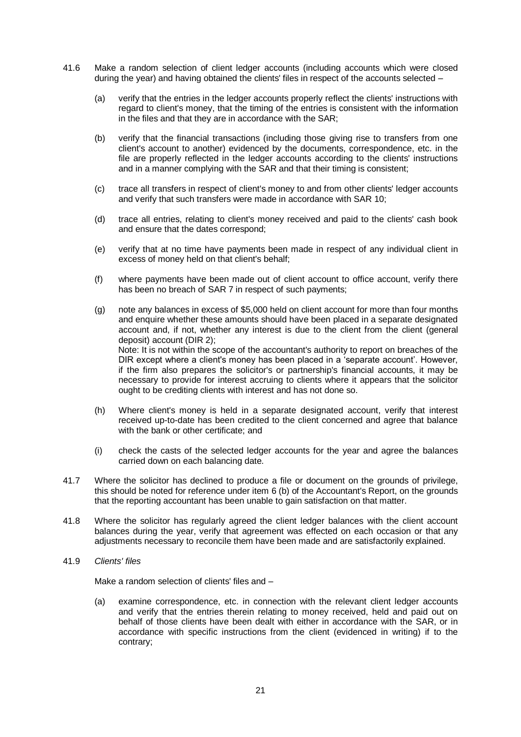41.6 Make a random selection of client ledger accounts (including accounts which were closed during the year) and having obtained the clients' files in respect of the accounts selected –

   (a) verify that the entries in the ledger accounts properly reflect the clients' instructions with regard to client's money, that the timing of the entries is consistent with the information in the files and that they are in accordance with the SAR;

   (b) verify that the financial transactions (including those giving rise to transfers from one client's account to another) evidenced by the documents, correspondence, etc. in the file are properly reflected in the ledger accounts according to the clients' instructions and in a manner complying with the SAR and that their timing is consistent;

   (c) trace all transfers in respect of client's money to and from other clients' ledger accounts and verify that such transfers were made in accordance with SAR 10;

   (d) trace all entries, relating to client's money received and paid to the clients' cash book and ensure that the dates correspond;

   (e) verify that at no time have payments been made in respect of any individual client in excess of money held on that client's behalf;

   (f) where payments have been made out of client account to office account, verify there has been no breach of SAR 7 in respect of such payments;

   (g) note any balances in excess of $5,000 held on client account for more than four months and enquire whether these amounts should have been placed in a separate designated account and, if not, whether any interest is due to the client from the client (general deposit) account (DIR 2);
   Note: It is not within the scope of the accountant's authority to report on breaches of the DIR except where a client's money has been placed in a 'separate account'. However, if the firm also prepares the solicitor's or partnership's financial accounts, it may be necessary to provide for interest accruing to clients where it appears that the solicitor ought to be crediting clients with interest and has not done so.

   (h) Where client's money is held in a separate designated account, verify that interest received up-to-date has been credited to the client concerned and agree that balance with the bank or other certificate; and

   (i) check the casts of the selected ledger accounts for the year and agree the balances carried down on each balancing date.

41.7 Where the solicitor has declined to produce a file or document on the grounds of privilege, this should be noted for reference under item 6 (b) of the Accountant's Report, on the grounds that the reporting accountant has been unable to gain satisfaction on that matter.

41.8 Where the solicitor has regularly agreed the client ledger balances with the client account balances during the year, verify that agreement was effected on each occasion or that any adjustments necessary to reconcile them have been made and are satisfactorily explained.

41.9 *Clients' files*

   Make a random selection of clients' files and –

   (a) examine correspondence, etc. in connection with the relevant client ledger accounts and verify that the entries therein relating to money received, held and paid out on behalf of those clients have been dealt with either in accordance with the SAR, or in accordance with specific instructions from the client (evidenced in writing) if to the contrary;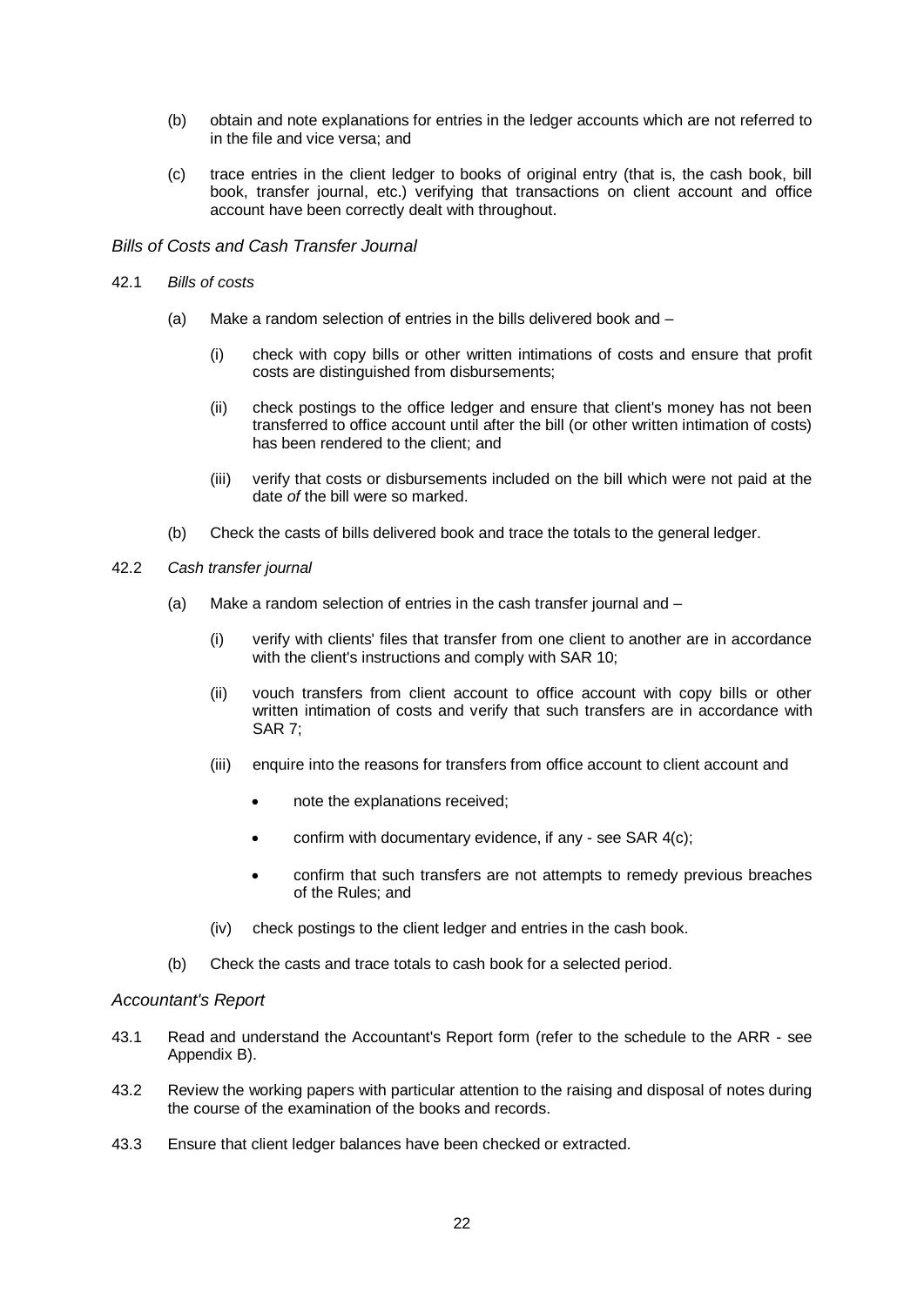(b) obtain and note explanations for entries in the ledger accounts which are not referred to in the file and vice versa; and

(c) trace entries in the client ledger to books of original entry (that is, the cash book, bill book, transfer journal, etc.) verifying that transactions on client account and office account have been correctly dealt with throughout.

*Bills of Costs and Cash Transfer Journal*

42.1 *Bills of costs*

(a) Make a random selection of entries in the bills delivered book and –

(i) check with copy bills or other written intimations of costs and ensure that profit costs are distinguished from disbursements;

(ii) check postings to the office ledger and ensure that client's money has not been transferred to office account until after the bill (or other written intimation of costs) has been rendered to the client; and

(iii) verify that costs or disbursements included on the bill which were not paid at the date *of* the bill were so marked.

(b) Check the casts of bills delivered book and trace the totals to the general ledger.

42.2 *Cash transfer journal*

(a) Make a random selection of entries in the cash transfer journal and –

(i) verify with clients' files that transfer from one client to another are in accordance with the client's instructions and comply with SAR 10;

(ii) vouch transfers from client account to office account with copy bills or other written intimation of costs and verify that such transfers are in accordance with SAR 7;

(iii) enquire into the reasons for transfers from office account to client account and

- note the explanations received;
- confirm with documentary evidence, if any - see SAR 4(c);
- confirm that such transfers are not attempts to remedy previous breaches of the Rules; and

(iv) check postings to the client ledger and entries in the cash book.

(b) Check the casts and trace totals to cash book for a selected period.

*Accountant's Report*

43.1 Read and understand the Accountant's Report form (refer to the schedule to the ARR - see Appendix B).

43.2 Review the working papers with particular attention to the raising and disposal of notes during the course of the examination of the books and records.

43.3 Ensure that client ledger balances have been checked or extracted.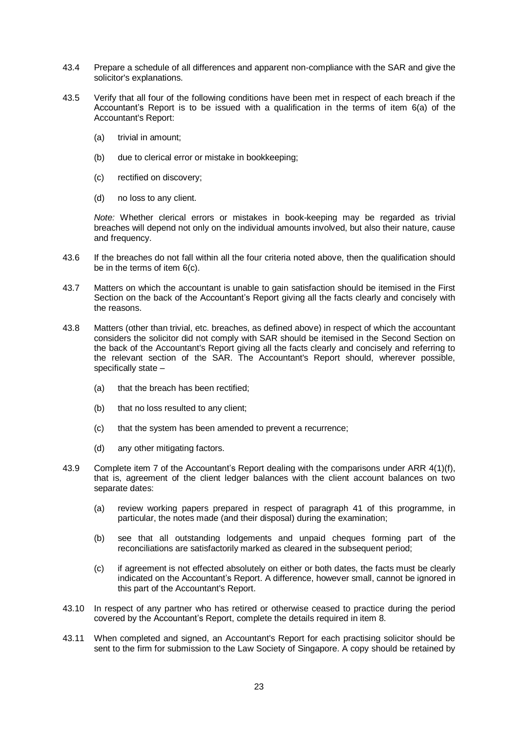43.4 Prepare a schedule of all differences and apparent non-compliance with the SAR and give the solicitor's explanations.

43.5 Verify that all four of the following conditions have been met in respect of each breach if the Accountant's Report is to be issued with a qualification in the terms of item 6(a) of the Accountant's Report:

(a) trivial in amount;

(b) due to clerical error or mistake in bookkeeping;

(c) rectified on discovery;

(d) no loss to any client.

*Note:* Whether clerical errors or mistakes in book-keeping may be regarded as trivial breaches will depend not only on the individual amounts involved, but also their nature, cause and frequency.

43.6 If the breaches do not fall within all the four criteria noted above, then the qualification should be in the terms of item 6(c).

43.7 Matters on which the accountant is unable to gain satisfaction should be itemised in the First Section on the back of the Accountant's Report giving all the facts clearly and concisely with the reasons.

43.8 Matters (other than trivial, etc. breaches, as defined above) in respect of which the accountant considers the solicitor did not comply with SAR should be itemised in the Second Section on the back of the Accountant's Report giving all the facts clearly and concisely and referring to the relevant section of the SAR. The Accountant's Report should, wherever possible, specifically state –

(a) that the breach has been rectified;

(b) that no loss resulted to any client;

(c) that the system has been amended to prevent a recurrence;

(d) any other mitigating factors.

43.9 Complete item 7 of the Accountant's Report dealing with the comparisons under ARR 4(1)(f), that is, agreement of the client ledger balances with the client account balances on two separate dates:

(a) review working papers prepared in respect of paragraph 41 of this programme, in particular, the notes made (and their disposal) during the examination;

(b) see that all outstanding lodgements and unpaid cheques forming part of the reconciliations are satisfactorily marked as cleared in the subsequent period;

(c) if agreement is not effected absolutely on either or both dates, the facts must be clearly indicated on the Accountant's Report. A difference, however small, cannot be ignored in this part of the Accountant's Report.

43.10 In respect of any partner who has retired or otherwise ceased to practice during the period covered by the Accountant's Report, complete the details required in item 8.

43.11 When completed and signed, an Accountant's Report for each practising solicitor should be sent to the firm for submission to the Law Society of Singapore. A copy should be retained by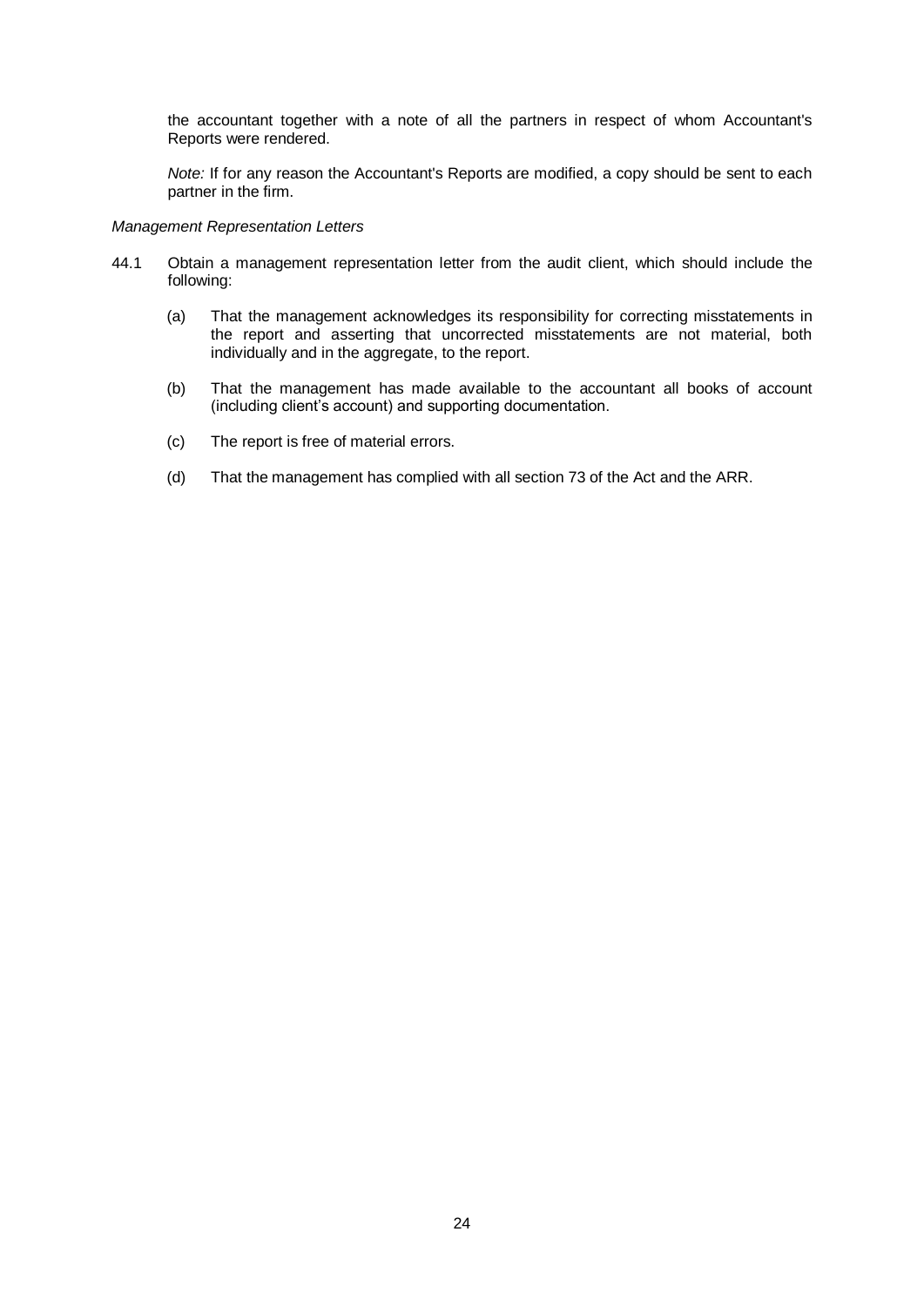the accountant together with a note of all the partners in respect of whom Accountant's Reports were rendered.

*Note:* If for any reason the Accountant's Reports are modified, a copy should be sent to each partner in the firm.

*Management Representation Letters*

44.1 Obtain a management representation letter from the audit client, which should include the following:

(a) That the management acknowledges its responsibility for correcting misstatements in the report and asserting that uncorrected misstatements are not material, both individually and in the aggregate, to the report.

(b) That the management has made available to the accountant all books of account (including client's account) and supporting documentation.

(c) The report is free of material errors.

(d) That the management has complied with all section 73 of the Act and the ARR.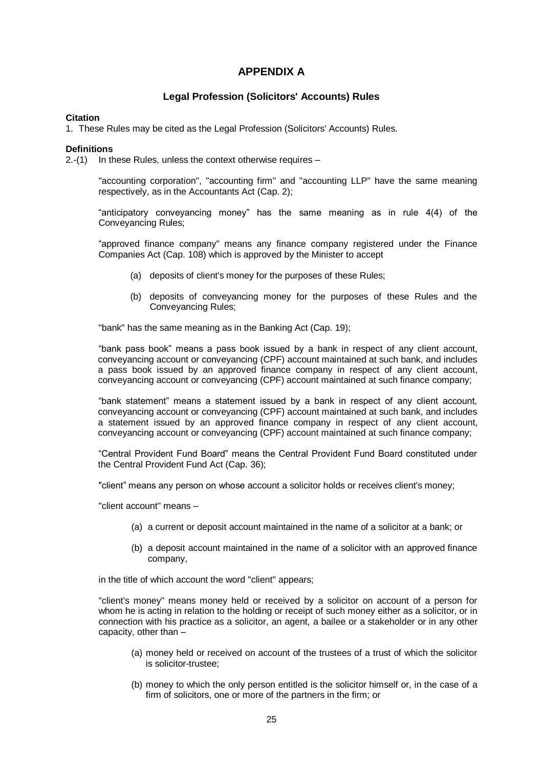# APPENDIX A

## Legal Profession (Solicitors' Accounts) Rules

**Citation**

1. These Rules may be cited as the Legal Profession (Solicitors' Accounts) Rules.

**Definitions**

2.-(1) In these Rules, unless the context otherwise requires –

"accounting corporation", "accounting firm" and "accounting LLP" have the same meaning respectively, as in the Accountants Act (Cap. 2);

"anticipatory conveyancing money" has the same meaning as in rule 4(4) of the Conveyancing Rules;

"approved finance company" means any finance company registered under the Finance Companies Act (Cap. 108) which is approved by the Minister to accept

- (a) deposits of client's money for the purposes of these Rules;
- (b) deposits of conveyancing money for the purposes of these Rules and the Conveyancing Rules;

"bank" has the same meaning as in the Banking Act (Cap. 19);

"bank pass book" means a pass book issued by a bank in respect of any client account, conveyancing account or conveyancing (CPF) account maintained at such bank, and includes a pass book issued by an approved finance company in respect of any client account, conveyancing account or conveyancing (CPF) account maintained at such finance company;

"bank statement" means a statement issued by a bank in respect of any client account, conveyancing account or conveyancing (CPF) account maintained at such bank, and includes a statement issued by an approved finance company in respect of any client account, conveyancing account or conveyancing (CPF) account maintained at such finance company;

"Central Provident Fund Board" means the Central Provident Fund Board constituted under the Central Provident Fund Act (Cap. 36);

"client" means any person on whose account a solicitor holds or receives client's money;

"client account" means –

- (a) a current or deposit account maintained in the name of a solicitor at a bank; or
- (b) a deposit account maintained in the name of a solicitor with an approved finance company,

in the title of which account the word "client" appears;

"client's money" means money held or received by a solicitor on account of a person for whom he is acting in relation to the holding or receipt of such money either as a solicitor, or in connection with his practice as a solicitor, an agent, a bailee or a stakeholder or in any other capacity, other than –

- (a) money held or received on account of the trustees of a trust of which the solicitor is solicitor-trustee;
- (b) money to which the only person entitled is the solicitor himself or, in the case of a firm of solicitors, one or more of the partners in the firm; or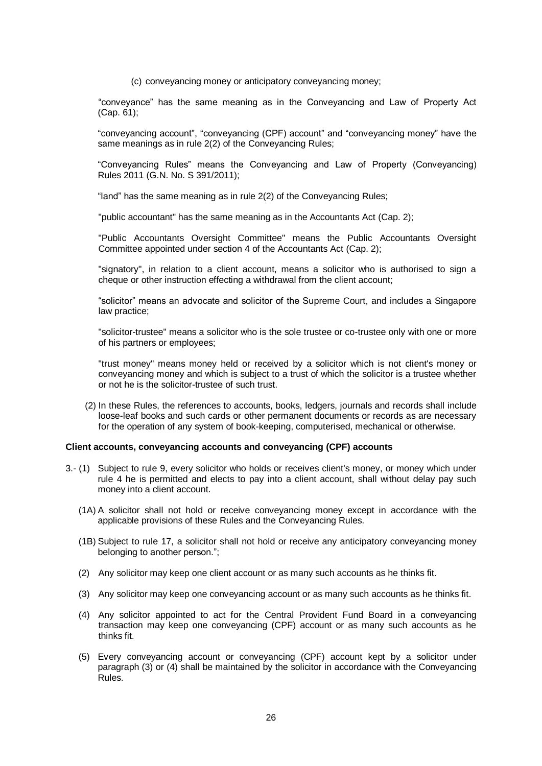(c) conveyancing money or anticipatory conveyancing money;

“conveyance” has the same meaning as in the Conveyancing and Law of Property Act (Cap. 61);

“conveyancing account”, “conveyancing (CPF) account” and “conveyancing money” have the same meanings as in rule 2(2) of the Conveyancing Rules;

“Conveyancing Rules” means the Conveyancing and Law of Property (Conveyancing) Rules 2011 (G.N. No. S 391/2011);

“land” has the same meaning as in rule 2(2) of the Conveyancing Rules;

"public accountant" has the same meaning as in the Accountants Act (Cap. 2);

"Public Accountants Oversight Committee" means the Public Accountants Oversight Committee appointed under section 4 of the Accountants Act (Cap. 2);

"signatory", in relation to a client account, means a solicitor who is authorised to sign a cheque or other instruction effecting a withdrawal from the client account;

“solicitor” means an advocate and solicitor of the Supreme Court, and includes a Singapore law practice;

"solicitor-trustee" means a solicitor who is the sole trustee or co-trustee only with one or more of his partners or employees;

"trust money" means money held or received by a solicitor which is not client's money or conveyancing money and which is subject to a trust of which the solicitor is a trustee whether or not he is the solicitor-trustee of such trust.

(2) In these Rules, the references to accounts, books, ledgers, journals and records shall include loose-leaf books and such cards or other permanent documents or records as are necessary for the operation of any system of book-keeping, computerised, mechanical or otherwise.

**Client accounts, conveyancing accounts and conveyancing (CPF) accounts**

3.- (1) Subject to rule 9, every solicitor who holds or receives client's money, or money which under rule 4 he is permitted and elects to pay into a client account, shall without delay pay such money into a client account.

(1A) A solicitor shall not hold or receive conveyancing money except in accordance with the applicable provisions of these Rules and the Conveyancing Rules.

(1B) Subject to rule 17, a solicitor shall not hold or receive any anticipatory conveyancing money belonging to another person.”;

(2) Any solicitor may keep one client account or as many such accounts as he thinks fit.

(3) Any solicitor may keep one conveyancing account or as many such accounts as he thinks fit.

(4) Any solicitor appointed to act for the Central Provident Fund Board in a conveyancing transaction may keep one conveyancing (CPF) account or as many such accounts as he thinks fit.

(5) Every conveyancing account or conveyancing (CPF) account kept by a solicitor under paragraph (3) or (4) shall be maintained by the solicitor in accordance with the Conveyancing Rules.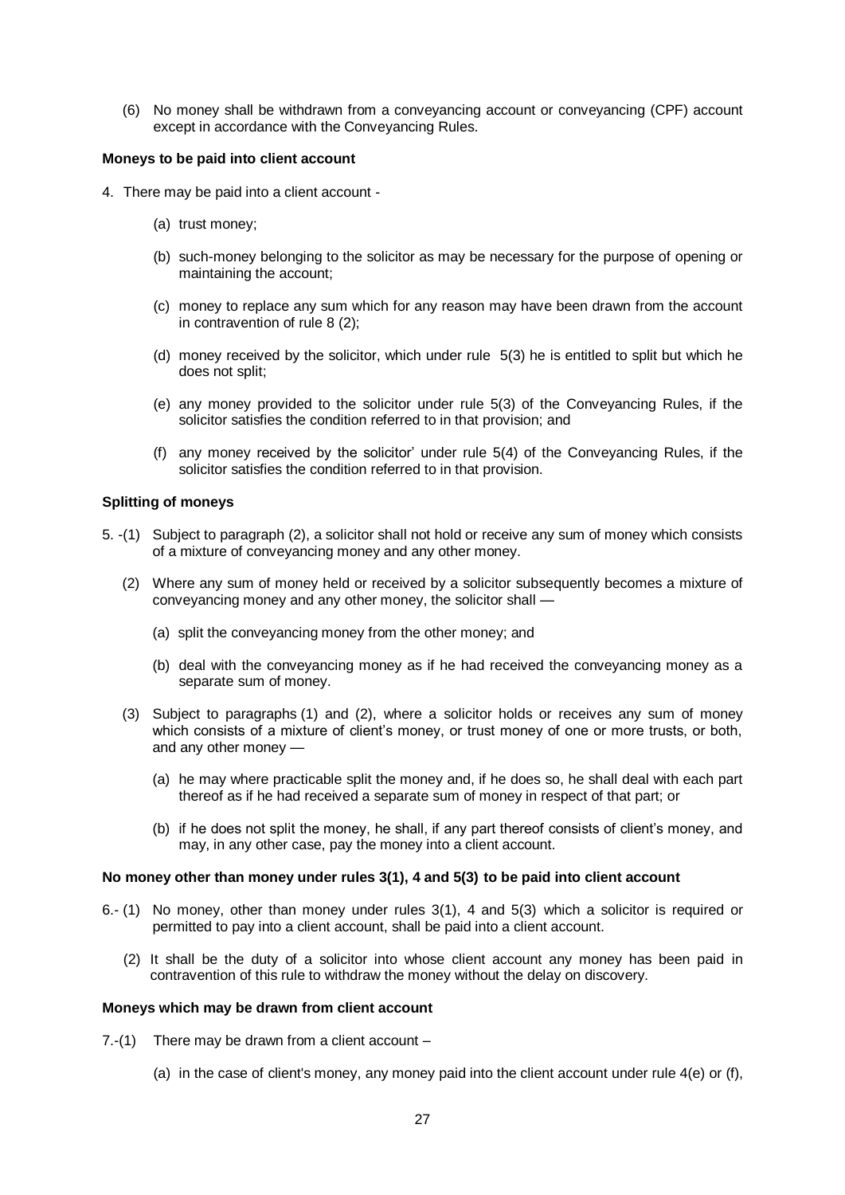(6) No money shall be withdrawn from a conveyancing account or conveyancing (CPF) account except in accordance with the Conveyancing Rules.

**Moneys to be paid into client account**

4. There may be paid into a client account -

   (a) trust money;

   (b) such-money belonging to the solicitor as may be necessary for the purpose of opening or maintaining the account;

   (c) money to replace any sum which for any reason may have been drawn from the account in contravention of rule 8 (2);

   (d) money received by the solicitor, which under rule 5(3) he is entitled to split but which he does not split;

   (e) any money provided to the solicitor under rule 5(3) of the Conveyancing Rules, if the solicitor satisfies the condition referred to in that provision; and

   (f) any money received by the solicitor' under rule 5(4) of the Conveyancing Rules, if the solicitor satisfies the condition referred to in that provision.

**Splitting of moneys**

5. -(1) Subject to paragraph (2), a solicitor shall not hold or receive any sum of money which consists of a mixture of conveyancing money and any other money.

   (2) Where any sum of money held or received by a solicitor subsequently becomes a mixture of conveyancing money and any other money, the solicitor shall —

   (a) split the conveyancing money from the other money; and

   (b) deal with the conveyancing money as if he had received the conveyancing money as a separate sum of money.

   (3) Subject to paragraphs (1) and (2), where a solicitor holds or receives any sum of money which consists of a mixture of client's money, or trust money of one or more trusts, or both, and any other money —

   (a) he may where practicable split the money and, if he does so, he shall deal with each part thereof as if he had received a separate sum of money in respect of that part; or

   (b) if he does not split the money, he shall, if any part thereof consists of client's money, and may, in any other case, pay the money into a client account.

**No money other than money under rules 3(1), 4 and 5(3) to be paid into client account**

6.- (1) No money, other than money under rules 3(1), 4 and 5(3) which a solicitor is required or permitted to pay into a client account, shall be paid into a client account.

   (2) It shall be the duty of a solicitor into whose client account any money has been paid in contravention of this rule to withdraw the money without the delay on discovery.

**Moneys which may be drawn from client account**

7.-(1) There may be drawn from a client account –

   (a) in the case of client's money, any money paid into the client account under rule 4(e) or (f),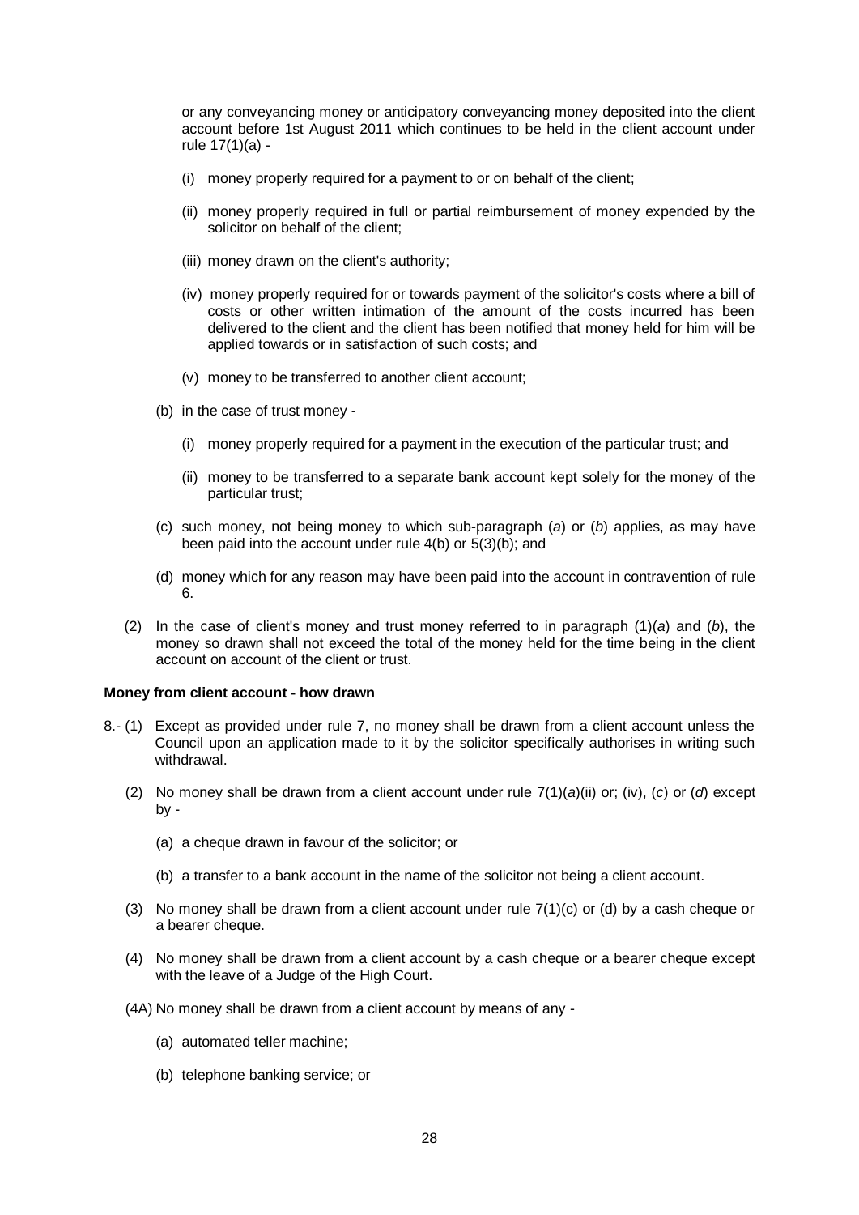or any conveyancing money or anticipatory conveyancing money deposited into the client account before 1st August 2011 which continues to be held in the client account under rule 17(1)(a) -

(i) money properly required for a payment to or on behalf of the client;

(ii) money properly required in full or partial reimbursement of money expended by the solicitor on behalf of the client;

(iii) money drawn on the client's authority;

(iv) money properly required for or towards payment of the solicitor's costs where a bill of costs or other written intimation of the amount of the costs incurred has been delivered to the client and the client has been notified that money held for him will be applied towards or in satisfaction of such costs; and

(v) money to be transferred to another client account;

(b) in the case of trust money -

(i) money properly required for a payment in the execution of the particular trust; and

(ii) money to be transferred to a separate bank account kept solely for the money of the particular trust;

(c) such money, not being money to which sub-paragraph (*a*) or (*b*) applies, as may have been paid into the account under rule 4(b) or 5(3)(b); and

(d) money which for any reason may have been paid into the account in contravention of rule 6.

(2) In the case of client's money and trust money referred to in paragraph (1)(*a*) and (*b*), the money so drawn shall not exceed the total of the money held for the time being in the client account on account of the client or trust.

**Money from client account - how drawn**

8.- (1) Except as provided under rule 7, no money shall be drawn from a client account unless the Council upon an application made to it by the solicitor specifically authorises in writing such withdrawal.

(2) No money shall be drawn from a client account under rule 7(1)(*a*)(ii) or; (iv), (*c*) or (*d*) except by -

(a) a cheque drawn in favour of the solicitor; or

(b) a transfer to a bank account in the name of the solicitor not being a client account.

(3) No money shall be drawn from a client account under rule 7(1)(c) or (d) by a cash cheque or a bearer cheque.

(4) No money shall be drawn from a client account by a cash cheque or a bearer cheque except with the leave of a Judge of the High Court.

(4A) No money shall be drawn from a client account by means of any -

(a) automated teller machine;

(b) telephone banking service; or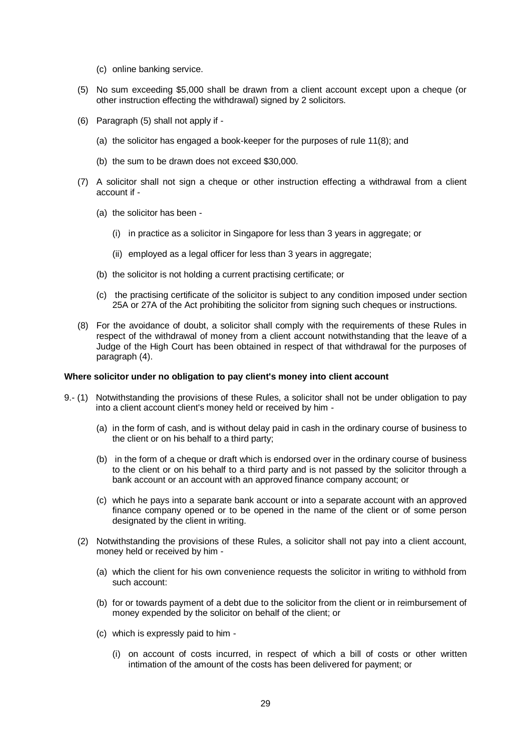(c) online banking service.

(5) No sum exceeding $5,000 shall be drawn from a client account except upon a cheque (or other instruction effecting the withdrawal) signed by 2 solicitors.

(6) Paragraph (5) shall not apply if -

(a) the solicitor has engaged a book-keeper for the purposes of rule 11(8); and

(b) the sum to be drawn does not exceed $30,000.

(7) A solicitor shall not sign a cheque or other instruction effecting a withdrawal from a client account if -

(a) the solicitor has been -

(i) in practice as a solicitor in Singapore for less than 3 years in aggregate; or

(ii) employed as a legal officer for less than 3 years in aggregate;

(b) the solicitor is not holding a current practising certificate; or

(c) the practising certificate of the solicitor is subject to any condition imposed under section 25A or 27A of the Act prohibiting the solicitor from signing such cheques or instructions.

(8) For the avoidance of doubt, a solicitor shall comply with the requirements of these Rules in respect of the withdrawal of money from a client account notwithstanding that the leave of a Judge of the High Court has been obtained in respect of that withdrawal for the purposes of paragraph (4).

**Where solicitor under no obligation to pay client's money into client account**

9.- (1) Notwithstanding the provisions of these Rules, a solicitor shall not be under obligation to pay into a client account client's money held or received by him -

(a) in the form of cash, and is without delay paid in cash in the ordinary course of business to the client or on his behalf to a third party;

(b) in the form of a cheque or draft which is endorsed over in the ordinary course of business to the client or on his behalf to a third party and is not passed by the solicitor through a bank account or an account with an approved finance company account; or

(c) which he pays into a separate bank account or into a separate account with an approved finance company opened or to be opened in the name of the client or of some person designated by the client in writing.

(2) Notwithstanding the provisions of these Rules, a solicitor shall not pay into a client account, money held or received by him -

(a) which the client for his own convenience requests the solicitor in writing to withhold from such account:

(b) for or towards payment of a debt due to the solicitor from the client or in reimbursement of money expended by the solicitor on behalf of the client; or

(c) which is expressly paid to him -

(i) on account of costs incurred, in respect of which a bill of costs or other written intimation of the amount of the costs has been delivered for payment; or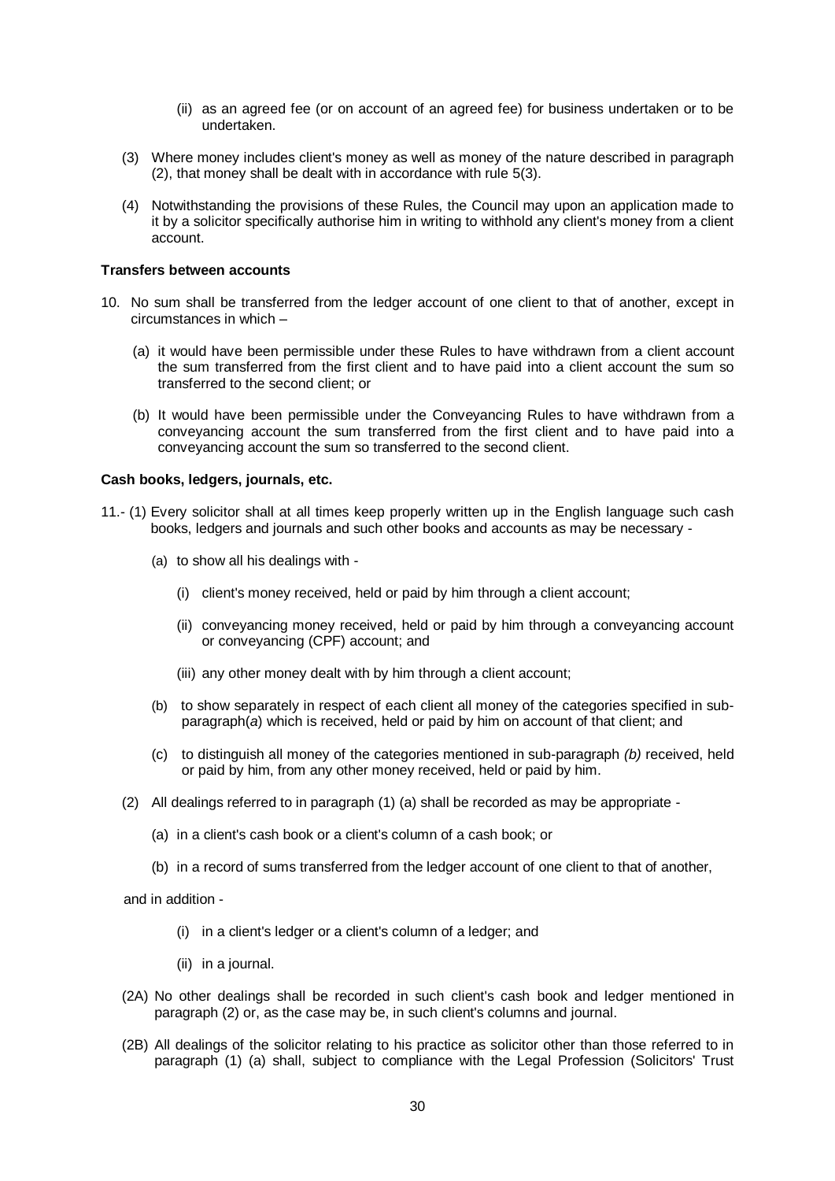(ii) as an agreed fee (or on account of an agreed fee) for business undertaken or to be undertaken.

(3) Where money includes client's money as well as money of the nature described in paragraph (2), that money shall be dealt with in accordance with rule 5(3).

(4) Notwithstanding the provisions of these Rules, the Council may upon an application made to it by a solicitor specifically authorise him in writing to withhold any client's money from a client account.

**Transfers between accounts**

10. No sum shall be transferred from the ledger account of one client to that of another, except in circumstances in which –

   (a) it would have been permissible under these Rules to have withdrawn from a client account the sum transferred from the first client and to have paid into a client account the sum so transferred to the second client; or

   (b) It would have been permissible under the Conveyancing Rules to have withdrawn from a conveyancing account the sum transferred from the first client and to have paid into a conveyancing account the sum so transferred to the second client.

**Cash books, ledgers, journals, etc.**

11.- (1) Every solicitor shall at all times keep properly written up in the English language such cash books, ledgers and journals and such other books and accounts as may be necessary -

   (a) to show all his dealings with -

      (i) client's money received, held or paid by him through a client account;

      (ii) conveyancing money received, held or paid by him through a conveyancing account or conveyancing (CPF) account; and

      (iii) any other money dealt with by him through a client account;

   (b) to show separately in respect of each client all money of the categories specified in sub-paragraph(*a*) which is received, held or paid by him on account of that client; and

   (c) to distinguish all money of the categories mentioned in sub-paragraph *(b)* received, held or paid by him, from any other money received, held or paid by him.

(2) All dealings referred to in paragraph (1) (a) shall be recorded as may be appropriate -

   (a) in a client's cash book or a client's column of a cash book; or

   (b) in a record of sums transferred from the ledger account of one client to that of another,

and in addition -

   (i) in a client's ledger or a client's column of a ledger; and

   (ii) in a journal.

(2A) No other dealings shall be recorded in such client's cash book and ledger mentioned in paragraph (2) or, as the case may be, in such client's columns and journal.

(2B) All dealings of the solicitor relating to his practice as solicitor other than those referred to in paragraph (1) (a) shall, subject to compliance with the Legal Profession (Solicitors' Trust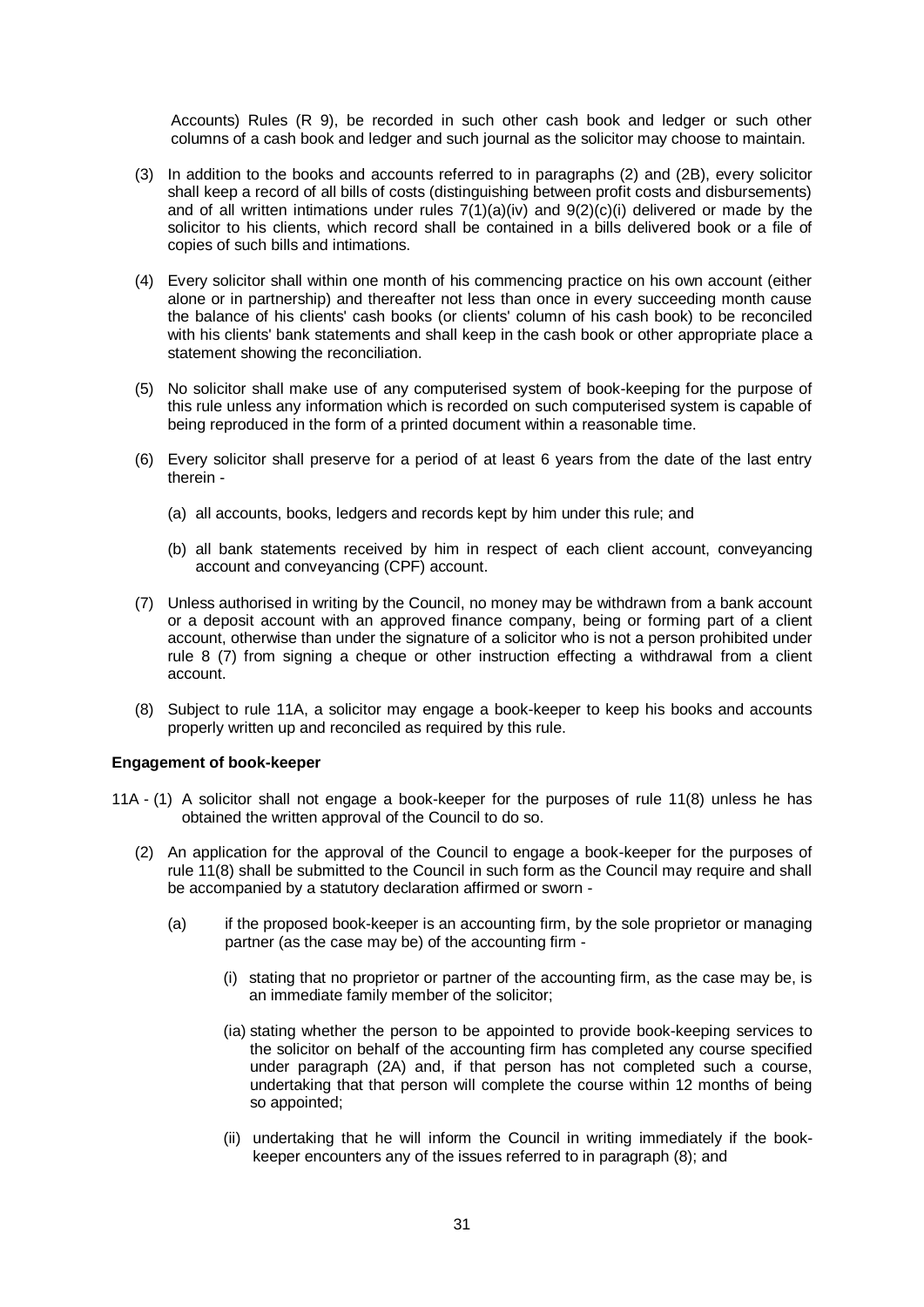Accounts) Rules (R 9), be recorded in such other cash book and ledger or such other columns of a cash book and ledger and such journal as the solicitor may choose to maintain.

(3) In addition to the books and accounts referred to in paragraphs (2) and (2B), every solicitor shall keep a record of all bills of costs (distinguishing between profit costs and disbursements) and of all written intimations under rules 7(1)(a)(iv) and 9(2)(c)(i) delivered or made by the solicitor to his clients, which record shall be contained in a bills delivered book or a file of copies of such bills and intimations.

(4) Every solicitor shall within one month of his commencing practice on his own account (either alone or in partnership) and thereafter not less than once in every succeeding month cause the balance of his clients' cash books (or clients' column of his cash book) to be reconciled with his clients' bank statements and shall keep in the cash book or other appropriate place a statement showing the reconciliation.

(5) No solicitor shall make use of any computerised system of book-keeping for the purpose of this rule unless any information which is recorded on such computerised system is capable of being reproduced in the form of a printed document within a reasonable time.

(6) Every solicitor shall preserve for a period of at least 6 years from the date of the last entry therein -

   (a) all accounts, books, ledgers and records kept by him under this rule; and

   (b) all bank statements received by him in respect of each client account, conveyancing account and conveyancing (CPF) account.

(7) Unless authorised in writing by the Council, no money may be withdrawn from a bank account or a deposit account with an approved finance company, being or forming part of a client account, otherwise than under the signature of a solicitor who is not a person prohibited under rule 8 (7) from signing a cheque or other instruction effecting a withdrawal from a client account.

(8) Subject to rule 11A, a solicitor may engage a book-keeper to keep his books and accounts properly written up and reconciled as required by this rule.

**Engagement of book-keeper**

11A - (1) A solicitor shall not engage a book-keeper for the purposes of rule 11(8) unless he has obtained the written approval of the Council to do so.

(2) An application for the approval of the Council to engage a book-keeper for the purposes of rule 11(8) shall be submitted to the Council in such form as the Council may require and shall be accompanied by a statutory declaration affirmed or sworn -

   (a) if the proposed book-keeper is an accounting firm, by the sole proprietor or managing partner (as the case may be) of the accounting firm -

      (i) stating that no proprietor or partner of the accounting firm, as the case may be, is an immediate family member of the solicitor;

      (ia) stating whether the person to be appointed to provide book-keeping services to the solicitor on behalf of the accounting firm has completed any course specified under paragraph (2A) and, if that person has not completed such a course, undertaking that that person will complete the course within 12 months of being so appointed;

      (ii) undertaking that he will inform the Council in writing immediately if the book-keeper encounters any of the issues referred to in paragraph (8); and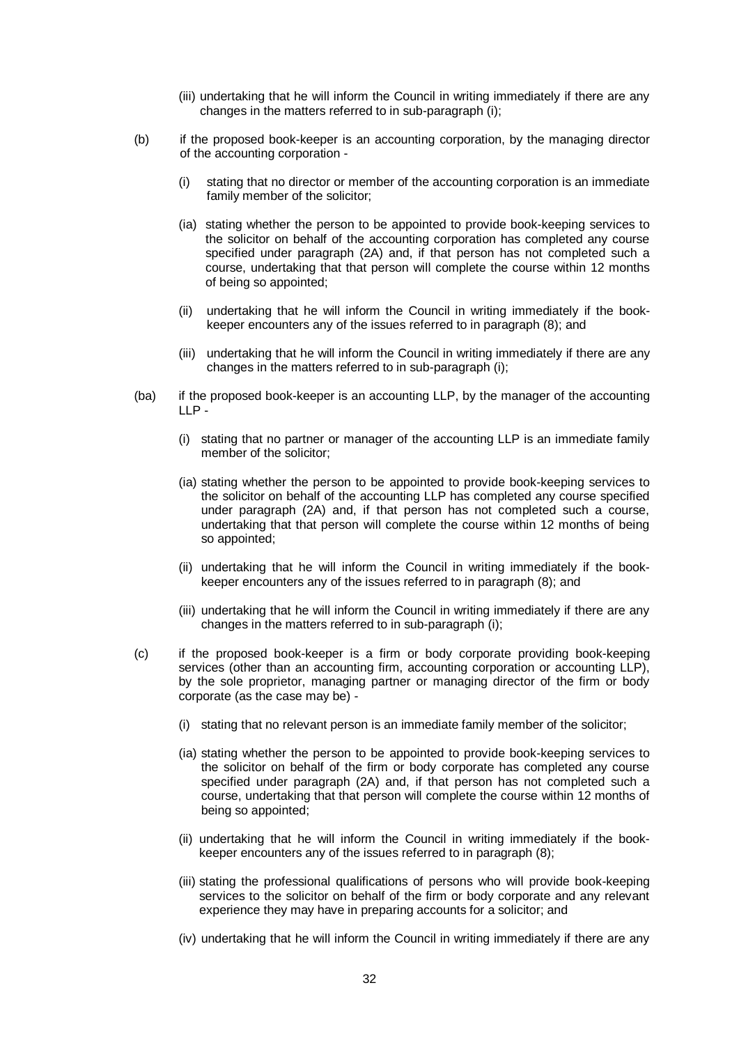(iii) undertaking that he will inform the Council in writing immediately if there are any changes in the matters referred to in sub-paragraph (i);

(b) if the proposed book-keeper is an accounting corporation, by the managing director of the accounting corporation -

(i) stating that no director or member of the accounting corporation is an immediate family member of the solicitor;

(ia) stating whether the person to be appointed to provide book-keeping services to the solicitor on behalf of the accounting corporation has completed any course specified under paragraph (2A) and, if that person has not completed such a course, undertaking that that person will complete the course within 12 months of being so appointed;

(ii) undertaking that he will inform the Council in writing immediately if the book-keeper encounters any of the issues referred to in paragraph (8); and

(iii) undertaking that he will inform the Council in writing immediately if there are any changes in the matters referred to in sub-paragraph (i);

(ba) if the proposed book-keeper is an accounting LLP, by the manager of the accounting LLP -

(i) stating that no partner or manager of the accounting LLP is an immediate family member of the solicitor;

(ia) stating whether the person to be appointed to provide book-keeping services to the solicitor on behalf of the accounting LLP has completed any course specified under paragraph (2A) and, if that person has not completed such a course, undertaking that that person will complete the course within 12 months of being so appointed;

(ii) undertaking that he will inform the Council in writing immediately if the book-keeper encounters any of the issues referred to in paragraph (8); and

(iii) undertaking that he will inform the Council in writing immediately if there are any changes in the matters referred to in sub-paragraph (i);

(c) if the proposed book-keeper is a firm or body corporate providing book-keeping services (other than an accounting firm, accounting corporation or accounting LLP), by the sole proprietor, managing partner or managing director of the firm or body corporate (as the case may be) -

(i) stating that no relevant person is an immediate family member of the solicitor;

(ia) stating whether the person to be appointed to provide book-keeping services to the solicitor on behalf of the firm or body corporate has completed any course specified under paragraph (2A) and, if that person has not completed such a course, undertaking that that person will complete the course within 12 months of being so appointed;

(ii) undertaking that he will inform the Council in writing immediately if the book-keeper encounters any of the issues referred to in paragraph (8);

(iii) stating the professional qualifications of persons who will provide book-keeping services to the solicitor on behalf of the firm or body corporate and any relevant experience they may have in preparing accounts for a solicitor; and

(iv) undertaking that he will inform the Council in writing immediately if there are any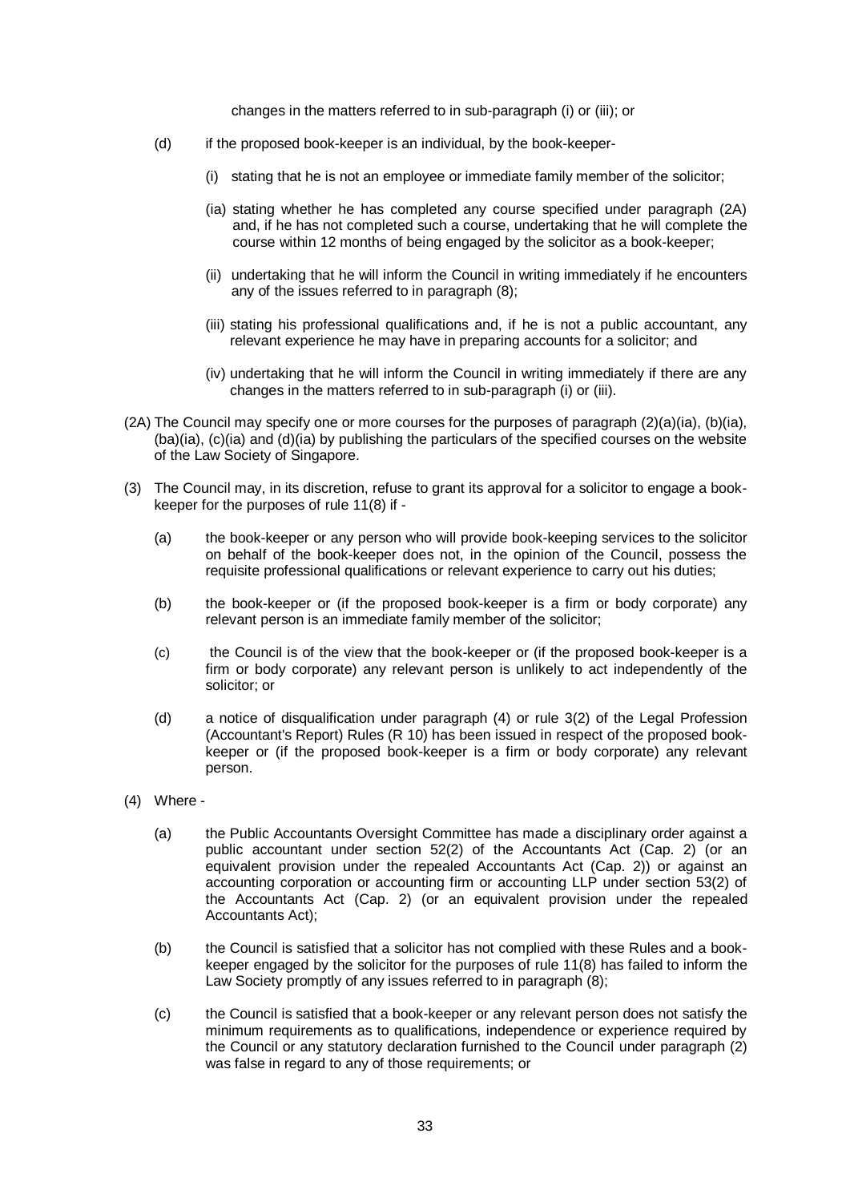changes in the matters referred to in sub-paragraph (i) or (iii); or

(d) if the proposed book-keeper is an individual, by the book-keeper-

(i) stating that he is not an employee or immediate family member of the solicitor;

(ia) stating whether he has completed any course specified under paragraph (2A) and, if he has not completed such a course, undertaking that he will complete the course within 12 months of being engaged by the solicitor as a book-keeper;

(ii) undertaking that he will inform the Council in writing immediately if he encounters any of the issues referred to in paragraph (8);

(iii) stating his professional qualifications and, if he is not a public accountant, any relevant experience he may have in preparing accounts for a solicitor; and

(iv) undertaking that he will inform the Council in writing immediately if there are any changes in the matters referred to in sub-paragraph (i) or (iii).

(2A) The Council may specify one or more courses for the purposes of paragraph (2)(a)(ia), (b)(ia), (ba)(ia), (c)(ia) and (d)(ia) by publishing the particulars of the specified courses on the website of the Law Society of Singapore.

(3) The Council may, in its discretion, refuse to grant its approval for a solicitor to engage a book-keeper for the purposes of rule 11(8) if -

(a) the book-keeper or any person who will provide book-keeping services to the solicitor on behalf of the book-keeper does not, in the opinion of the Council, possess the requisite professional qualifications or relevant experience to carry out his duties;

(b) the book-keeper or (if the proposed book-keeper is a firm or body corporate) any relevant person is an immediate family member of the solicitor;

(c) the Council is of the view that the book-keeper or (if the proposed book-keeper is a firm or body corporate) any relevant person is unlikely to act independently of the solicitor; or

(d) a notice of disqualification under paragraph (4) or rule 3(2) of the Legal Profession (Accountant's Report) Rules (R 10) has been issued in respect of the proposed book-keeper or (if the proposed book-keeper is a firm or body corporate) any relevant person.

(4) Where -

(a) the Public Accountants Oversight Committee has made a disciplinary order against a public accountant under section 52(2) of the Accountants Act (Cap. 2) (or an equivalent provision under the repealed Accountants Act (Cap. 2)) or against an accounting corporation or accounting firm or accounting LLP under section 53(2) of the Accountants Act (Cap. 2) (or an equivalent provision under the repealed Accountants Act);

(b) the Council is satisfied that a solicitor has not complied with these Rules and a book-keeper engaged by the solicitor for the purposes of rule 11(8) has failed to inform the Law Society promptly of any issues referred to in paragraph (8);

(c) the Council is satisfied that a book-keeper or any relevant person does not satisfy the minimum requirements as to qualifications, independence or experience required by the Council or any statutory declaration furnished to the Council under paragraph (2) was false in regard to any of those requirements; or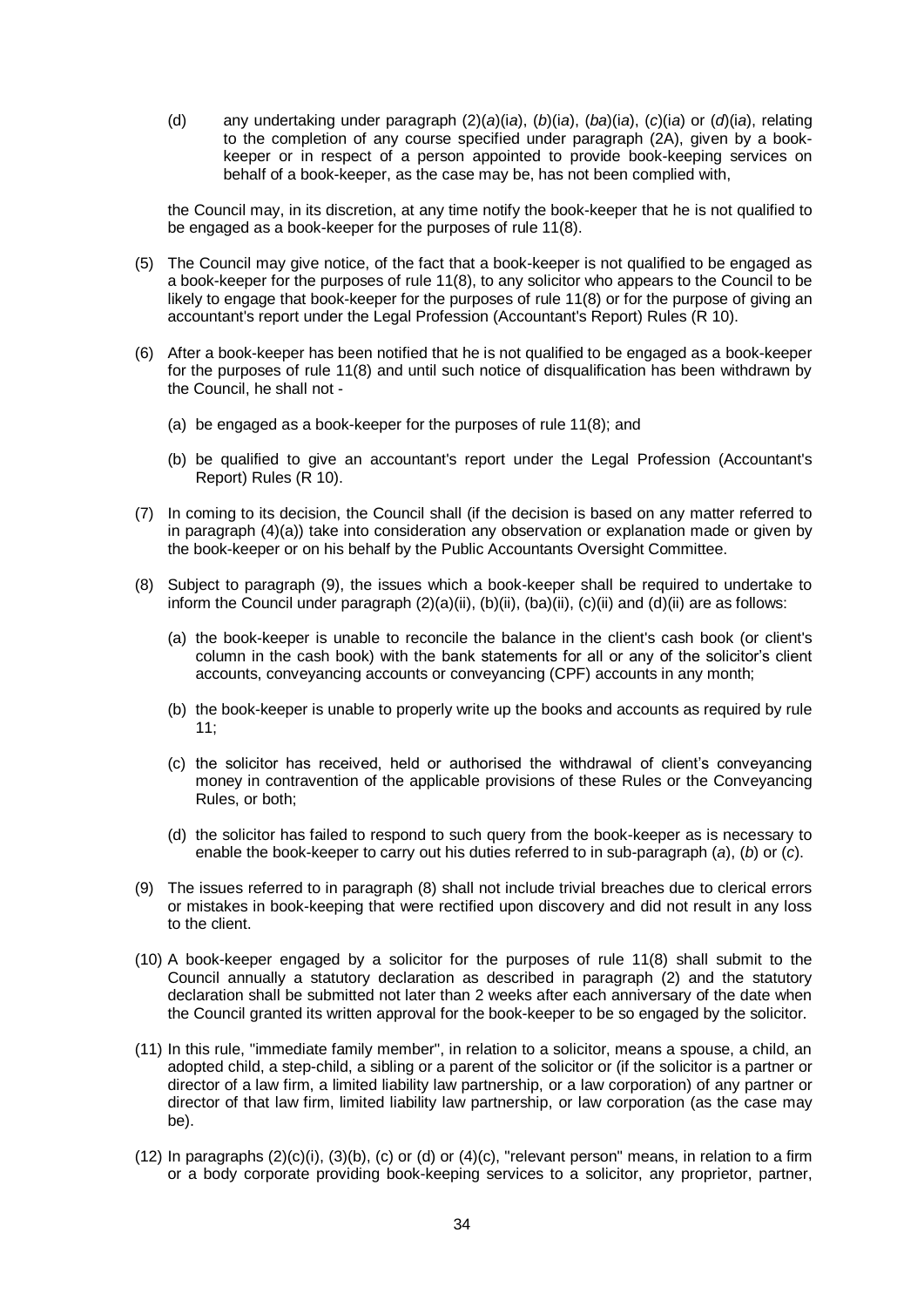(d) any undertaking under paragraph (2)(*a*)(i*a*), (*b*)(i*a*), (*ba*)(i*a*), (*c*)(i*a*) or (*d*)(i*a*), relating to the completion of any course specified under paragraph (2A), given by a book-keeper or in respect of a person appointed to provide book-keeping services on behalf of a book-keeper, as the case may be, has not been complied with,

the Council may, in its discretion, at any time notify the book-keeper that he is not qualified to be engaged as a book-keeper for the purposes of rule 11(8).

(5) The Council may give notice, of the fact that a book-keeper is not qualified to be engaged as a book-keeper for the purposes of rule 11(8), to any solicitor who appears to the Council to be likely to engage that book-keeper for the purposes of rule 11(8) or for the purpose of giving an accountant's report under the Legal Profession (Accountant's Report) Rules (R 10).

(6) After a book-keeper has been notified that he is not qualified to be engaged as a book-keeper for the purposes of rule 11(8) and until such notice of disqualification has been withdrawn by the Council, he shall not -

(a) be engaged as a book-keeper for the purposes of rule 11(8); and

(b) be qualified to give an accountant's report under the Legal Profession (Accountant's Report) Rules (R 10).

(7) In coming to its decision, the Council shall (if the decision is based on any matter referred to in paragraph (4)(a)) take into consideration any observation or explanation made or given by the book-keeper or on his behalf by the Public Accountants Oversight Committee.

(8) Subject to paragraph (9), the issues which a book-keeper shall be required to undertake to inform the Council under paragraph (2)(a)(ii), (b)(ii), (ba)(ii), (c)(ii) and (d)(ii) are as follows:

(a) the book-keeper is unable to reconcile the balance in the client's cash book (or client's column in the cash book) with the bank statements for all or any of the solicitor's client accounts, conveyancing accounts or conveyancing (CPF) accounts in any month;

(b) the book-keeper is unable to properly write up the books and accounts as required by rule 11;

(c) the solicitor has received, held or authorised the withdrawal of client's conveyancing money in contravention of the applicable provisions of these Rules or the Conveyancing Rules, or both;

(d) the solicitor has failed to respond to such query from the book-keeper as is necessary to enable the book-keeper to carry out his duties referred to in sub-paragraph (*a*), (*b*) or (*c*).

(9) The issues referred to in paragraph (8) shall not include trivial breaches due to clerical errors or mistakes in book-keeping that were rectified upon discovery and did not result in any loss to the client.

(10) A book-keeper engaged by a solicitor for the purposes of rule 11(8) shall submit to the Council annually a statutory declaration as described in paragraph (2) and the statutory declaration shall be submitted not later than 2 weeks after each anniversary of the date when the Council granted its written approval for the book-keeper to be so engaged by the solicitor.

(11) In this rule, "immediate family member", in relation to a solicitor, means a spouse, a child, an adopted child, a step-child, a sibling or a parent of the solicitor or (if the solicitor is a partner or director of a law firm, a limited liability law partnership, or a law corporation) of any partner or director of that law firm, limited liability law partnership, or law corporation (as the case may be).

(12) In paragraphs (2)(c)(i), (3)(b), (c) or (d) or (4)(c), "relevant person" means, in relation to a firm or a body corporate providing book-keeping services to a solicitor, any proprietor, partner,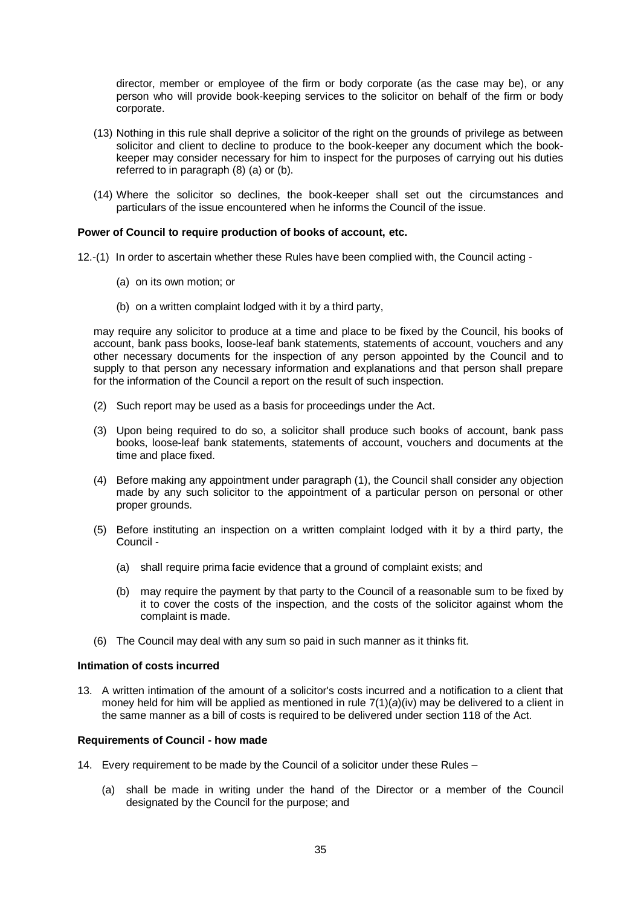director, member or employee of the firm or body corporate (as the case may be), or any person who will provide book-keeping services to the solicitor on behalf of the firm or body corporate.

(13) Nothing in this rule shall deprive a solicitor of the right on the grounds of privilege as between solicitor and client to decline to produce to the book-keeper any document which the book-keeper may consider necessary for him to inspect for the purposes of carrying out his duties referred to in paragraph (8) (a) or (b).

(14) Where the solicitor so declines, the book-keeper shall set out the circumstances and particulars of the issue encountered when he informs the Council of the issue.

**Power of Council to require production of books of account, etc.**

12.-(1) In order to ascertain whether these Rules have been complied with, the Council acting -

(a) on its own motion; or

(b) on a written complaint lodged with it by a third party,

may require any solicitor to produce at a time and place to be fixed by the Council, his books of account, bank pass books, loose-leaf bank statements, statements of account, vouchers and any other necessary documents for the inspection of any person appointed by the Council and to supply to that person any necessary information and explanations and that person shall prepare for the information of the Council a report on the result of such inspection.

(2) Such report may be used as a basis for proceedings under the Act.

(3) Upon being required to do so, a solicitor shall produce such books of account, bank pass books, loose-leaf bank statements, statements of account, vouchers and documents at the time and place fixed.

(4) Before making any appointment under paragraph (1), the Council shall consider any objection made by any such solicitor to the appointment of a particular person on personal or other proper grounds.

(5) Before instituting an inspection on a written complaint lodged with it by a third party, the Council -

(a) shall require prima facie evidence that a ground of complaint exists; and

(b) may require the payment by that party to the Council of a reasonable sum to be fixed by it to cover the costs of the inspection, and the costs of the solicitor against whom the complaint is made.

(6) The Council may deal with any sum so paid in such manner as it thinks fit.

**Intimation of costs incurred**

13. A written intimation of the amount of a solicitor's costs incurred and a notification to a client that money held for him will be applied as mentioned in rule 7(1)(*a*)(iv) may be delivered to a client in the same manner as a bill of costs is required to be delivered under section 118 of the Act.

**Requirements of Council - how made**

14. Every requirement to be made by the Council of a solicitor under these Rules –

(a) shall be made in writing under the hand of the Director or a member of the Council designated by the Council for the purpose; and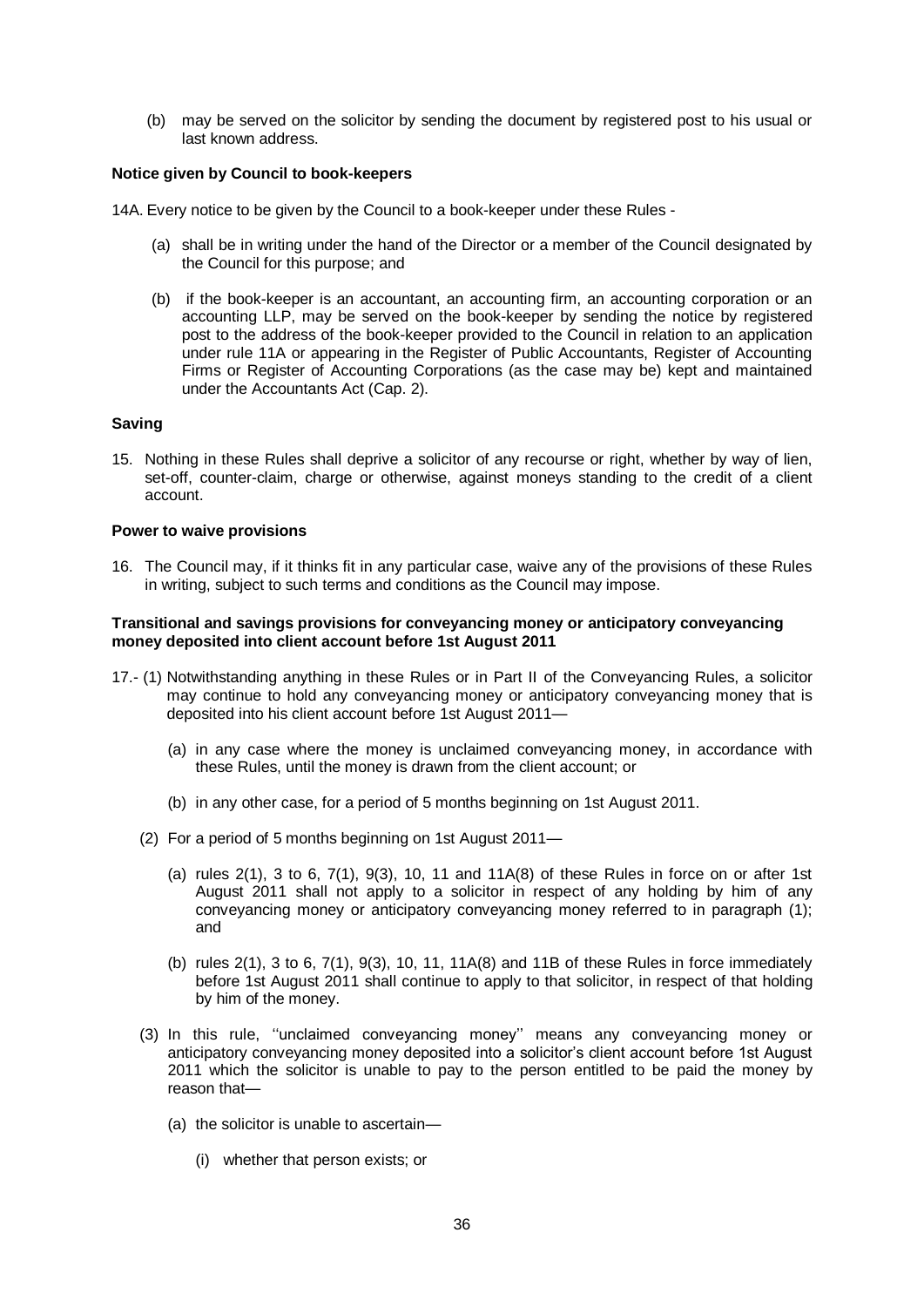(b) may be served on the solicitor by sending the document by registered post to his usual or last known address.

**Notice given by Council to book-keepers**

14A. Every notice to be given by the Council to a book-keeper under these Rules -

(a) shall be in writing under the hand of the Director or a member of the Council designated by the Council for this purpose; and

(b) if the book-keeper is an accountant, an accounting firm, an accounting corporation or an accounting LLP, may be served on the book-keeper by sending the notice by registered post to the address of the book-keeper provided to the Council in relation to an application under rule 11A or appearing in the Register of Public Accountants, Register of Accounting Firms or Register of Accounting Corporations (as the case may be) kept and maintained under the Accountants Act (Cap. 2).

**Saving**

15. Nothing in these Rules shall deprive a solicitor of any recourse or right, whether by way of lien, set-off, counter-claim, charge or otherwise, against moneys standing to the credit of a client account.

**Power to waive provisions**

16. The Council may, if it thinks fit in any particular case, waive any of the provisions of these Rules in writing, subject to such terms and conditions as the Council may impose.

**Transitional and savings provisions for conveyancing money or anticipatory conveyancing money deposited into client account before 1st August 2011**

17.- (1) Notwithstanding anything in these Rules or in Part II of the Conveyancing Rules, a solicitor may continue to hold any conveyancing money or anticipatory conveyancing money that is deposited into his client account before 1st August 2011—

(a) in any case where the money is unclaimed conveyancing money, in accordance with these Rules, until the money is drawn from the client account; or

(b) in any other case, for a period of 5 months beginning on 1st August 2011.

(2) For a period of 5 months beginning on 1st August 2011—

(a) rules 2(1), 3 to 6, 7(1), 9(3), 10, 11 and 11A(8) of these Rules in force on or after 1st August 2011 shall not apply to a solicitor in respect of any holding by him of any conveyancing money or anticipatory conveyancing money referred to in paragraph (1); and

(b) rules 2(1), 3 to 6, 7(1), 9(3), 10, 11, 11A(8) and 11B of these Rules in force immediately before 1st August 2011 shall continue to apply to that solicitor, in respect of that holding by him of the money.

(3) In this rule, ''unclaimed conveyancing money'' means any conveyancing money or anticipatory conveyancing money deposited into a solicitor's client account before 1st August 2011 which the solicitor is unable to pay to the person entitled to be paid the money by reason that—

(a) the solicitor is unable to ascertain—

(i) whether that person exists; or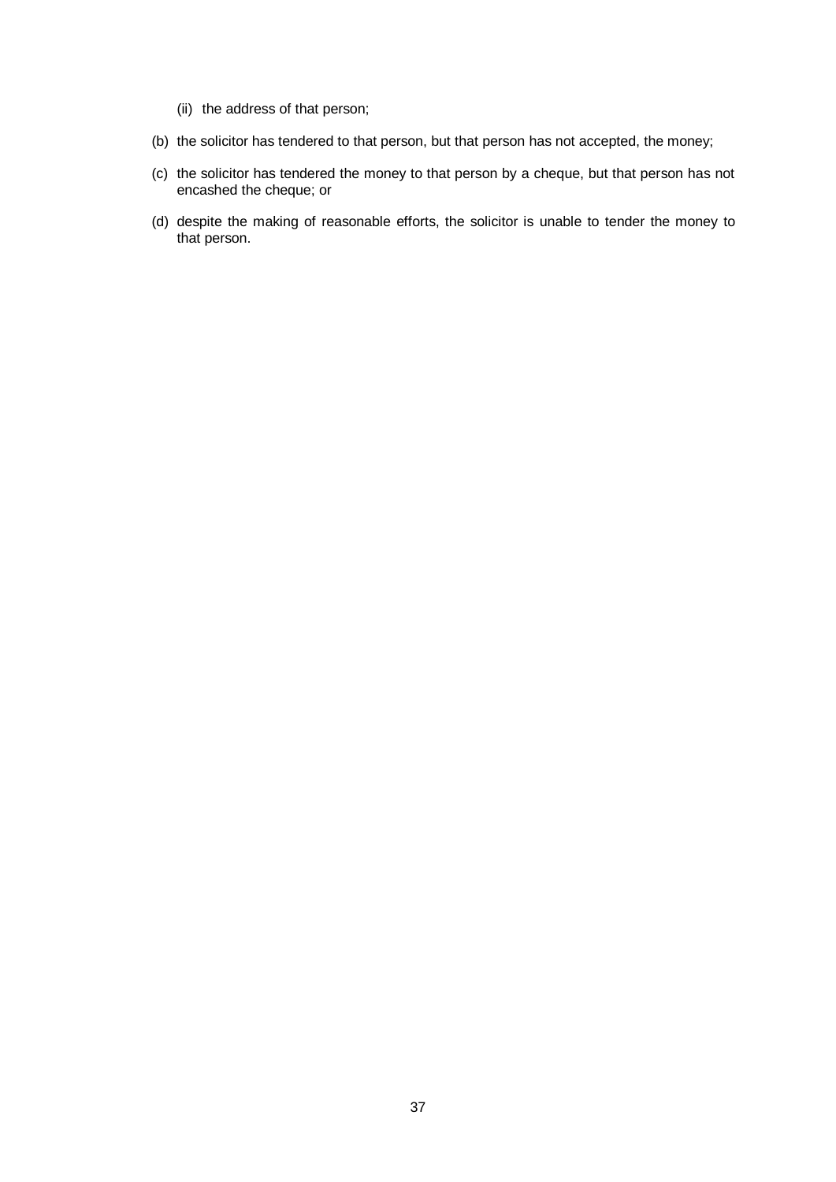(ii) the address of that person;

(b) the solicitor has tendered to that person, but that person has not accepted, the money;

(c) the solicitor has tendered the money to that person by a cheque, but that person has not encashed the cheque; or

(d) despite the making of reasonable efforts, the solicitor is unable to tender the money to that person.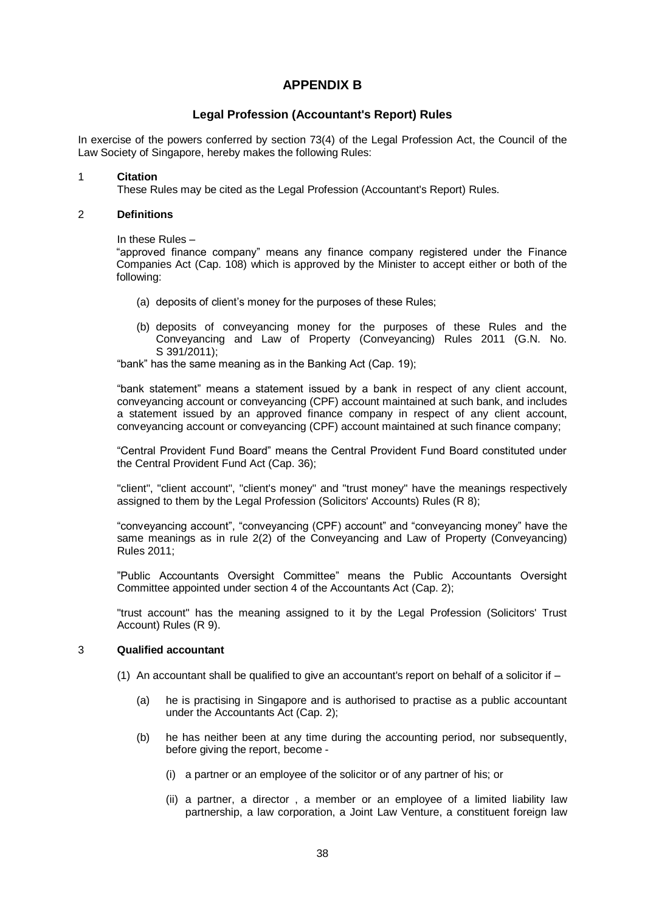# APPENDIX B

## Legal Profession (Accountant's Report) Rules

In exercise of the powers conferred by section 73(4) of the Legal Profession Act, the Council of the Law Society of Singapore, hereby makes the following Rules:

**1 Citation**

These Rules may be cited as the Legal Profession (Accountant's Report) Rules.

**2 Definitions**

In these Rules –

"approved finance company" means any finance company registered under the Finance Companies Act (Cap. 108) which is approved by the Minister to accept either or both of the following:

(a) deposits of client's money for the purposes of these Rules;

(b) deposits of conveyancing money for the purposes of these Rules and the Conveyancing and Law of Property (Conveyancing) Rules 2011 (G.N. No. S 391/2011);

"bank" has the same meaning as in the Banking Act (Cap. 19);

"bank statement" means a statement issued by a bank in respect of any client account, conveyancing account or conveyancing (CPF) account maintained at such bank, and includes a statement issued by an approved finance company in respect of any client account, conveyancing account or conveyancing (CPF) account maintained at such finance company;

"Central Provident Fund Board" means the Central Provident Fund Board constituted under the Central Provident Fund Act (Cap. 36);

"client", "client account", "client's money" and "trust money" have the meanings respectively assigned to them by the Legal Profession (Solicitors' Accounts) Rules (R 8);

"conveyancing account", "conveyancing (CPF) account" and "conveyancing money" have the same meanings as in rule 2(2) of the Conveyancing and Law of Property (Conveyancing) Rules 2011;

"Public Accountants Oversight Committee" means the Public Accountants Oversight Committee appointed under section 4 of the Accountants Act (Cap. 2);

"trust account" has the meaning assigned to it by the Legal Profession (Solicitors' Trust Account) Rules (R 9).

**3 Qualified accountant**

(1) An accountant shall be qualified to give an accountant's report on behalf of a solicitor if –

(a) he is practising in Singapore and is authorised to practise as a public accountant under the Accountants Act (Cap. 2);

(b) he has neither been at any time during the accounting period, nor subsequently, before giving the report, become -

(i) a partner or an employee of the solicitor or of any partner of his; or

(ii) a partner, a director , a member or an employee of a limited liability law partnership, a law corporation, a Joint Law Venture, a constituent foreign law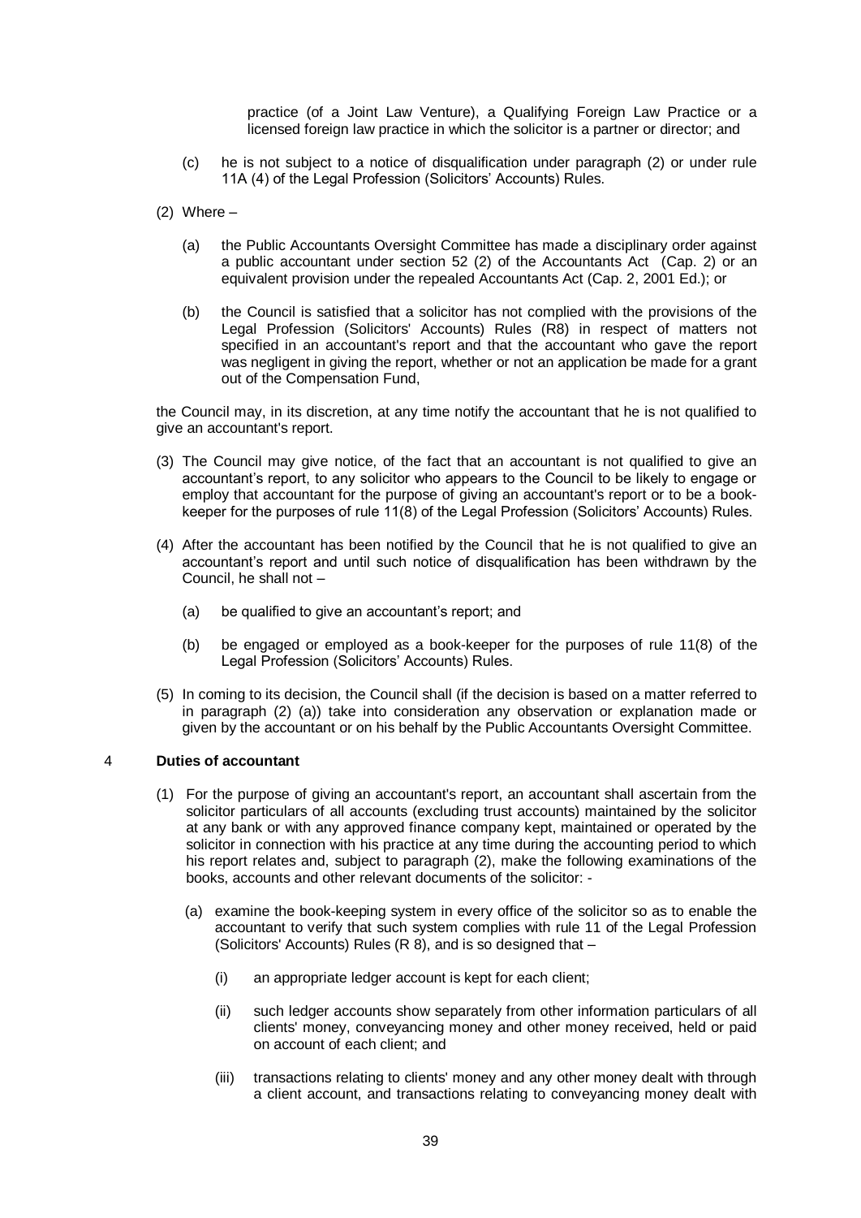practice (of a Joint Law Venture), a Qualifying Foreign Law Practice or a licensed foreign law practice in which the solicitor is a partner or director; and

(c) he is not subject to a notice of disqualification under paragraph (2) or under rule 11A (4) of the Legal Profession (Solicitors' Accounts) Rules.

(2) Where –

(a) the Public Accountants Oversight Committee has made a disciplinary order against a public accountant under section 52 (2) of the Accountants Act (Cap. 2) or an equivalent provision under the repealed Accountants Act (Cap. 2, 2001 Ed.); or

(b) the Council is satisfied that a solicitor has not complied with the provisions of the Legal Profession (Solicitors' Accounts) Rules (R8) in respect of matters not specified in an accountant's report and that the accountant who gave the report was negligent in giving the report, whether or not an application be made for a grant out of the Compensation Fund,

the Council may, in its discretion, at any time notify the accountant that he is not qualified to give an accountant's report.

(3) The Council may give notice, of the fact that an accountant is not qualified to give an accountant's report, to any solicitor who appears to the Council to be likely to engage or employ that accountant for the purpose of giving an accountant's report or to be a book-keeper for the purposes of rule 11(8) of the Legal Profession (Solicitors' Accounts) Rules.

(4) After the accountant has been notified by the Council that he is not qualified to give an accountant's report and until such notice of disqualification has been withdrawn by the Council, he shall not –

(a) be qualified to give an accountant's report; and

(b) be engaged or employed as a book-keeper for the purposes of rule 11(8) of the Legal Profession (Solicitors' Accounts) Rules.

(5) In coming to its decision, the Council shall (if the decision is based on a matter referred to in paragraph (2) (a)) take into consideration any observation or explanation made or given by the accountant or on his behalf by the Public Accountants Oversight Committee.

### 4 Duties of accountant

(1) For the purpose of giving an accountant's report, an accountant shall ascertain from the solicitor particulars of all accounts (excluding trust accounts) maintained by the solicitor at any bank or with any approved finance company kept, maintained or operated by the solicitor in connection with his practice at any time during the accounting period to which his report relates and, subject to paragraph (2), make the following examinations of the books, accounts and other relevant documents of the solicitor: -

(a) examine the book-keeping system in every office of the solicitor so as to enable the accountant to verify that such system complies with rule 11 of the Legal Profession (Solicitors' Accounts) Rules (R 8), and is so designed that –

(i) an appropriate ledger account is kept for each client;

(ii) such ledger accounts show separately from other information particulars of all clients' money, conveyancing money and other money received, held or paid on account of each client; and

(iii) transactions relating to clients' money and any other money dealt with through a client account, and transactions relating to conveyancing money dealt with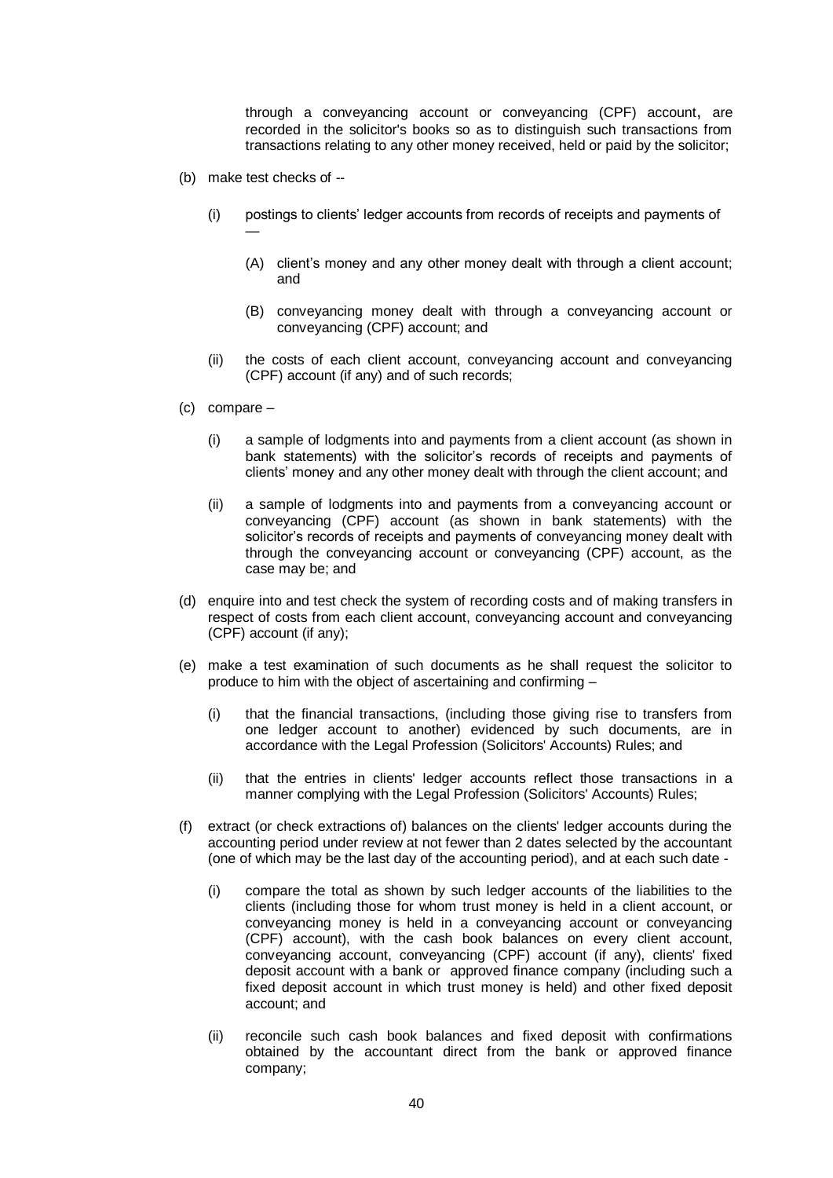through a conveyancing account or conveyancing (CPF) account, are recorded in the solicitor's books so as to distinguish such transactions from transactions relating to any other money received, held or paid by the solicitor;

(b) make test checks of --

   (i) postings to clients' ledger accounts from records of receipts and payments of —

      (A) client's money and any other money dealt with through a client account; and

      (B) conveyancing money dealt with through a conveyancing account or conveyancing (CPF) account; and

   (ii) the costs of each client account, conveyancing account and conveyancing (CPF) account (if any) and of such records;

(c) compare –

   (i) a sample of lodgments into and payments from a client account (as shown in bank statements) with the solicitor's records of receipts and payments of clients' money and any other money dealt with through the client account; and

   (ii) a sample of lodgments into and payments from a conveyancing account or conveyancing (CPF) account (as shown in bank statements) with the solicitor's records of receipts and payments of conveyancing money dealt with through the conveyancing account or conveyancing (CPF) account, as the case may be; and

(d) enquire into and test check the system of recording costs and of making transfers in respect of costs from each client account, conveyancing account and conveyancing (CPF) account (if any);

(e) make a test examination of such documents as he shall request the solicitor to produce to him with the object of ascertaining and confirming –

   (i) that the financial transactions, (including those giving rise to transfers from one ledger account to another) evidenced by such documents, are in accordance with the Legal Profession (Solicitors' Accounts) Rules; and

   (ii) that the entries in clients' ledger accounts reflect those transactions in a manner complying with the Legal Profession (Solicitors' Accounts) Rules;

(f) extract (or check extractions of) balances on the clients' ledger accounts during the accounting period under review at not fewer than 2 dates selected by the accountant (one of which may be the last day of the accounting period), and at each such date -

   (i) compare the total as shown by such ledger accounts of the liabilities to the clients (including those for whom trust money is held in a client account, or conveyancing money is held in a conveyancing account or conveyancing (CPF) account), with the cash book balances on every client account, conveyancing account, conveyancing (CPF) account (if any), clients' fixed deposit account with a bank or approved finance company (including such a fixed deposit account in which trust money is held) and other fixed deposit account; and

   (ii) reconcile such cash book balances and fixed deposit with confirmations obtained by the accountant direct from the bank or approved finance company;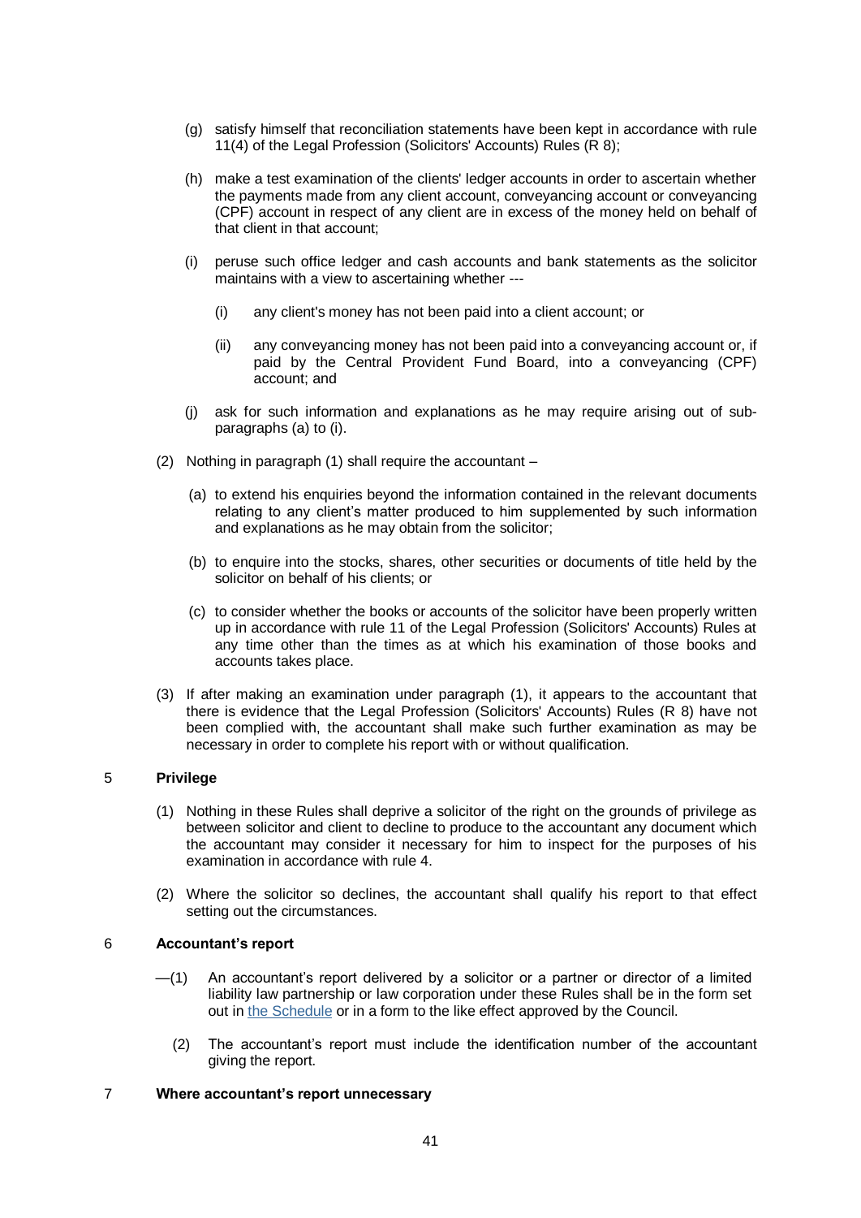(g) satisfy himself that reconciliation statements have been kept in accordance with rule 11(4) of the Legal Profession (Solicitors' Accounts) Rules (R 8);

(h) make a test examination of the clients' ledger accounts in order to ascertain whether the payments made from any client account, conveyancing account or conveyancing (CPF) account in respect of any client are in excess of the money held on behalf of that client in that account;

(i) peruse such office ledger and cash accounts and bank statements as the solicitor maintains with a view to ascertaining whether ---

  (i) any client's money has not been paid into a client account; or

  (ii) any conveyancing money has not been paid into a conveyancing account or, if paid by the Central Provident Fund Board, into a conveyancing (CPF) account; and

(j) ask for such information and explanations as he may require arising out of sub-paragraphs (a) to (i).

(2) Nothing in paragraph (1) shall require the accountant –

  (a) to extend his enquiries beyond the information contained in the relevant documents relating to any client's matter produced to him supplemented by such information and explanations as he may obtain from the solicitor;

  (b) to enquire into the stocks, shares, other securities or documents of title held by the solicitor on behalf of his clients; or

  (c) to consider whether the books or accounts of the solicitor have been properly written up in accordance with rule 11 of the Legal Profession (Solicitors' Accounts) Rules at any time other than the times as at which his examination of those books and accounts takes place.

(3) If after making an examination under paragraph (1), it appears to the accountant that there is evidence that the Legal Profession (Solicitors' Accounts) Rules (R 8) have not been complied with, the accountant shall make such further examination as may be necessary in order to complete his report with or without qualification.

## 5 Privilege

(1) Nothing in these Rules shall deprive a solicitor of the right on the grounds of privilege as between solicitor and client to decline to produce to the accountant any document which the accountant may consider it necessary for him to inspect for the purposes of his examination in accordance with rule 4.

(2) Where the solicitor so declines, the accountant shall qualify his report to that effect setting out the circumstances.

## 6 Accountant's report

—(1) An accountant's report delivered by a solicitor or a partner or director of a limited liability law partnership or law corporation under these Rules shall be in the form set out in the Schedule or in a form to the like effect approved by the Council.

(2) The accountant's report must include the identification number of the accountant giving the report.

## 7 Where accountant's report unnecessary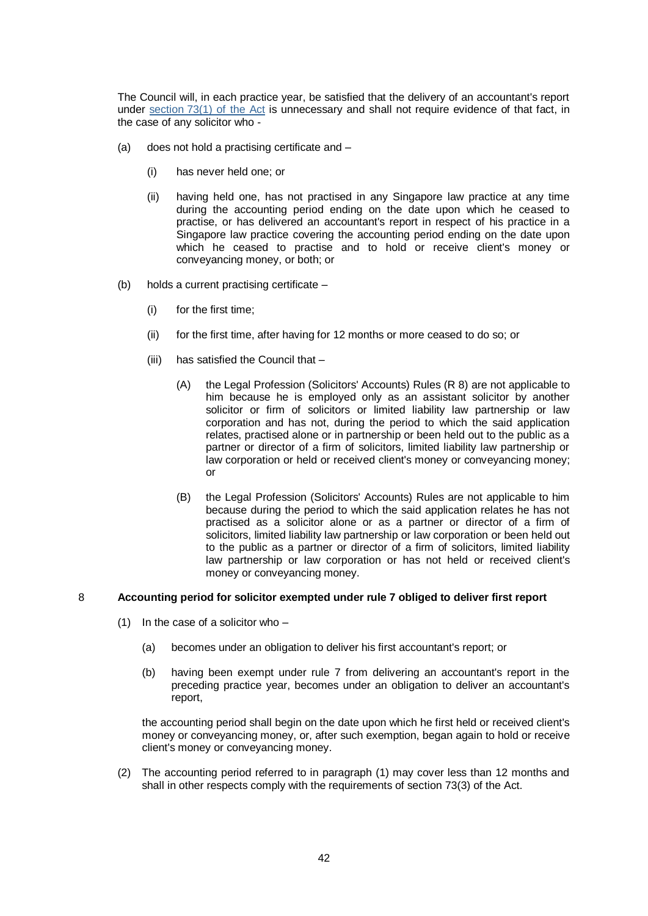The Council will, in each practice year, be satisfied that the delivery of an accountant's report under section 73(1) of the Act is unnecessary and shall not require evidence of that fact, in the case of any solicitor who -

(a) does not hold a practising certificate and –

  (i) has never held one; or

  (ii) having held one, has not practised in any Singapore law practice at any time during the accounting period ending on the date upon which he ceased to practise, or has delivered an accountant's report in respect of his practice in a Singapore law practice covering the accounting period ending on the date upon which he ceased to practise and to hold or receive client's money or conveyancing money, or both; or

(b) holds a current practising certificate –

  (i) for the first time;

  (ii) for the first time, after having for 12 months or more ceased to do so; or

  (iii) has satisfied the Council that –

    (A) the Legal Profession (Solicitors' Accounts) Rules (R 8) are not applicable to him because he is employed only as an assistant solicitor by another solicitor or firm of solicitors or limited liability law partnership or law corporation and has not, during the period to which the said application relates, practised alone or in partnership or been held out to the public as a partner or director of a firm of solicitors, limited liability law partnership or law corporation or held or received client's money or conveyancing money; or

    (B) the Legal Profession (Solicitors' Accounts) Rules are not applicable to him because during the period to which the said application relates he has not practised as a solicitor alone or as a partner or director of a firm of solicitors, limited liability law partnership or law corporation or been held out to the public as a partner or director of a firm of solicitors, limited liability law partnership or law corporation or has not held or received client's money or conveyancing money.

### 8 Accounting period for solicitor exempted under rule 7 obliged to deliver first report

(1) In the case of a solicitor who –

  (a) becomes under an obligation to deliver his first accountant's report; or

  (b) having been exempt under rule 7 from delivering an accountant's report in the preceding practice year, becomes under an obligation to deliver an accountant's report,

the accounting period shall begin on the date upon which he first held or received client's money or conveyancing money, or, after such exemption, began again to hold or receive client's money or conveyancing money.

(2) The accounting period referred to in paragraph (1) may cover less than 12 months and shall in other respects comply with the requirements of section 73(3) of the Act.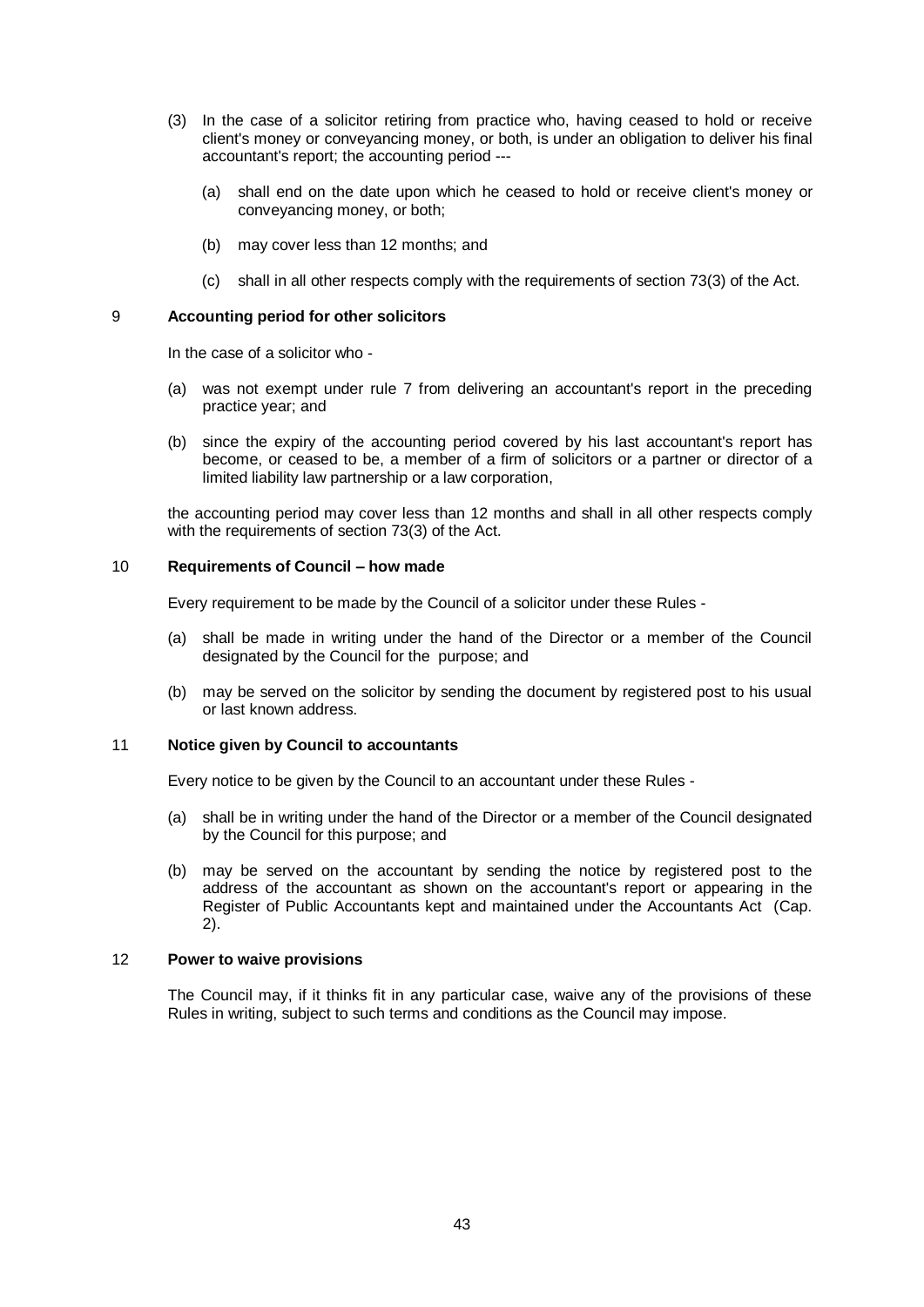(3) In the case of a solicitor retiring from practice who, having ceased to hold or receive client's money or conveyancing money, or both, is under an obligation to deliver his final accountant's report; the accounting period ---

   (a) shall end on the date upon which he ceased to hold or receive client's money or conveyancing money, or both;

   (b) may cover less than 12 months; and

   (c) shall in all other respects comply with the requirements of section 73(3) of the Act.

### 9 Accounting period for other solicitors

In the case of a solicitor who -

(a) was not exempt under rule 7 from delivering an accountant's report in the preceding practice year; and

(b) since the expiry of the accounting period covered by his last accountant's report has become, or ceased to be, a member of a firm of solicitors or a partner or director of a limited liability law partnership or a law corporation,

the accounting period may cover less than 12 months and shall in all other respects comply with the requirements of section 73(3) of the Act.

### 10 Requirements of Council – how made

Every requirement to be made by the Council of a solicitor under these Rules -

(a) shall be made in writing under the hand of the Director or a member of the Council designated by the Council for the purpose; and

(b) may be served on the solicitor by sending the document by registered post to his usual or last known address.

### 11 Notice given by Council to accountants

Every notice to be given by the Council to an accountant under these Rules -

(a) shall be in writing under the hand of the Director or a member of the Council designated by the Council for this purpose; and

(b) may be served on the accountant by sending the notice by registered post to the address of the accountant as shown on the accountant's report or appearing in the Register of Public Accountants kept and maintained under the Accountants Act (Cap. 2).

### 12 Power to waive provisions

The Council may, if it thinks fit in any particular case, waive any of the provisions of these Rules in writing, subject to such terms and conditions as the Council may impose.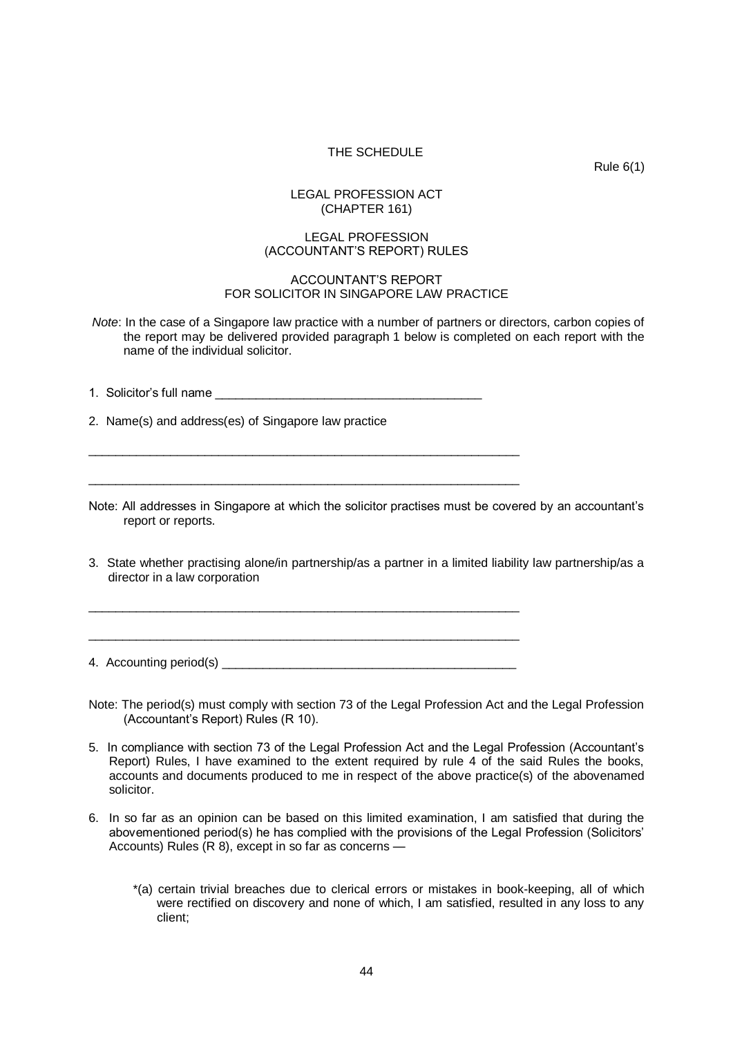THE SCHEDULE

Rule 6(1)

LEGAL PROFESSION ACT
(CHAPTER 161)

LEGAL PROFESSION
(ACCOUNTANT'S REPORT) RULES

ACCOUNTANT'S REPORT
FOR SOLICITOR IN SINGAPORE LAW PRACTICE

*Note*: In the case of a Singapore law practice with a number of partners or directors, carbon copies of the report may be delivered provided paragraph 1 below is completed on each report with the name of the individual solicitor.

1. Solicitor's full name ________________________________________

2. Name(s) and address(es) of Singapore law practice

_________________________________________________________________

_________________________________________________________________

Note: All addresses in Singapore at which the solicitor practises must be covered by an accountant's report or reports.

3. State whether practising alone/in partnership/as a partner in a limited liability law partnership/as a director in a law corporation

_________________________________________________________________

_________________________________________________________________

4. Accounting period(s) ____________________________________________

Note: The period(s) must comply with section 73 of the Legal Profession Act and the Legal Profession (Accountant's Report) Rules (R 10).

5. In compliance with section 73 of the Legal Profession Act and the Legal Profession (Accountant's Report) Rules, I have examined to the extent required by rule 4 of the said Rules the books, accounts and documents produced to me in respect of the above practice(s) of the abovenamed solicitor.

6. In so far as an opinion can be based on this limited examination, I am satisfied that during the abovementioned period(s) he has complied with the provisions of the Legal Profession (Solicitors' Accounts) Rules (R 8), except in so far as concerns —

   *(a) certain trivial breaches due to clerical errors or mistakes in book-keeping, all of which were rectified on discovery and none of which, I am satisfied, resulted in any loss to any client;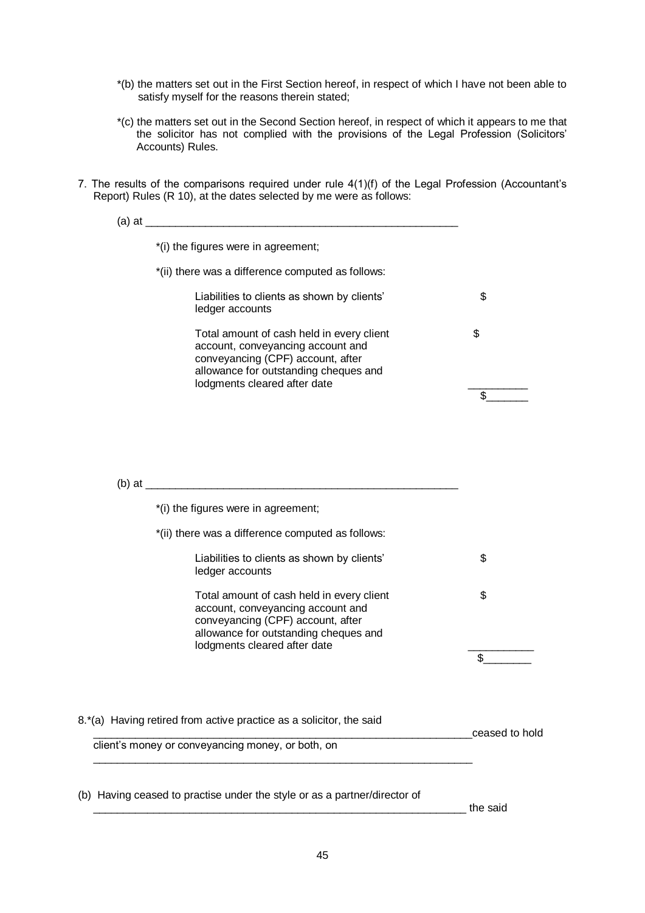*(b) the matters set out in the First Section hereof, in respect of which I have not been able to satisfy myself for the reasons therein stated;

*(c) the matters set out in the Second Section hereof, in respect of which it appears to me that the solicitor has not complied with the provisions of the Legal Profession (Solicitors' Accounts) Rules.

7. The results of the comparisons required under rule 4(1)(f) of the Legal Profession (Accountant's Report) Rules (R 10), at the dates selected by me were as follows:

(a) at ____________________________________________________

*(i) the figures were in agreement;

*(ii) there was a difference computed as follows:

| | |
|---|---|
| Liabilities to clients as shown by clients' ledger accounts | $ |
| Total amount of cash held in every client account, conveyancing account and conveyancing (CPF) account, after allowance for outstanding cheques and lodgments cleared after date | $ |
| | __________ |
| | $_______ |

(b) at ____________________________________________________

*(i) the figures were in agreement;

*(ii) there was a difference computed as follows:

| | |
|---|---|
| Liabilities to clients as shown by clients' ledger accounts | $ |
| Total amount of cash held in every client account, conveyancing account and conveyancing (CPF) account, after allowance for outstanding cheques and lodgments cleared after date | $ |
| | ___________ |
| | $________ |

8.*(a) Having retired from active practice as a solicitor, the said _________________________________________________________________ceased to hold client's money or conveyancing money, or both, on _________________________________________________________________

(b) Having ceased to practise under the style or as a partner/director of _________________________________________________________________ the said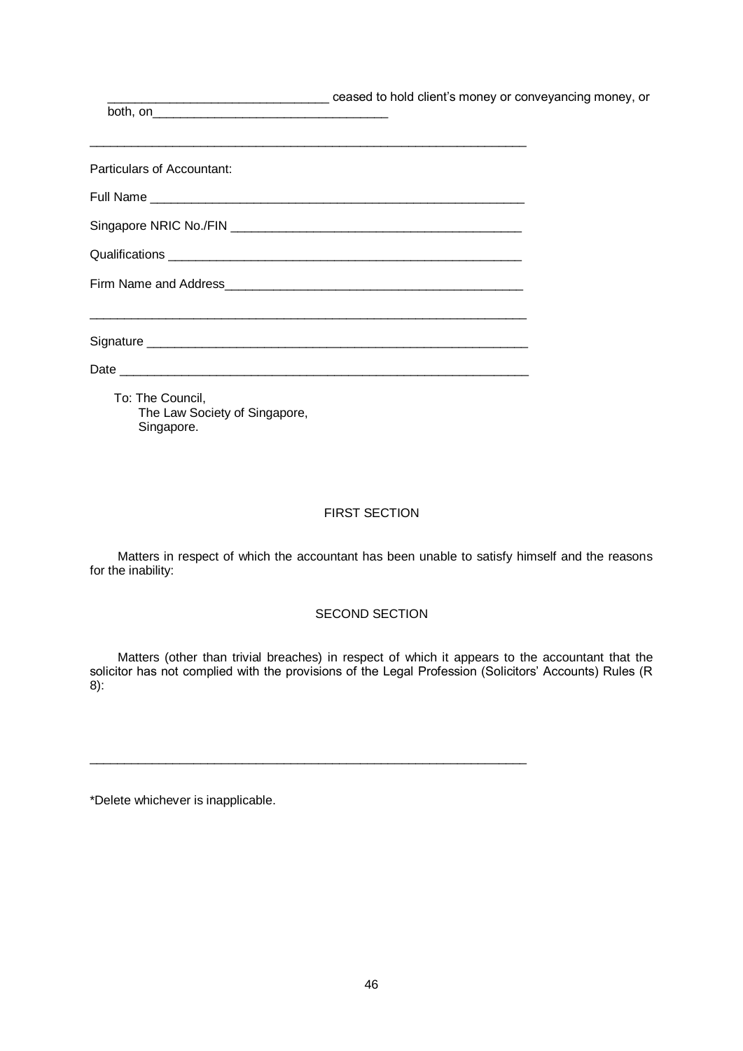________________________________ ceased to hold client's money or conveyancing money, or both, on__________________________________

_________________________________________________________________

Particulars of Accountant:

Full Name _______________________________________________________

Singapore NRIC No./FIN __________________________________________

Qualifications ____________________________________________________

Firm Name and Address____________________________________________

_________________________________________________________________

Signature _______________________________________________________

Date ___________________________________________________________

To: The Council,
The Law Society of Singapore,
Singapore.

FIRST SECTION

Matters in respect of which the accountant has been unable to satisfy himself and the reasons for the inability:

SECOND SECTION

Matters (other than trivial breaches) in respect of which it appears to the accountant that the solicitor has not complied with the provisions of the Legal Profession (Solicitors' Accounts) Rules (R 8):

_________________________________________________________________

*Delete whichever is inapplicable.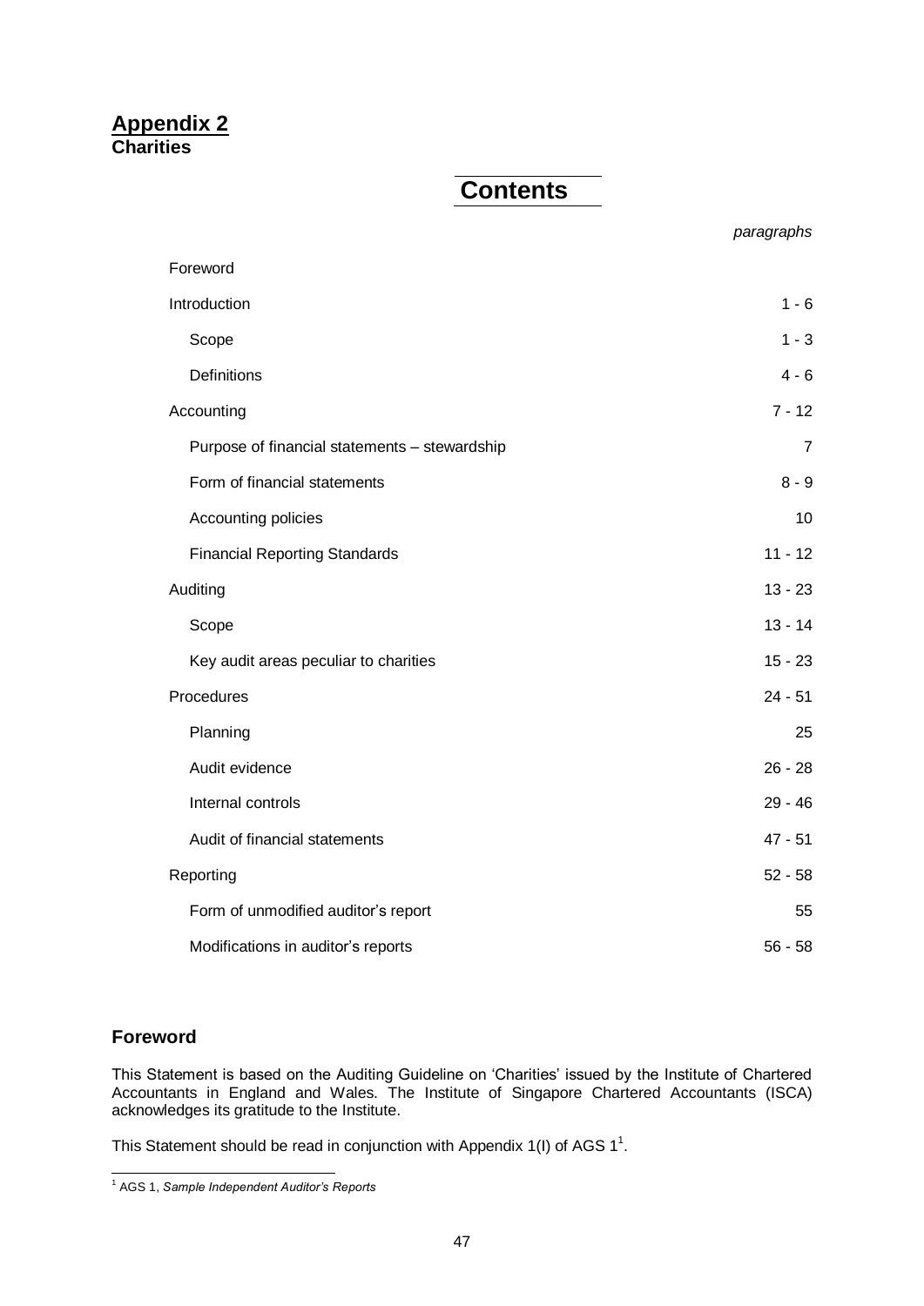# Appendix 2

**Charities**

## Contents

| | *paragraphs* |
|---|---|
| Foreword | |
| Introduction | 1 - 6 |
| Scope | 1 - 3 |
| Definitions | 4 - 6 |
| Accounting | 7 - 12 |
| Purpose of financial statements – stewardship | 7 |
| Form of financial statements | 8 - 9 |
| Accounting policies | 10 |
| Financial Reporting Standards | 11 - 12 |
| Auditing | 13 - 23 |
| Scope | 13 - 14 |
| Key audit areas peculiar to charities | 15 - 23 |
| Procedures | 24 - 51 |
| Planning | 25 |
| Audit evidence | 26 - 28 |
| Internal controls | 29 - 46 |
| Audit of financial statements | 47 - 51 |
| Reporting | 52 - 58 |
| Form of unmodified auditor's report | 55 |
| Modifications in auditor's reports | 56 - 58 |

## Foreword

This Statement is based on the Auditing Guideline on 'Charities' issued by the Institute of Chartered Accountants in England and Wales. The Institute of Singapore Chartered Accountants (ISCA) acknowledges its gratitude to the Institute.

This Statement should be read in conjunction with Appendix 1(I) of AGS 1[1].

[1] AGS 1, *Sample Independent Auditor's Reports*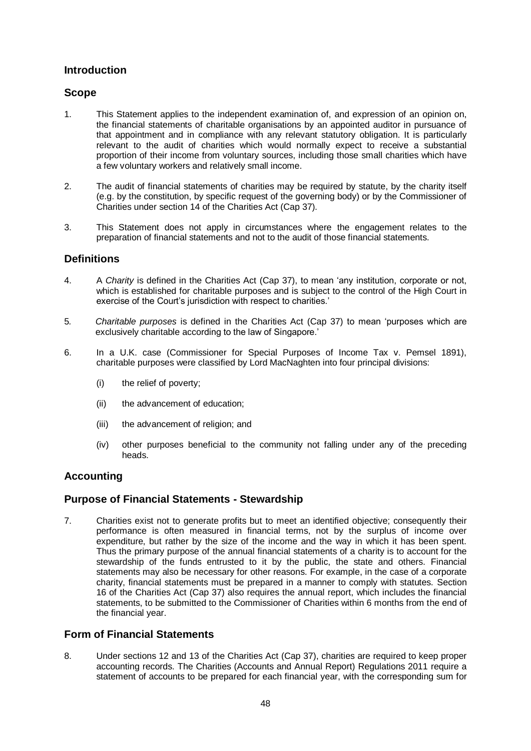## Introduction

## Scope

1. This Statement applies to the independent examination of, and expression of an opinion on, the financial statements of charitable organisations by an appointed auditor in pursuance of that appointment and in compliance with any relevant statutory obligation. It is particularly relevant to the audit of charities which would normally expect to receive a substantial proportion of their income from voluntary sources, including those small charities which have a few voluntary workers and relatively small income.

2. The audit of financial statements of charities may be required by statute, by the charity itself (e.g. by the constitution, by specific request of the governing body) or by the Commissioner of Charities under section 14 of the Charities Act (Cap 37).

3. This Statement does not apply in circumstances where the engagement relates to the preparation of financial statements and not to the audit of those financial statements.

## Definitions

4. A *Charity* is defined in the Charities Act (Cap 37), to mean 'any institution, corporate or not, which is established for charitable purposes and is subject to the control of the High Court in exercise of the Court's jurisdiction with respect to charities.'

5. *Charitable purposes* is defined in the Charities Act (Cap 37) to mean 'purposes which are exclusively charitable according to the law of Singapore.'

6. In a U.K. case (Commissioner for Special Purposes of Income Tax v. Pemsel 1891), charitable purposes were classified by Lord MacNaghten into four principal divisions:

   (i) the relief of poverty;

   (ii) the advancement of education;

   (iii) the advancement of religion; and

   (iv) other purposes beneficial to the community not falling under any of the preceding heads.

## Accounting

## Purpose of Financial Statements - Stewardship

7. Charities exist not to generate profits but to meet an identified objective; consequently their performance is often measured in financial terms, not by the surplus of income over expenditure, but rather by the size of the income and the way in which it has been spent. Thus the primary purpose of the annual financial statements of a charity is to account for the stewardship of the funds entrusted to it by the public, the state and others. Financial statements may also be necessary for other reasons. For example, in the case of a corporate charity, financial statements must be prepared in a manner to comply with statutes. Section 16 of the Charities Act (Cap 37) also requires the annual report, which includes the financial statements, to be submitted to the Commissioner of Charities within 6 months from the end of the financial year.

## Form of Financial Statements

8. Under sections 12 and 13 of the Charities Act (Cap 37), charities are required to keep proper accounting records. The Charities (Accounts and Annual Report) Regulations 2011 require a statement of accounts to be prepared for each financial year, with the corresponding sum for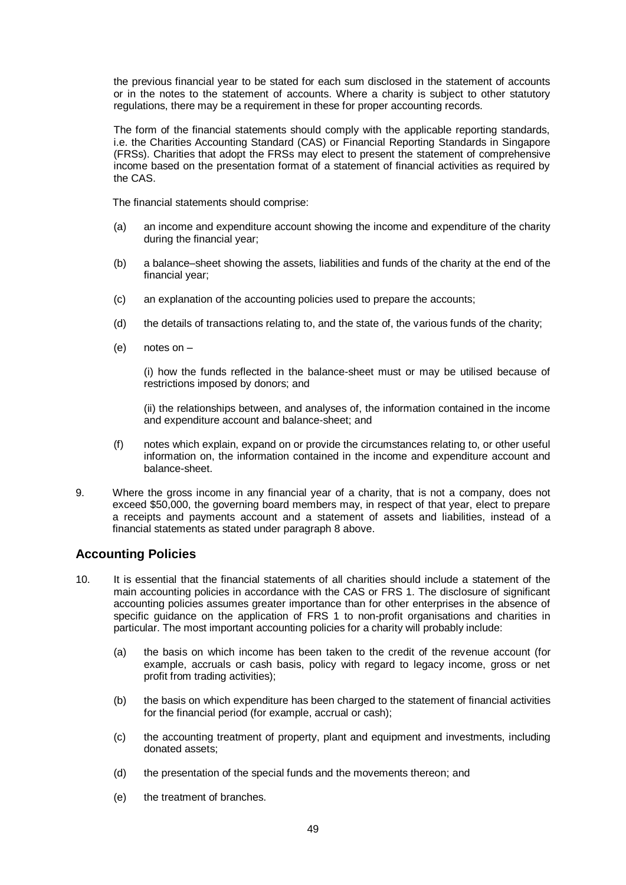the previous financial year to be stated for each sum disclosed in the statement of accounts or in the notes to the statement of accounts. Where a charity is subject to other statutory regulations, there may be a requirement in these for proper accounting records.

The form of the financial statements should comply with the applicable reporting standards, i.e. the Charities Accounting Standard (CAS) or Financial Reporting Standards in Singapore (FRSs). Charities that adopt the FRSs may elect to present the statement of comprehensive income based on the presentation format of a statement of financial activities as required by the CAS.

The financial statements should comprise:

(a) an income and expenditure account showing the income and expenditure of the charity during the financial year;

(b) a balance–sheet showing the assets, liabilities and funds of the charity at the end of the financial year;

(c) an explanation of the accounting policies used to prepare the accounts;

(d) the details of transactions relating to, and the state of, the various funds of the charity;

(e) notes on –

(i) how the funds reflected in the balance-sheet must or may be utilised because of restrictions imposed by donors; and

(ii) the relationships between, and analyses of, the information contained in the income and expenditure account and balance-sheet; and

(f) notes which explain, expand on or provide the circumstances relating to, or other useful information on, the information contained in the income and expenditure account and balance-sheet.

9. Where the gross income in any financial year of a charity, that is not a company, does not exceed $50,000, the governing board members may, in respect of that year, elect to prepare a receipts and payments account and a statement of assets and liabilities, instead of a financial statements as stated under paragraph 8 above.

## Accounting Policies

10. It is essential that the financial statements of all charities should include a statement of the main accounting policies in accordance with the CAS or FRS 1. The disclosure of significant accounting policies assumes greater importance than for other enterprises in the absence of specific guidance on the application of FRS 1 to non-profit organisations and charities in particular. The most important accounting policies for a charity will probably include:

(a) the basis on which income has been taken to the credit of the revenue account (for example, accruals or cash basis, policy with regard to legacy income, gross or net profit from trading activities);

(b) the basis on which expenditure has been charged to the statement of financial activities for the financial period (for example, accrual or cash);

(c) the accounting treatment of property, plant and equipment and investments, including donated assets;

(d) the presentation of the special funds and the movements thereon; and

(e) the treatment of branches.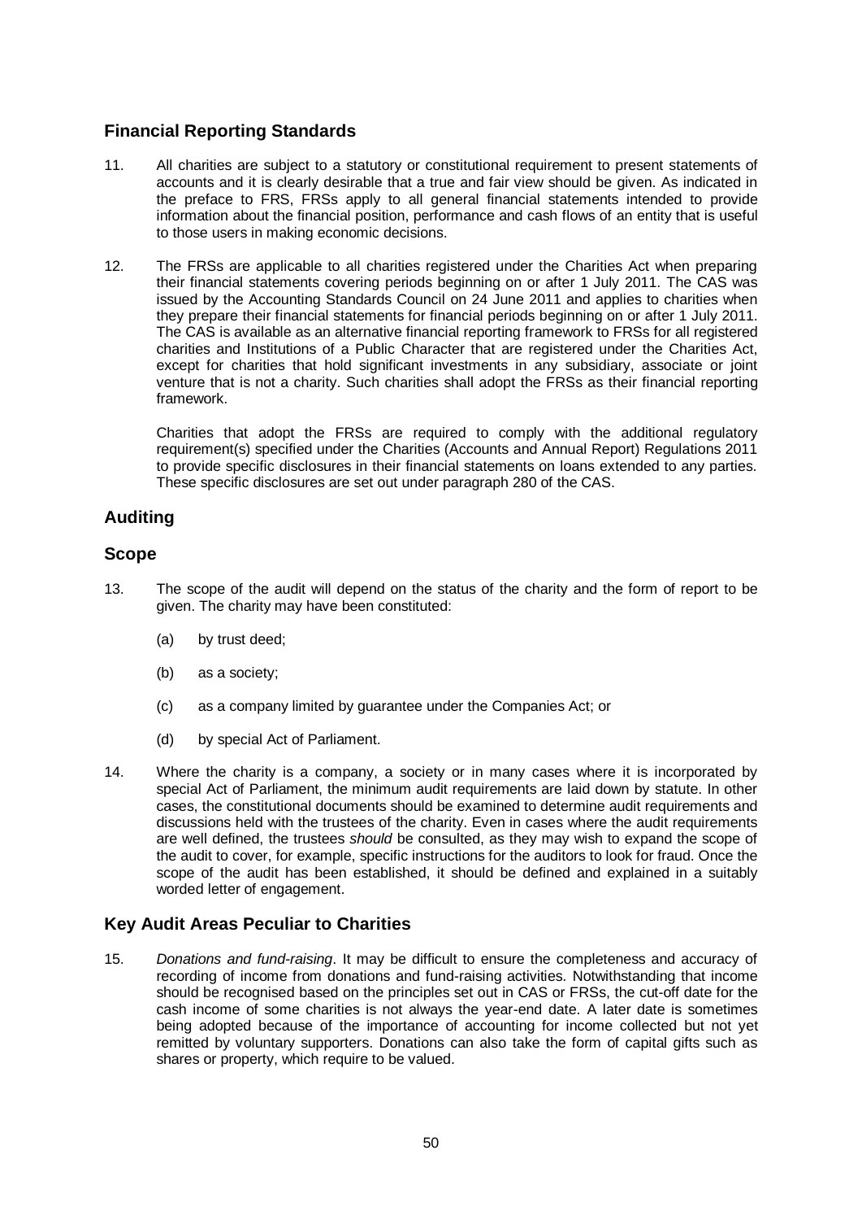## Financial Reporting Standards

11. All charities are subject to a statutory or constitutional requirement to present statements of accounts and it is clearly desirable that a true and fair view should be given. As indicated in the preface to FRS, FRSs apply to all general financial statements intended to provide information about the financial position, performance and cash flows of an entity that is useful to those users in making economic decisions.

12. The FRSs are applicable to all charities registered under the Charities Act when preparing their financial statements covering periods beginning on or after 1 July 2011. The CAS was issued by the Accounting Standards Council on 24 June 2011 and applies to charities when they prepare their financial statements for financial periods beginning on or after 1 July 2011. The CAS is available as an alternative financial reporting framework to FRSs for all registered charities and Institutions of a Public Character that are registered under the Charities Act, except for charities that hold significant investments in any subsidiary, associate or joint venture that is not a charity. Such charities shall adopt the FRSs as their financial reporting framework.

    Charities that adopt the FRSs are required to comply with the additional regulatory requirement(s) specified under the Charities (Accounts and Annual Report) Regulations 2011 to provide specific disclosures in their financial statements on loans extended to any parties. These specific disclosures are set out under paragraph 280 of the CAS.

## Auditing

## Scope

13. The scope of the audit will depend on the status of the charity and the form of report to be given. The charity may have been constituted:

    (a) by trust deed;

    (b) as a society;

    (c) as a company limited by guarantee under the Companies Act; or

    (d) by special Act of Parliament.

14. Where the charity is a company, a society or in many cases where it is incorporated by special Act of Parliament, the minimum audit requirements are laid down by statute. In other cases, the constitutional documents should be examined to determine audit requirements and discussions held with the trustees of the charity. Even in cases where the audit requirements are well defined, the trustees *should* be consulted, as they may wish to expand the scope of the audit to cover, for example, specific instructions for the auditors to look for fraud. Once the scope of the audit has been established, it should be defined and explained in a suitably worded letter of engagement.

## Key Audit Areas Peculiar to Charities

15. *Donations and fund-raising*. It may be difficult to ensure the completeness and accuracy of recording of income from donations and fund-raising activities. Notwithstanding that income should be recognised based on the principles set out in CAS or FRSs, the cut-off date for the cash income of some charities is not always the year-end date. A later date is sometimes being adopted because of the importance of accounting for income collected but not yet remitted by voluntary supporters. Donations can also take the form of capital gifts such as shares or property, which require to be valued.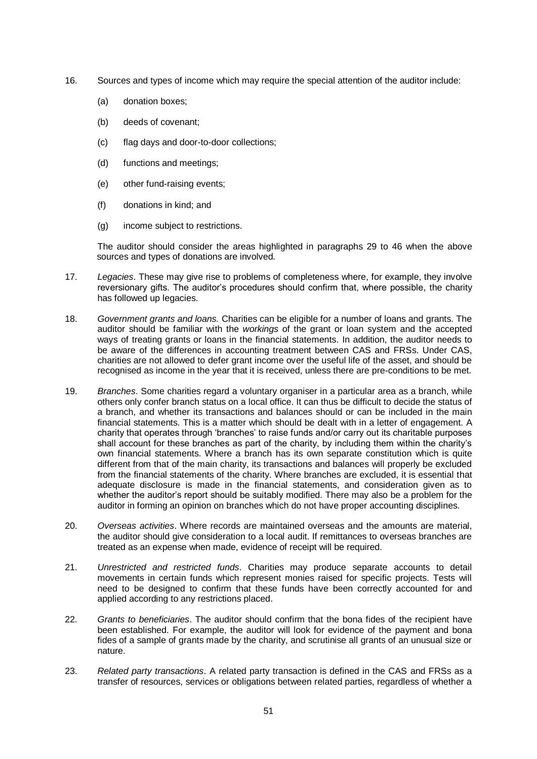16. Sources and types of income which may require the special attention of the auditor include:

    (a) donation boxes;

    (b) deeds of covenant;

    (c) flag days and door-to-door collections;

    (d) functions and meetings;

    (e) other fund-raising events;

    (f) donations in kind; and

    (g) income subject to restrictions.

    The auditor should consider the areas highlighted in paragraphs 29 to 46 when the above sources and types of donations are involved.

17. *Legacies*. These may give rise to problems of completeness where, for example, they involve reversionary gifts. The auditor's procedures should confirm that, where possible, the charity has followed up legacies.

18. *Government grants and loans.* Charities can be eligible for a number of loans and grants. The auditor should be familiar with the *workings* of the grant or loan system and the accepted ways of treating grants or loans in the financial statements. In addition, the auditor needs to be aware of the differences in accounting treatment between CAS and FRSs. Under CAS, charities are not allowed to defer grant income over the useful life of the asset, and should be recognised as income in the year that it is received, unless there are pre-conditions to be met.

19. *Branches*. Some charities regard a voluntary organiser in a particular area as a branch, while others only confer branch status on a local office. It can thus be difficult to decide the status of a branch, and whether its transactions and balances should or can be included in the main financial statements. This is a matter which should be dealt with in a letter of engagement. A charity that operates through 'branches' to raise funds and/or carry out its charitable purposes shall account for these branches as part of the charity, by including them within the charity's own financial statements. Where a branch has its own separate constitution which is quite different from that of the main charity, its transactions and balances will properly be excluded from the financial statements of the charity. Where branches are excluded, it is essential that adequate disclosure is made in the financial statements, and consideration given as to whether the auditor's report should be suitably modified. There may also be a problem for the auditor in forming an opinion on branches which do not have proper accounting disciplines.

20. *Overseas activities*. Where records are maintained overseas and the amounts are material, the auditor should give consideration to a local audit. If remittances to overseas branches are treated as an expense when made, evidence of receipt will be required.

21. *Unrestricted and restricted funds*. Charities may produce separate accounts to detail movements in certain funds which represent monies raised for specific projects. Tests will need to be designed to confirm that these funds have been correctly accounted for and applied according to any restrictions placed.

22. *Grants to beneficiaries*. The auditor should confirm that the bona fides of the recipient have been established. For example, the auditor will look for evidence of the payment and bona fides of a sample of grants made by the charity, and scrutinise all grants of an unusual size or nature.

23. *Related party transactions*. A related party transaction is defined in the CAS and FRSs as a transfer of resources, services or obligations between related parties, regardless of whether a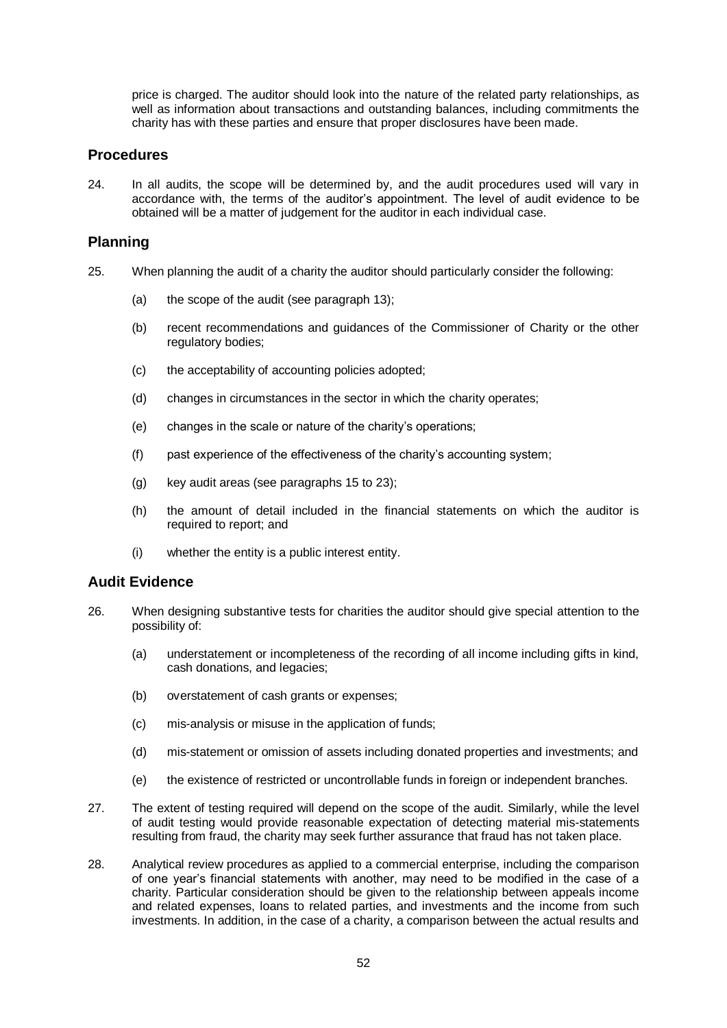price is charged. The auditor should look into the nature of the related party relationships, as well as information about transactions and outstanding balances, including commitments the charity has with these parties and ensure that proper disclosures have been made.

## Procedures

24. In all audits, the scope will be determined by, and the audit procedures used will vary in accordance with, the terms of the auditor's appointment. The level of audit evidence to be obtained will be a matter of judgement for the auditor in each individual case.

## Planning

25. When planning the audit of a charity the auditor should particularly consider the following:

    (a) the scope of the audit (see paragraph 13);

    (b) recent recommendations and guidances of the Commissioner of Charity or the other regulatory bodies;

    (c) the acceptability of accounting policies adopted;

    (d) changes in circumstances in the sector in which the charity operates;

    (e) changes in the scale or nature of the charity's operations;

    (f) past experience of the effectiveness of the charity's accounting system;

    (g) key audit areas (see paragraphs 15 to 23);

    (h) the amount of detail included in the financial statements on which the auditor is required to report; and

    (i) whether the entity is a public interest entity.

## Audit Evidence

26. When designing substantive tests for charities the auditor should give special attention to the possibility of:

    (a) understatement or incompleteness of the recording of all income including gifts in kind, cash donations, and legacies;

    (b) overstatement of cash grants or expenses;

    (c) mis-analysis or misuse in the application of funds;

    (d) mis-statement or omission of assets including donated properties and investments; and

    (e) the existence of restricted or uncontrollable funds in foreign or independent branches.

27. The extent of testing required will depend on the scope of the audit. Similarly, while the level of audit testing would provide reasonable expectation of detecting material mis-statements resulting from fraud, the charity may seek further assurance that fraud has not taken place.

28. Analytical review procedures as applied to a commercial enterprise, including the comparison of one year's financial statements with another, may need to be modified in the case of a charity. Particular consideration should be given to the relationship between appeals income and related expenses, loans to related parties, and investments and the income from such investments. In addition, in the case of a charity, a comparison between the actual results and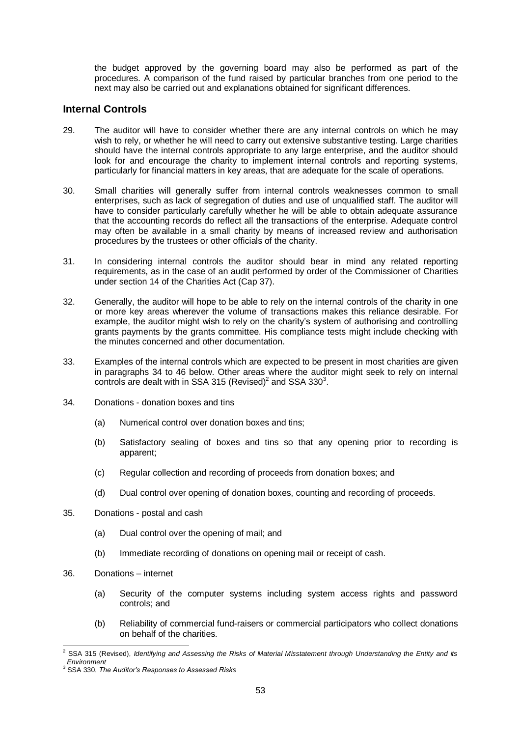the budget approved by the governing board may also be performed as part of the procedures. A comparison of the fund raised by particular branches from one period to the next may also be carried out and explanations obtained for significant differences.

## Internal Controls

29. The auditor will have to consider whether there are any internal controls on which he may wish to rely, or whether he will need to carry out extensive substantive testing. Large charities should have the internal controls appropriate to any large enterprise, and the auditor should look for and encourage the charity to implement internal controls and reporting systems, particularly for financial matters in key areas, that are adequate for the scale of operations.

30. Small charities will generally suffer from internal controls weaknesses common to small enterprises, such as lack of segregation of duties and use of unqualified staff. The auditor will have to consider particularly carefully whether he will be able to obtain adequate assurance that the accounting records do reflect all the transactions of the enterprise. Adequate control may often be available in a small charity by means of increased review and authorisation procedures by the trustees or other officials of the charity.

31. In considering internal controls the auditor should bear in mind any related reporting requirements, as in the case of an audit performed by order of the Commissioner of Charities under section 14 of the Charities Act (Cap 37).

32. Generally, the auditor will hope to be able to rely on the internal controls of the charity in one or more key areas wherever the volume of transactions makes this reliance desirable. For example, the auditor might wish to rely on the charity's system of authorising and controlling grants payments by the grants committee. His compliance tests might include checking with the minutes concerned and other documentation.

33. Examples of the internal controls which are expected to be present in most charities are given in paragraphs 34 to 46 below. Other areas where the auditor might seek to rely on internal controls are dealt with in SSA 315 (Revised)[2] and SSA 330[3].

34. Donations - donation boxes and tins

    (a) Numerical control over donation boxes and tins;

    (b) Satisfactory sealing of boxes and tins so that any opening prior to recording is apparent;

    (c) Regular collection and recording of proceeds from donation boxes; and

    (d) Dual control over opening of donation boxes, counting and recording of proceeds.

35. Donations - postal and cash

    (a) Dual control over the opening of mail; and

    (b) Immediate recording of donations on opening mail or receipt of cash.

36. Donations – internet

    (a) Security of the computer systems including system access rights and password controls; and

    (b) Reliability of commercial fund-raisers or commercial participators who collect donations on behalf of the charities.

---

[2] SSA 315 (Revised), *Identifying and Assessing the Risks of Material Misstatement through Understanding the Entity and its Environment*

[3] SSA 330, *The Auditor's Responses to Assessed Risks*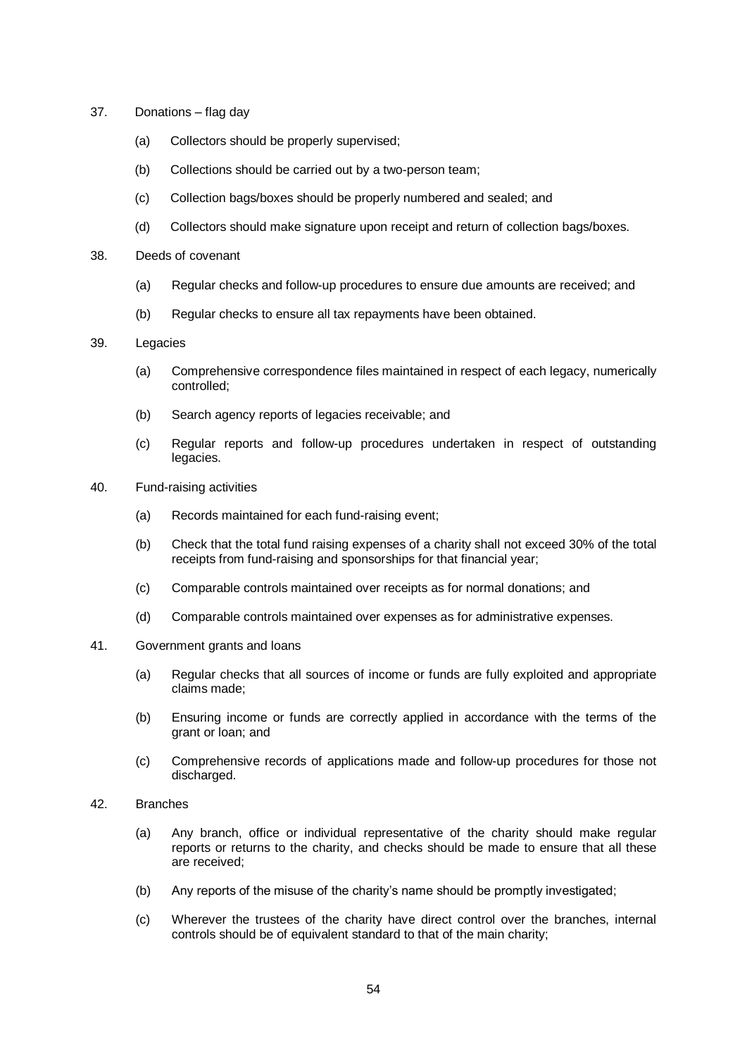37. Donations – flag day

    (a) Collectors should be properly supervised;

    (b) Collections should be carried out by a two-person team;

    (c) Collection bags/boxes should be properly numbered and sealed; and

    (d) Collectors should make signature upon receipt and return of collection bags/boxes.

38. Deeds of covenant

    (a) Regular checks and follow-up procedures to ensure due amounts are received; and

    (b) Regular checks to ensure all tax repayments have been obtained.

39. Legacies

    (a) Comprehensive correspondence files maintained in respect of each legacy, numerically controlled;

    (b) Search agency reports of legacies receivable; and

    (c) Regular reports and follow-up procedures undertaken in respect of outstanding legacies.

40. Fund-raising activities

    (a) Records maintained for each fund-raising event;

    (b) Check that the total fund raising expenses of a charity shall not exceed 30% of the total receipts from fund-raising and sponsorships for that financial year;

    (c) Comparable controls maintained over receipts as for normal donations; and

    (d) Comparable controls maintained over expenses as for administrative expenses.

41. Government grants and loans

    (a) Regular checks that all sources of income or funds are fully exploited and appropriate claims made;

    (b) Ensuring income or funds are correctly applied in accordance with the terms of the grant or loan; and

    (c) Comprehensive records of applications made and follow-up procedures for those not discharged.

42. Branches

    (a) Any branch, office or individual representative of the charity should make regular reports or returns to the charity, and checks should be made to ensure that all these are received;

    (b) Any reports of the misuse of the charity's name should be promptly investigated;

    (c) Wherever the trustees of the charity have direct control over the branches, internal controls should be of equivalent standard to that of the main charity;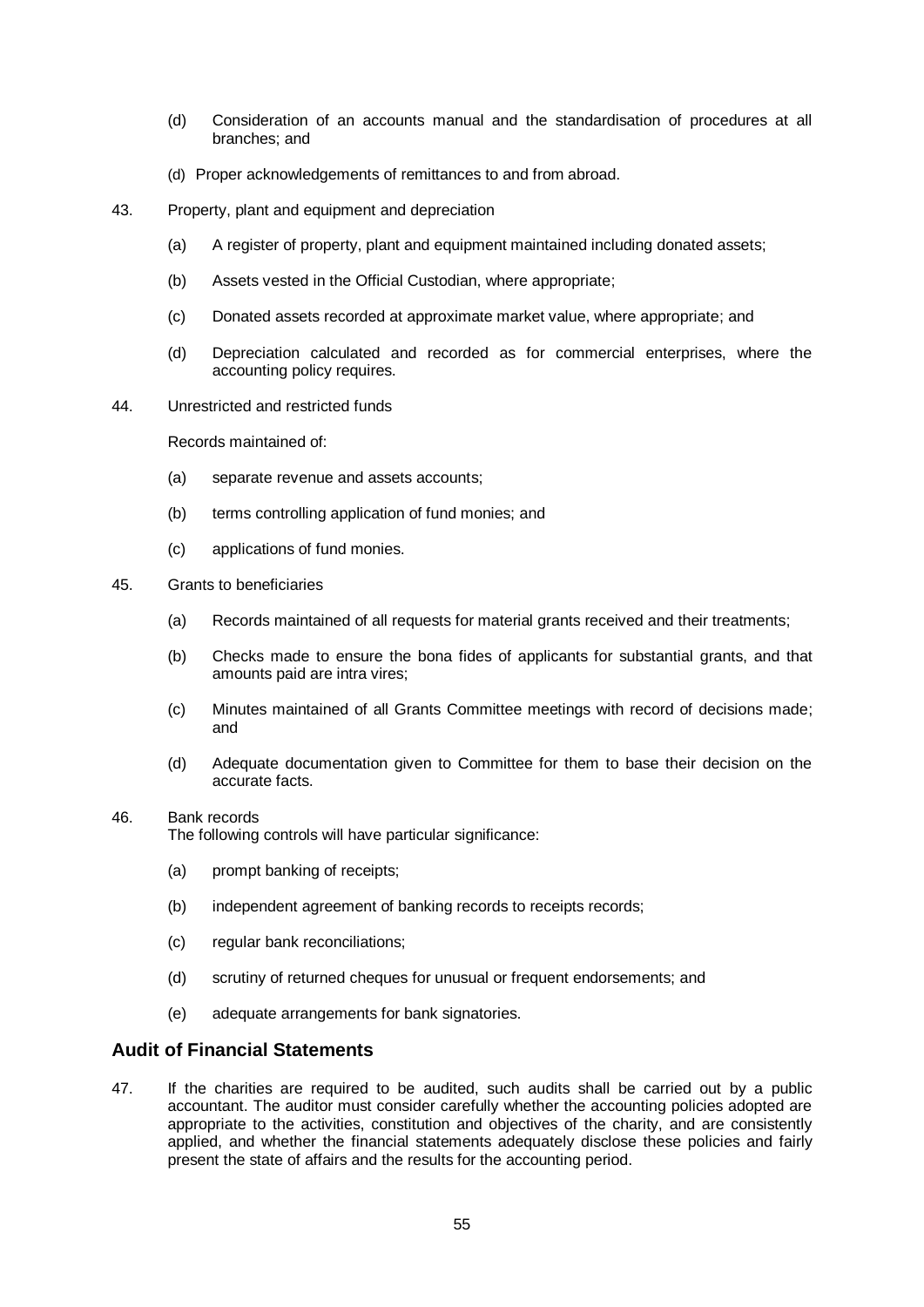(d) Consideration of an accounts manual and the standardisation of procedures at all branches; and

(d) Proper acknowledgements of remittances to and from abroad.

43. Property, plant and equipment and depreciation

   (a) A register of property, plant and equipment maintained including donated assets;

   (b) Assets vested in the Official Custodian, where appropriate;

   (c) Donated assets recorded at approximate market value, where appropriate; and

   (d) Depreciation calculated and recorded as for commercial enterprises, where the accounting policy requires.

44. Unrestricted and restricted funds

   Records maintained of:

   (a) separate revenue and assets accounts;

   (b) terms controlling application of fund monies; and

   (c) applications of fund monies.

45. Grants to beneficiaries

   (a) Records maintained of all requests for material grants received and their treatments;

   (b) Checks made to ensure the bona fides of applicants for substantial grants, and that amounts paid are intra vires;

   (c) Minutes maintained of all Grants Committee meetings with record of decisions made; and

   (d) Adequate documentation given to Committee for them to base their decision on the accurate facts.

46. Bank records

   The following controls will have particular significance:

   (a) prompt banking of receipts;

   (b) independent agreement of banking records to receipts records;

   (c) regular bank reconciliations;

   (d) scrutiny of returned cheques for unusual or frequent endorsements; and

   (e) adequate arrangements for bank signatories.

## Audit of Financial Statements

47. If the charities are required to be audited, such audits shall be carried out by a public accountant. The auditor must consider carefully whether the accounting policies adopted are appropriate to the activities, constitution and objectives of the charity, and are consistently applied, and whether the financial statements adequately disclose these policies and fairly present the state of affairs and the results for the accounting period.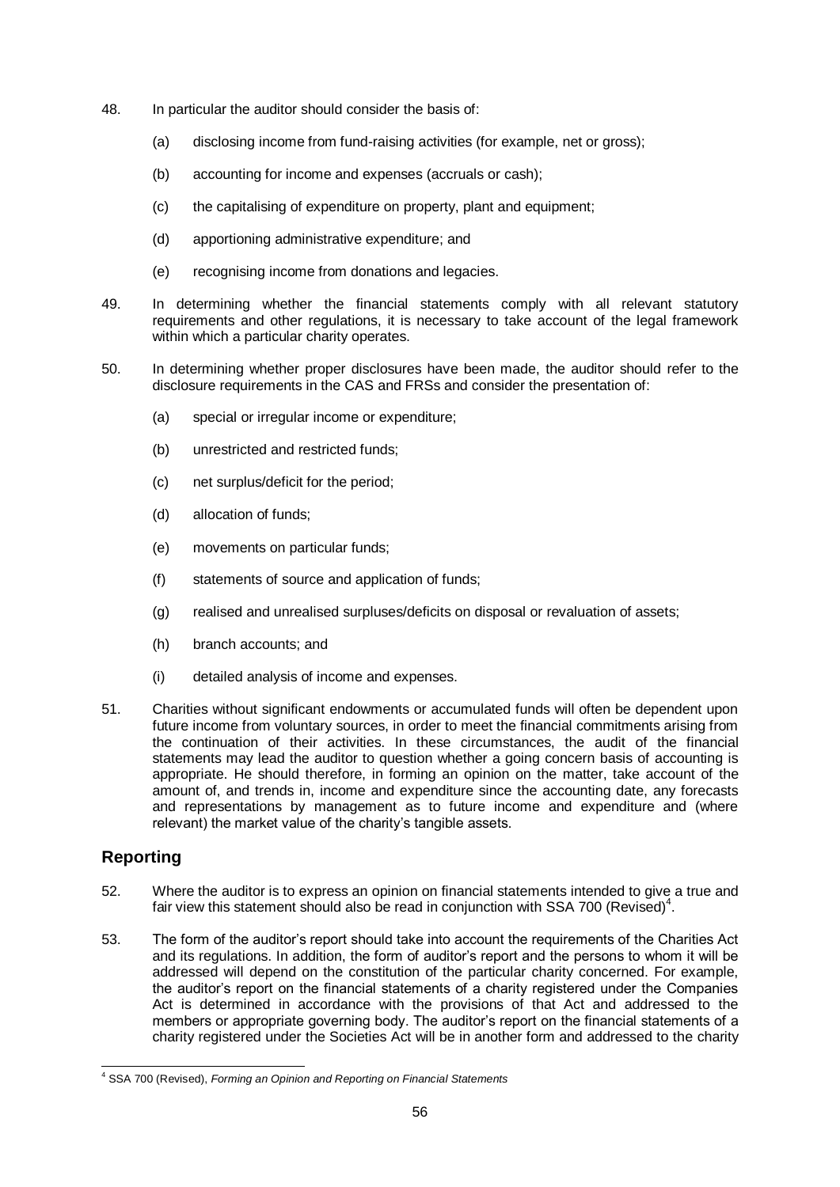48. In particular the auditor should consider the basis of:

    (a) disclosing income from fund-raising activities (for example, net or gross);

    (b) accounting for income and expenses (accruals or cash);

    (c) the capitalising of expenditure on property, plant and equipment;

    (d) apportioning administrative expenditure; and

    (e) recognising income from donations and legacies.

49. In determining whether the financial statements comply with all relevant statutory requirements and other regulations, it is necessary to take account of the legal framework within which a particular charity operates.

50. In determining whether proper disclosures have been made, the auditor should refer to the disclosure requirements in the CAS and FRSs and consider the presentation of:

    (a) special or irregular income or expenditure;

    (b) unrestricted and restricted funds;

    (c) net surplus/deficit for the period;

    (d) allocation of funds;

    (e) movements on particular funds;

    (f) statements of source and application of funds;

    (g) realised and unrealised surpluses/deficits on disposal or revaluation of assets;

    (h) branch accounts; and

    (i) detailed analysis of income and expenses.

51. Charities without significant endowments or accumulated funds will often be dependent upon future income from voluntary sources, in order to meet the financial commitments arising from the continuation of their activities. In these circumstances, the audit of the financial statements may lead the auditor to question whether a going concern basis of accounting is appropriate. He should therefore, in forming an opinion on the matter, take account of the amount of, and trends in, income and expenditure since the accounting date, any forecasts and representations by management as to future income and expenditure and (where relevant) the market value of the charity's tangible assets.

## Reporting

52. Where the auditor is to express an opinion on financial statements intended to give a true and fair view this statement should also be read in conjunction with SSA 700 (Revised)[4].

53. The form of the auditor's report should take into account the requirements of the Charities Act and its regulations. In addition, the form of auditor's report and the persons to whom it will be addressed will depend on the constitution of the particular charity concerned. For example, the auditor's report on the financial statements of a charity registered under the Companies Act is determined in accordance with the provisions of that Act and addressed to the members or appropriate governing body. The auditor's report on the financial statements of a charity registered under the Societies Act will be in another form and addressed to the charity

[4] SSA 700 (Revised), *Forming an Opinion and Reporting on Financial Statements*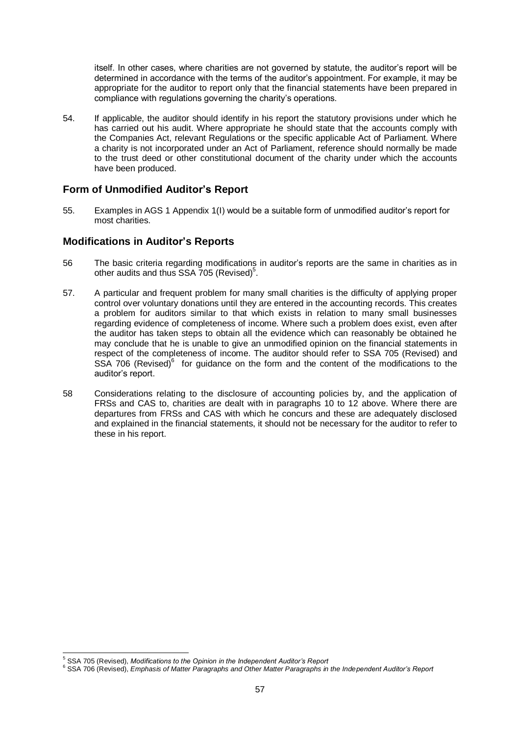itself. In other cases, where charities are not governed by statute, the auditor's report will be determined in accordance with the terms of the auditor's appointment. For example, it may be appropriate for the auditor to report only that the financial statements have been prepared in compliance with regulations governing the charity's operations.

54. If applicable, the auditor should identify in his report the statutory provisions under which he has carried out his audit. Where appropriate he should state that the accounts comply with the Companies Act, relevant Regulations or the specific applicable Act of Parliament. Where a charity is not incorporated under an Act of Parliament, reference should normally be made to the trust deed or other constitutional document of the charity under which the accounts have been produced.

## Form of Unmodified Auditor's Report

55. Examples in AGS 1 Appendix 1(I) would be a suitable form of unmodified auditor's report for most charities.

## Modifications in Auditor's Reports

56 The basic criteria regarding modifications in auditor's reports are the same in charities as in other audits and thus SSA 705 (Revised)[5].

57. A particular and frequent problem for many small charities is the difficulty of applying proper control over voluntary donations until they are entered in the accounting records. This creates a problem for auditors similar to that which exists in relation to many small businesses regarding evidence of completeness of income. Where such a problem does exist, even after the auditor has taken steps to obtain all the evidence which can reasonably be obtained he may conclude that he is unable to give an unmodified opinion on the financial statements in respect of the completeness of income. The auditor should refer to SSA 705 (Revised) and SSA 706 (Revised)[6] for guidance on the form and the content of the modifications to the auditor's report.

58 Considerations relating to the disclosure of accounting policies by, and the application of FRSs and CAS to, charities are dealt with in paragraphs 10 to 12 above. Where there are departures from FRSs and CAS with which he concurs and these are adequately disclosed and explained in the financial statements, it should not be necessary for the auditor to refer to these in his report.

---

[5] SSA 705 (Revised), *Modifications to the Opinion in the Independent Auditor's Report*

[6] SSA 706 (Revised), *Emphasis of Matter Paragraphs and Other Matter Paragraphs in the Independent Auditor's Report*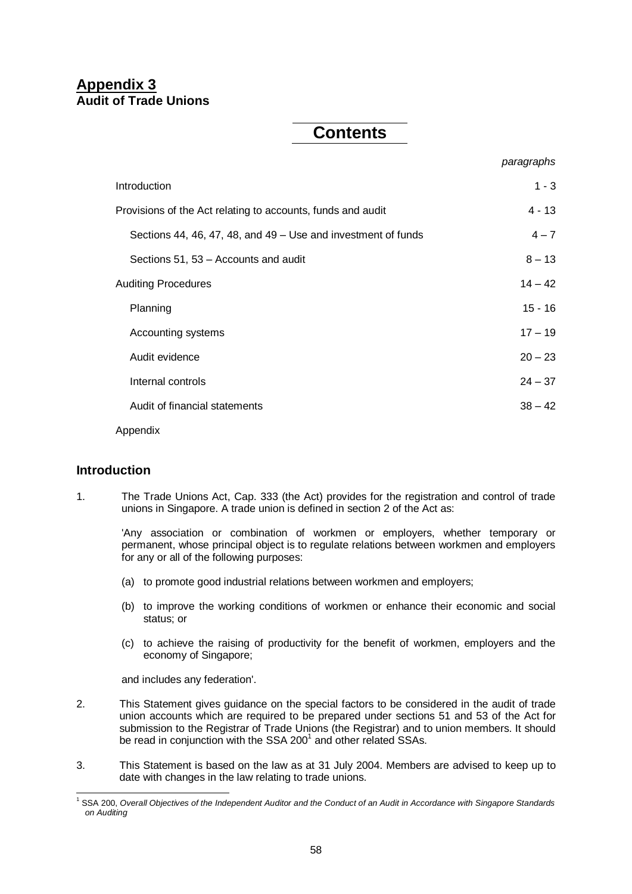## Appendix 3
**Audit of Trade Unions**

# Contents

| | *paragraphs* |
|---|---|
| Introduction | 1 - 3 |
| Provisions of the Act relating to accounts, funds and audit | 4 - 13 |
| Sections 44, 46, 47, 48, and 49 – Use and investment of funds | 4 – 7 |
| Sections 51, 53 – Accounts and audit | 8 – 13 |
| Auditing Procedures | 14 – 42 |
| Planning | 15 - 16 |
| Accounting systems | 17 – 19 |
| Audit evidence | 20 – 23 |
| Internal controls | 24 – 37 |
| Audit of financial statements | 38 – 42 |
| Appendix | |

## Introduction

1. The Trade Unions Act, Cap. 333 (the Act) provides for the registration and control of trade unions in Singapore. A trade union is defined in section 2 of the Act as:

   'Any association or combination of workmen or employers, whether temporary or permanent, whose principal object is to regulate relations between workmen and employers for any or all of the following purposes:

   (a) to promote good industrial relations between workmen and employers;

   (b) to improve the working conditions of workmen or enhance their economic and social status; or

   (c) to achieve the raising of productivity for the benefit of workmen, employers and the economy of Singapore;

   and includes any federation'.

2. This Statement gives guidance on the special factors to be considered in the audit of trade union accounts which are required to be prepared under sections 51 and 53 of the Act for submission to the Registrar of Trade Unions (the Registrar) and to union members. It should be read in conjunction with the SSA 200[1] and other related SSAs.

3. This Statement is based on the law as at 31 July 2004. Members are advised to keep up to date with changes in the law relating to trade unions.

---

[1] SSA 200, *Overall Objectives of the Independent Auditor and the Conduct of an Audit in Accordance with Singapore Standards on Auditing*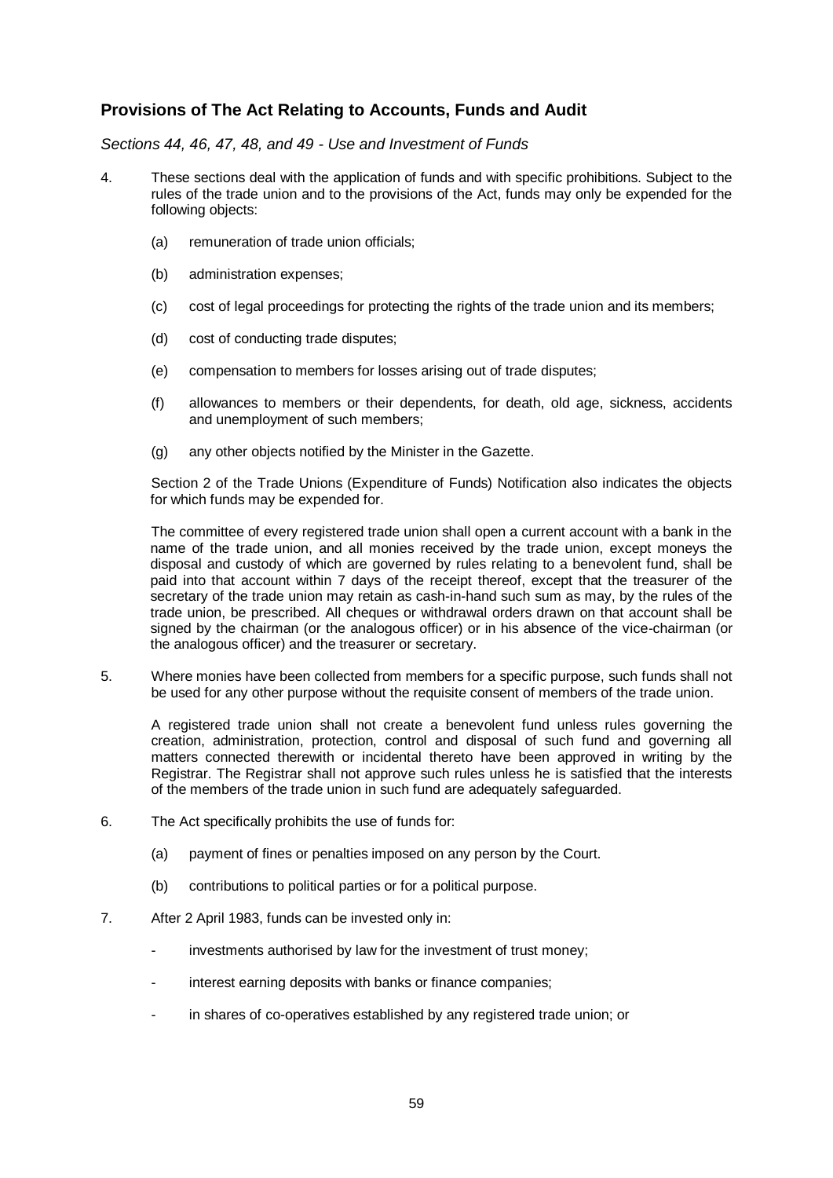## Provisions of The Act Relating to Accounts, Funds and Audit

*Sections 44, 46, 47, 48, and 49 - Use and Investment of Funds*

4. These sections deal with the application of funds and with specific prohibitions. Subject to the rules of the trade union and to the provisions of the Act, funds may only be expended for the following objects:

   (a) remuneration of trade union officials;

   (b) administration expenses;

   (c) cost of legal proceedings for protecting the rights of the trade union and its members;

   (d) cost of conducting trade disputes;

   (e) compensation to members for losses arising out of trade disputes;

   (f) allowances to members or their dependents, for death, old age, sickness, accidents and unemployment of such members;

   (g) any other objects notified by the Minister in the Gazette.

   Section 2 of the Trade Unions (Expenditure of Funds) Notification also indicates the objects for which funds may be expended for.

   The committee of every registered trade union shall open a current account with a bank in the name of the trade union, and all monies received by the trade union, except moneys the disposal and custody of which are governed by rules relating to a benevolent fund, shall be paid into that account within 7 days of the receipt thereof, except that the treasurer of the secretary of the trade union may retain as cash-in-hand such sum as may, by the rules of the trade union, be prescribed. All cheques or withdrawal orders drawn on that account shall be signed by the chairman (or the analogous officer) or in his absence of the vice-chairman (or the analogous officer) and the treasurer or secretary.

5. Where monies have been collected from members for a specific purpose, such funds shall not be used for any other purpose without the requisite consent of members of the trade union.

   A registered trade union shall not create a benevolent fund unless rules governing the creation, administration, protection, control and disposal of such fund and governing all matters connected therewith or incidental thereto have been approved in writing by the Registrar. The Registrar shall not approve such rules unless he is satisfied that the interests of the members of the trade union in such fund are adequately safeguarded.

6. The Act specifically prohibits the use of funds for:

   (a) payment of fines or penalties imposed on any person by the Court.

   (b) contributions to political parties or for a political purpose.

7. After 2 April 1983, funds can be invested only in:

   - investments authorised by law for the investment of trust money;
   - interest earning deposits with banks or finance companies;
   - in shares of co-operatives established by any registered trade union; or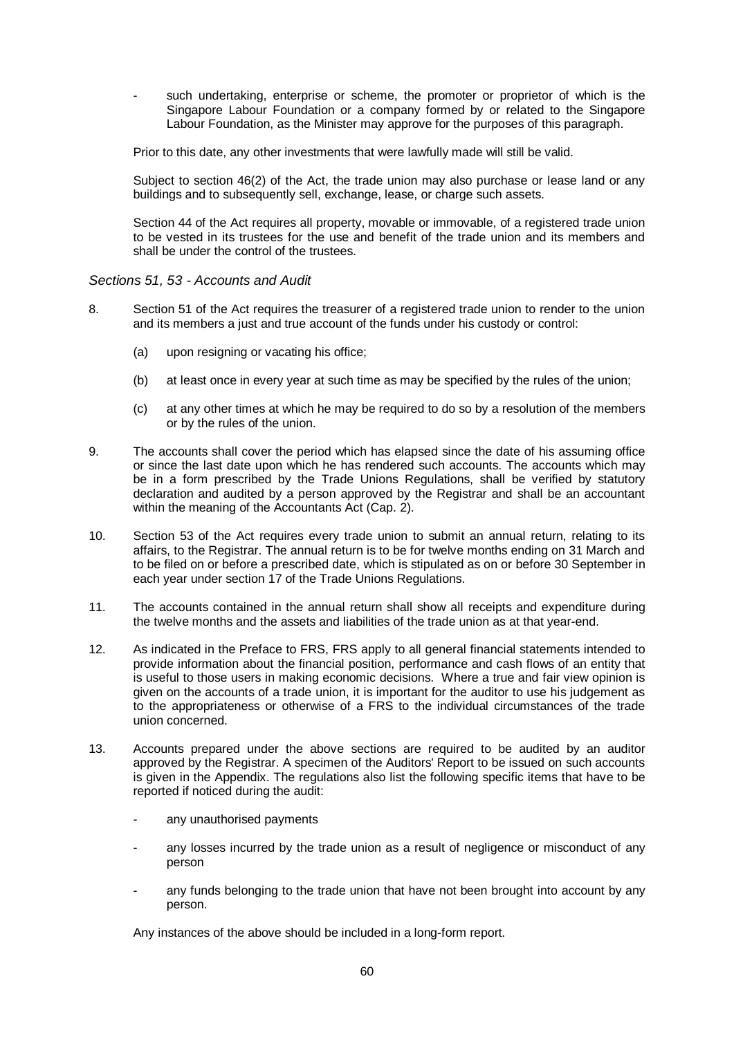- such undertaking, enterprise or scheme, the promoter or proprietor of which is the Singapore Labour Foundation or a company formed by or related to the Singapore Labour Foundation, as the Minister may approve for the purposes of this paragraph.

Prior to this date, any other investments that were lawfully made will still be valid.

Subject to section 46(2) of the Act, the trade union may also purchase or lease land or any buildings and to subsequently sell, exchange, lease, or charge such assets.

Section 44 of the Act requires all property, movable or immovable, of a registered trade union to be vested in its trustees for the use and benefit of the trade union and its members and shall be under the control of the trustees.

*Sections 51, 53 - Accounts and Audit*

8. Section 51 of the Act requires the treasurer of a registered trade union to render to the union and its members a just and true account of the funds under his custody or control:

   (a) upon resigning or vacating his office;

   (b) at least once in every year at such time as may be specified by the rules of the union;

   (c) at any other times at which he may be required to do so by a resolution of the members or by the rules of the union.

9. The accounts shall cover the period which has elapsed since the date of his assuming office or since the last date upon which he has rendered such accounts. The accounts which may be in a form prescribed by the Trade Unions Regulations, shall be verified by statutory declaration and audited by a person approved by the Registrar and shall be an accountant within the meaning of the Accountants Act (Cap. 2).

10. Section 53 of the Act requires every trade union to submit an annual return, relating to its affairs, to the Registrar. The annual return is to be for twelve months ending on 31 March and to be filed on or before a prescribed date, which is stipulated as on or before 30 September in each year under section 17 of the Trade Unions Regulations.

11. The accounts contained in the annual return shall show all receipts and expenditure during the twelve months and the assets and liabilities of the trade union as at that year-end.

12. As indicated in the Preface to FRS, FRS apply to all general financial statements intended to provide information about the financial position, performance and cash flows of an entity that is useful to those users in making economic decisions. Where a true and fair view opinion is given on the accounts of a trade union, it is important for the auditor to use his judgement as to the appropriateness or otherwise of a FRS to the individual circumstances of the trade union concerned.

13. Accounts prepared under the above sections are required to be audited by an auditor approved by the Registrar. A specimen of the Auditors' Report to be issued on such accounts is given in the Appendix. The regulations also list the following specific items that have to be reported if noticed during the audit:

    - any unauthorised payments

    - any losses incurred by the trade union as a result of negligence or misconduct of any person

    - any funds belonging to the trade union that have not been brought into account by any person.

    Any instances of the above should be included in a long-form report.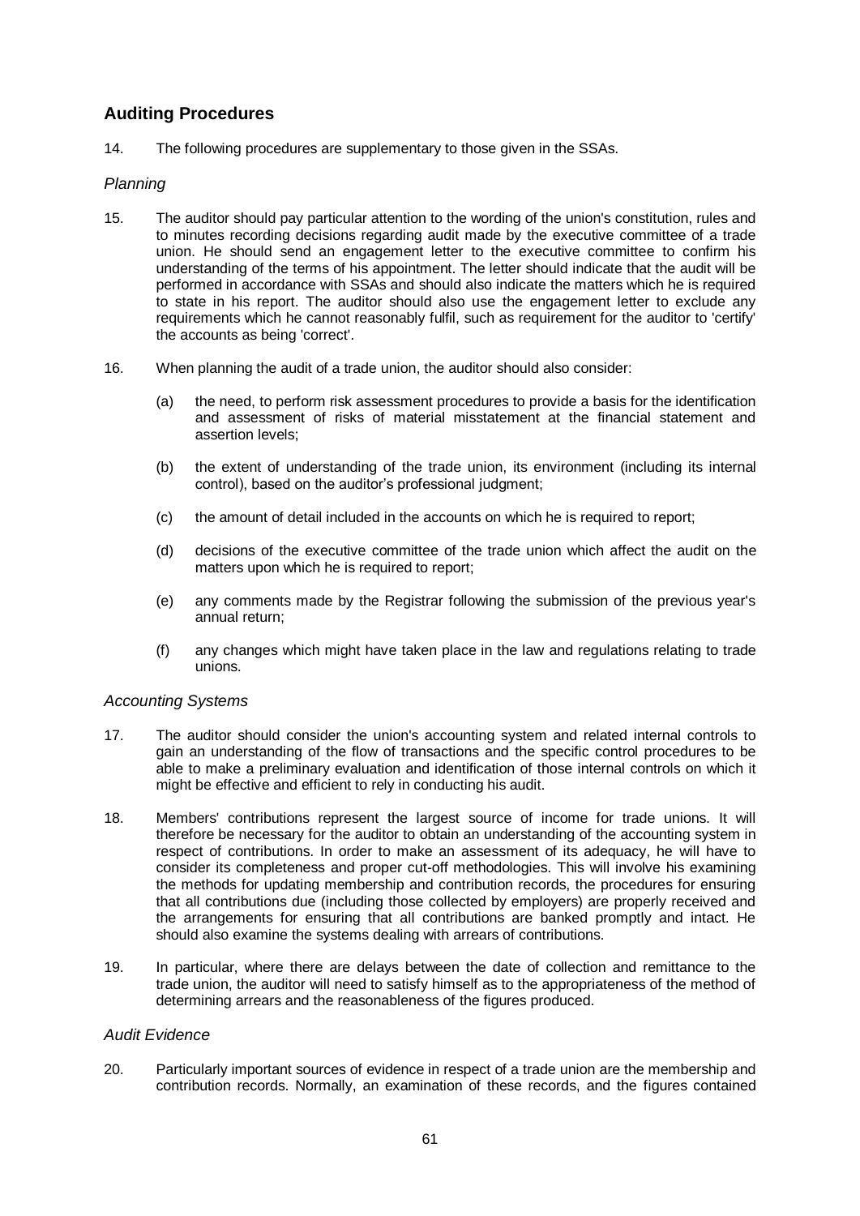## Auditing Procedures

14. The following procedures are supplementary to those given in the SSAs.

### *Planning*

15. The auditor should pay particular attention to the wording of the union's constitution, rules and to minutes recording decisions regarding audit made by the executive committee of a trade union. He should send an engagement letter to the executive committee to confirm his understanding of the terms of his appointment. The letter should indicate that the audit will be performed in accordance with SSAs and should also indicate the matters which he is required to state in his report. The auditor should also use the engagement letter to exclude any requirements which he cannot reasonably fulfil, such as requirement for the auditor to 'certify' the accounts as being 'correct'.

16. When planning the audit of a trade union, the auditor should also consider:

    (a) the need, to perform risk assessment procedures to provide a basis for the identification and assessment of risks of material misstatement at the financial statement and assertion levels;

    (b) the extent of understanding of the trade union, its environment (including its internal control), based on the auditor's professional judgment;

    (c) the amount of detail included in the accounts on which he is required to report;

    (d) decisions of the executive committee of the trade union which affect the audit on the matters upon which he is required to report;

    (e) any comments made by the Registrar following the submission of the previous year's annual return;

    (f) any changes which might have taken place in the law and regulations relating to trade unions.

### *Accounting Systems*

17. The auditor should consider the union's accounting system and related internal controls to gain an understanding of the flow of transactions and the specific control procedures to be able to make a preliminary evaluation and identification of those internal controls on which it might be effective and efficient to rely in conducting his audit.

18. Members' contributions represent the largest source of income for trade unions. It will therefore be necessary for the auditor to obtain an understanding of the accounting system in respect of contributions. In order to make an assessment of its adequacy, he will have to consider its completeness and proper cut-off methodologies. This will involve his examining the methods for updating membership and contribution records, the procedures for ensuring that all contributions due (including those collected by employers) are properly received and the arrangements for ensuring that all contributions are banked promptly and intact. He should also examine the systems dealing with arrears of contributions.

19. In particular, where there are delays between the date of collection and remittance to the trade union, the auditor will need to satisfy himself as to the appropriateness of the method of determining arrears and the reasonableness of the figures produced.

### *Audit Evidence*

20. Particularly important sources of evidence in respect of a trade union are the membership and contribution records. Normally, an examination of these records, and the figures contained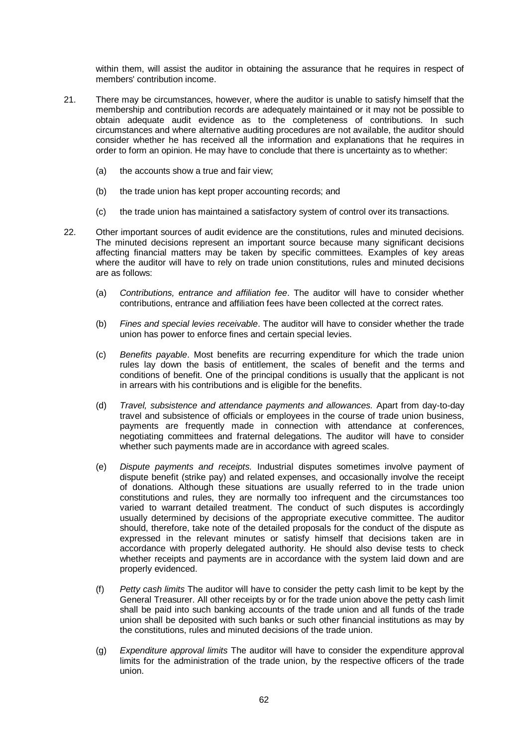within them, will assist the auditor in obtaining the assurance that he requires in respect of members' contribution income.

21. There may be circumstances, however, where the auditor is unable to satisfy himself that the membership and contribution records are adequately maintained or it may not be possible to obtain adequate audit evidence as to the completeness of contributions. In such circumstances and where alternative auditing procedures are not available, the auditor should consider whether he has received all the information and explanations that he requires in order to form an opinion. He may have to conclude that there is uncertainty as to whether:

    (a) the accounts show a true and fair view;

    (b) the trade union has kept proper accounting records; and

    (c) the trade union has maintained a satisfactory system of control over its transactions.

22. Other important sources of audit evidence are the constitutions, rules and minuted decisions. The minuted decisions represent an important source because many significant decisions affecting financial matters may be taken by specific committees. Examples of key areas where the auditor will have to rely on trade union constitutions, rules and minuted decisions are as follows:

    (a) *Contributions, entrance and affiliation fee*. The auditor will have to consider whether contributions, entrance and affiliation fees have been collected at the correct rates.

    (b) *Fines and special levies receivable*. The auditor will have to consider whether the trade union has power to enforce fines and certain special levies.

    (c) *Benefits payable*. Most benefits are recurring expenditure for which the trade union rules lay down the basis of entitlement, the scales of benefit and the terms and conditions of benefit. One of the principal conditions is usually that the applicant is not in arrears with his contributions and is eligible for the benefits.

    (d) *Travel, subsistence and attendance payments and allowances.* Apart from day-to-day travel and subsistence of officials or employees in the course of trade union business, payments are frequently made in connection with attendance at conferences, negotiating committees and fraternal delegations. The auditor will have to consider whether such payments made are in accordance with agreed scales.

    (e) *Dispute payments and receipts.* Industrial disputes sometimes involve payment of dispute benefit (strike pay) and related expenses, and occasionally involve the receipt of donations. Although these situations are usually referred to in the trade union constitutions and rules, they are normally too infrequent and the circumstances too varied to warrant detailed treatment. The conduct of such disputes is accordingly usually determined by decisions of the appropriate executive committee. The auditor should, therefore, take note of the detailed proposals for the conduct of the dispute as expressed in the relevant minutes or satisfy himself that decisions taken are in accordance with properly delegated authority. He should also devise tests to check whether receipts and payments are in accordance with the system laid down and are properly evidenced.

    (f) *Petty cash limits* The auditor will have to consider the petty cash limit to be kept by the General Treasurer. All other receipts by or for the trade union above the petty cash limit shall be paid into such banking accounts of the trade union and all funds of the trade union shall be deposited with such banks or such other financial institutions as may by the constitutions, rules and minuted decisions of the trade union.

    (g) *Expenditure approval limits* The auditor will have to consider the expenditure approval limits for the administration of the trade union, by the respective officers of the trade union.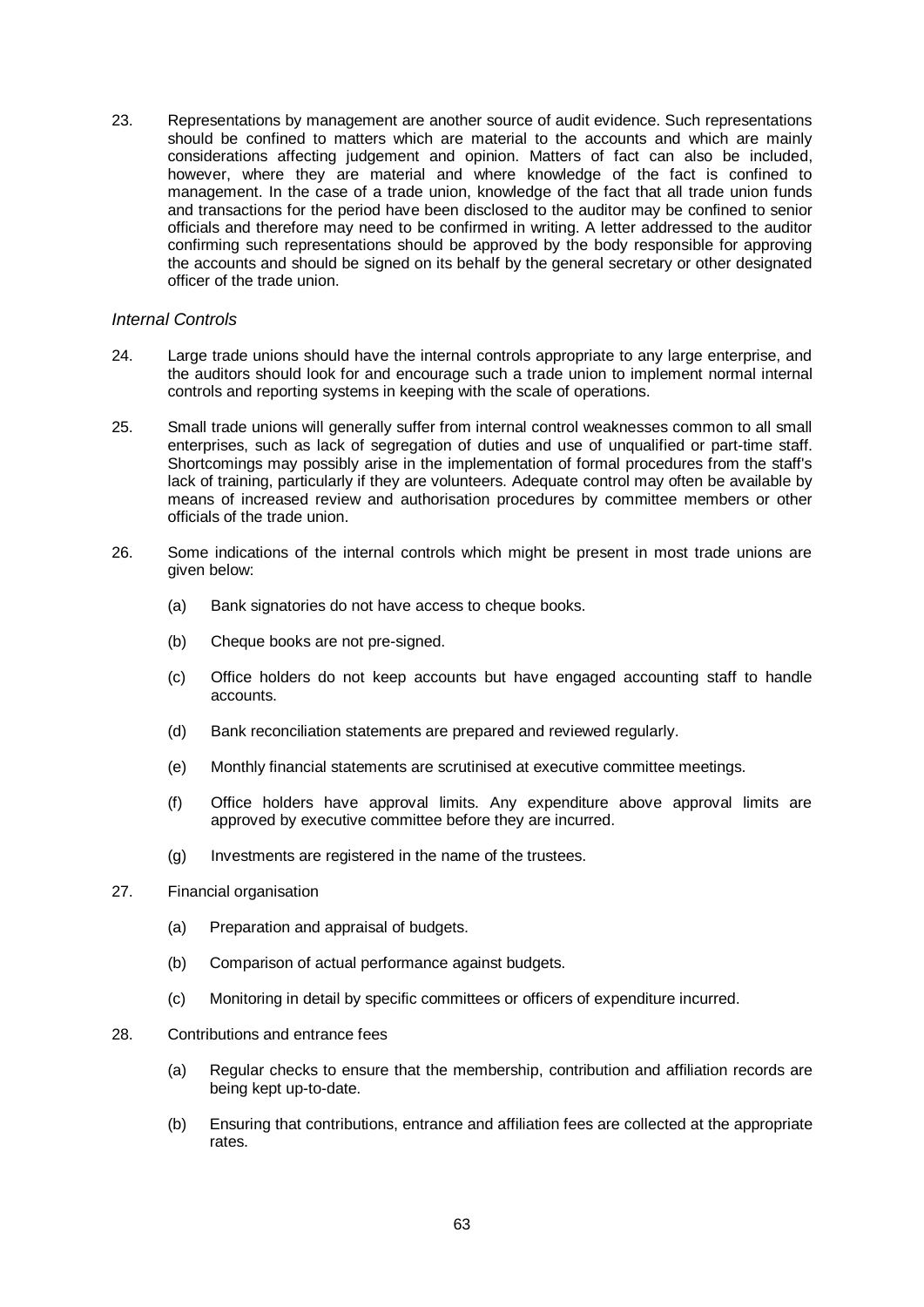23. Representations by management are another source of audit evidence. Such representations should be confined to matters which are material to the accounts and which are mainly considerations affecting judgement and opinion. Matters of fact can also be included, however, where they are material and where knowledge of the fact is confined to management. In the case of a trade union, knowledge of the fact that all trade union funds and transactions for the period have been disclosed to the auditor may be confined to senior officials and therefore may need to be confirmed in writing. A letter addressed to the auditor confirming such representations should be approved by the body responsible for approving the accounts and should be signed on its behalf by the general secretary or other designated officer of the trade union.

*Internal Controls*

24. Large trade unions should have the internal controls appropriate to any large enterprise, and the auditors should look for and encourage such a trade union to implement normal internal controls and reporting systems in keeping with the scale of operations.

25. Small trade unions will generally suffer from internal control weaknesses common to all small enterprises, such as lack of segregation of duties and use of unqualified or part-time staff. Shortcomings may possibly arise in the implementation of formal procedures from the staff's lack of training, particularly if they are volunteers. Adequate control may often be available by means of increased review and authorisation procedures by committee members or other officials of the trade union.

26. Some indications of the internal controls which might be present in most trade unions are given below:

    (a) Bank signatories do not have access to cheque books.

    (b) Cheque books are not pre-signed.

    (c) Office holders do not keep accounts but have engaged accounting staff to handle accounts.

    (d) Bank reconciliation statements are prepared and reviewed regularly.

    (e) Monthly financial statements are scrutinised at executive committee meetings.

    (f) Office holders have approval limits. Any expenditure above approval limits are approved by executive committee before they are incurred.

    (g) Investments are registered in the name of the trustees.

27. Financial organisation

    (a) Preparation and appraisal of budgets.

    (b) Comparison of actual performance against budgets.

    (c) Monitoring in detail by specific committees or officers of expenditure incurred.

28. Contributions and entrance fees

    (a) Regular checks to ensure that the membership, contribution and affiliation records are being kept up-to-date.

    (b) Ensuring that contributions, entrance and affiliation fees are collected at the appropriate rates.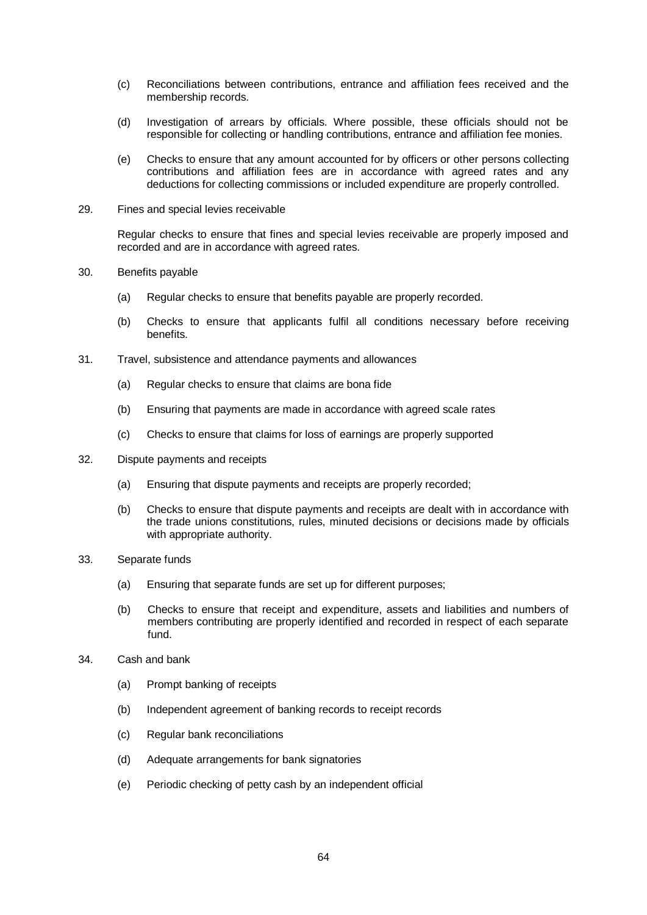(c) Reconciliations between contributions, entrance and affiliation fees received and the membership records.

(d) Investigation of arrears by officials. Where possible, these officials should not be responsible for collecting or handling contributions, entrance and affiliation fee monies.

(e) Checks to ensure that any amount accounted for by officers or other persons collecting contributions and affiliation fees are in accordance with agreed rates and any deductions for collecting commissions or included expenditure are properly controlled.

29. Fines and special levies receivable

Regular checks to ensure that fines and special levies receivable are properly imposed and recorded and are in accordance with agreed rates.

30. Benefits payable

(a) Regular checks to ensure that benefits payable are properly recorded.

(b) Checks to ensure that applicants fulfil all conditions necessary before receiving benefits.

31. Travel, subsistence and attendance payments and allowances

(a) Regular checks to ensure that claims are bona fide

(b) Ensuring that payments are made in accordance with agreed scale rates

(c) Checks to ensure that claims for loss of earnings are properly supported

32. Dispute payments and receipts

(a) Ensuring that dispute payments and receipts are properly recorded;

(b) Checks to ensure that dispute payments and receipts are dealt with in accordance with the trade unions constitutions, rules, minuted decisions or decisions made by officials with appropriate authority.

33. Separate funds

(a) Ensuring that separate funds are set up for different purposes;

(b) Checks to ensure that receipt and expenditure, assets and liabilities and numbers of members contributing are properly identified and recorded in respect of each separate fund.

34. Cash and bank

(a) Prompt banking of receipts

(b) Independent agreement of banking records to receipt records

(c) Regular bank reconciliations

(d) Adequate arrangements for bank signatories

(e) Periodic checking of petty cash by an independent official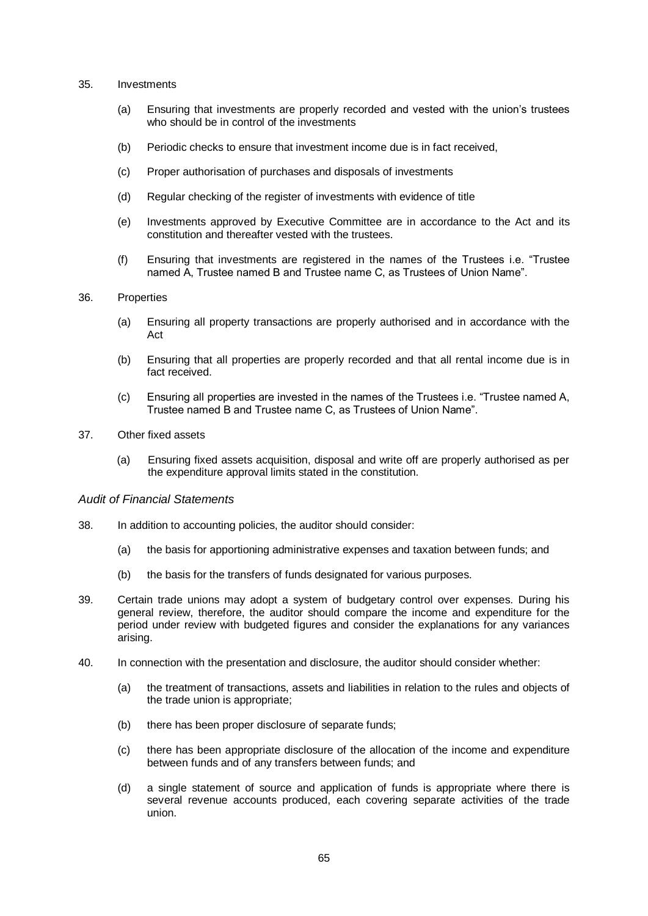35. Investments

    (a) Ensuring that investments are properly recorded and vested with the union's trustees who should be in control of the investments

    (b) Periodic checks to ensure that investment income due is in fact received,

    (c) Proper authorisation of purchases and disposals of investments

    (d) Regular checking of the register of investments with evidence of title

    (e) Investments approved by Executive Committee are in accordance to the Act and its constitution and thereafter vested with the trustees.

    (f) Ensuring that investments are registered in the names of the Trustees i.e. "Trustee named A, Trustee named B and Trustee name C, as Trustees of Union Name".

36. Properties

    (a) Ensuring all property transactions are properly authorised and in accordance with the Act

    (b) Ensuring that all properties are properly recorded and that all rental income due is in fact received.

    (c) Ensuring all properties are invested in the names of the Trustees i.e. "Trustee named A, Trustee named B and Trustee name C, as Trustees of Union Name".

37. Other fixed assets

    (a) Ensuring fixed assets acquisition, disposal and write off are properly authorised as per the expenditure approval limits stated in the constitution.

*Audit of Financial Statements*

38. In addition to accounting policies, the auditor should consider:

    (a) the basis for apportioning administrative expenses and taxation between funds; and

    (b) the basis for the transfers of funds designated for various purposes.

39. Certain trade unions may adopt a system of budgetary control over expenses. During his general review, therefore, the auditor should compare the income and expenditure for the period under review with budgeted figures and consider the explanations for any variances arising.

40. In connection with the presentation and disclosure, the auditor should consider whether:

    (a) the treatment of transactions, assets and liabilities in relation to the rules and objects of the trade union is appropriate;

    (b) there has been proper disclosure of separate funds;

    (c) there has been appropriate disclosure of the allocation of the income and expenditure between funds and of any transfers between funds; and

    (d) a single statement of source and application of funds is appropriate where there is several revenue accounts produced, each covering separate activities of the trade union.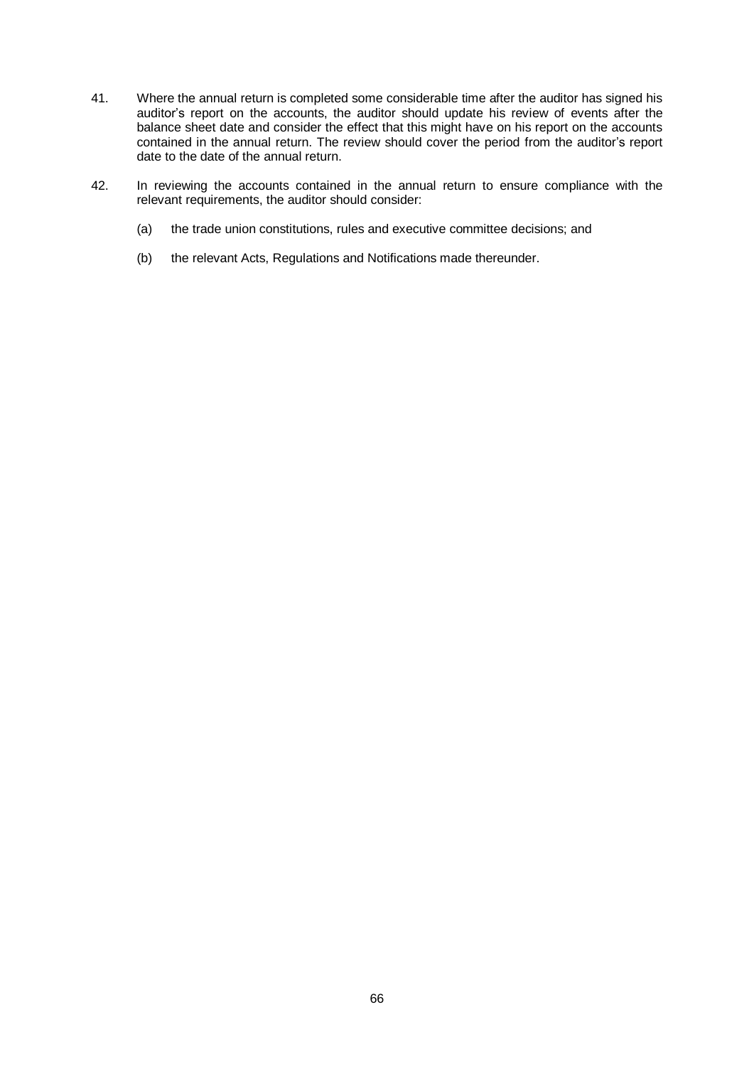41. Where the annual return is completed some considerable time after the auditor has signed his auditor's report on the accounts, the auditor should update his review of events after the balance sheet date and consider the effect that this might have on his report on the accounts contained in the annual return. The review should cover the period from the auditor's report date to the date of the annual return.

42. In reviewing the accounts contained in the annual return to ensure compliance with the relevant requirements, the auditor should consider:

    (a) the trade union constitutions, rules and executive committee decisions; and

    (b) the relevant Acts, Regulations and Notifications made thereunder.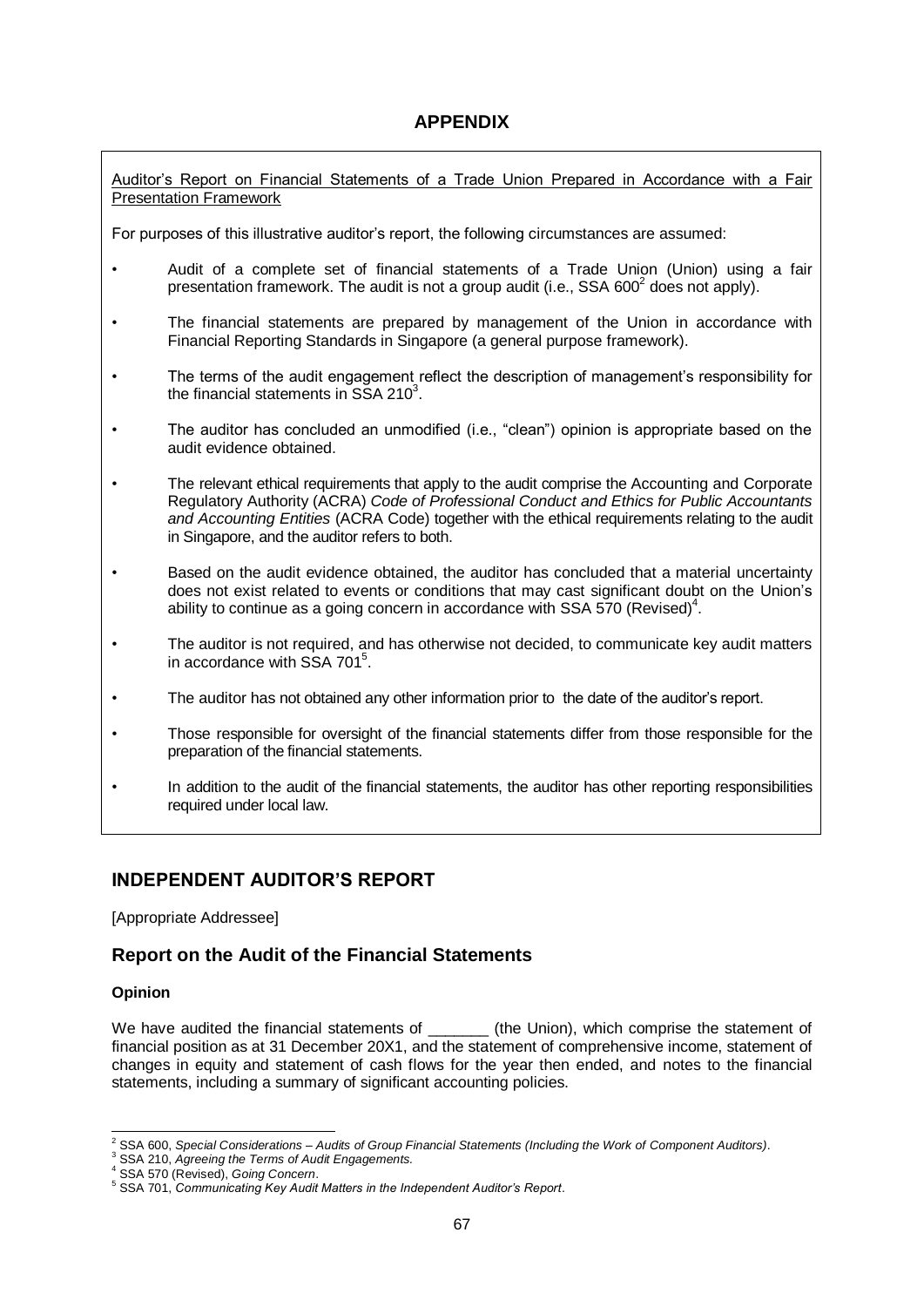## APPENDIX

Auditor's Report on Financial Statements of a Trade Union Prepared in Accordance with a Fair Presentation Framework

For purposes of this illustrative auditor's report, the following circumstances are assumed:

- Audit of a complete set of financial statements of a Trade Union (Union) using a fair presentation framework. The audit is not a group audit (i.e., SSA 600[2] does not apply).
- The financial statements are prepared by management of the Union in accordance with Financial Reporting Standards in Singapore (a general purpose framework).
- The terms of the audit engagement reflect the description of management's responsibility for the financial statements in SSA 210[3].
- The auditor has concluded an unmodified (i.e., "clean") opinion is appropriate based on the audit evidence obtained.
- The relevant ethical requirements that apply to the audit comprise the Accounting and Corporate Regulatory Authority (ACRA) *Code of Professional Conduct and Ethics for Public Accountants and Accounting Entities* (ACRA Code) together with the ethical requirements relating to the audit in Singapore, and the auditor refers to both.
- Based on the audit evidence obtained, the auditor has concluded that a material uncertainty does not exist related to events or conditions that may cast significant doubt on the Union's ability to continue as a going concern in accordance with SSA 570 (Revised)[4].
- The auditor is not required, and has otherwise not decided, to communicate key audit matters in accordance with SSA 701[5].
- The auditor has not obtained any other information prior to the date of the auditor's report.
- Those responsible for oversight of the financial statements differ from those responsible for the preparation of the financial statements.
- In addition to the audit of the financial statements, the auditor has other reporting responsibilities required under local law.

## INDEPENDENT AUDITOR'S REPORT

[Appropriate Addressee]

## Report on the Audit of the Financial Statements

### Opinion

We have audited the financial statements of _______ (the Union), which comprise the statement of financial position as at 31 December 20X1, and the statement of comprehensive income, statement of changes in equity and statement of cash flows for the year then ended, and notes to the financial statements, including a summary of significant accounting policies.

---

[2] SSA 600, *Special Considerations – Audits of Group Financial Statements (Including the Work of Component Auditors)*.
[3] SSA 210, *Agreeing the Terms of Audit Engagements.*
[4] SSA 570 (Revised), *Going Concern*.
[5] SSA 701, *Communicating Key Audit Matters in the Independent Auditor's Report*.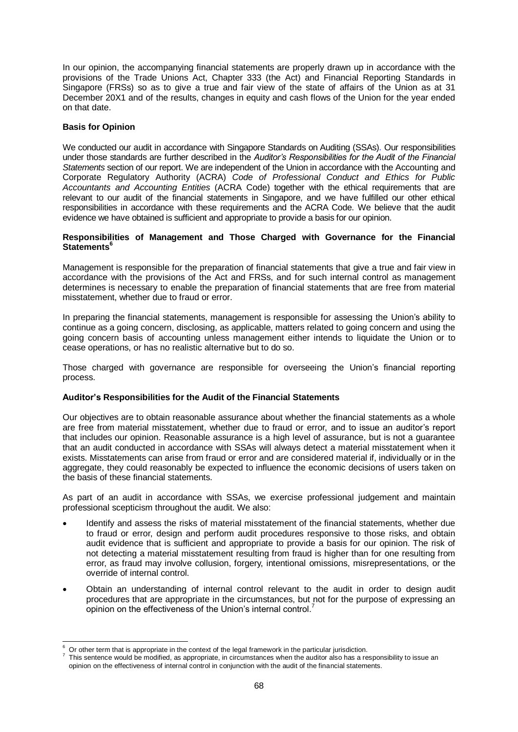In our opinion, the accompanying financial statements are properly drawn up in accordance with the provisions of the Trade Unions Act, Chapter 333 (the Act) and Financial Reporting Standards in Singapore (FRSs) so as to give a true and fair view of the state of affairs of the Union as at 31 December 20X1 and of the results, changes in equity and cash flows of the Union for the year ended on that date.

**Basis for Opinion**

We conducted our audit in accordance with Singapore Standards on Auditing (SSAs). Our responsibilities under those standards are further described in the *Auditor's Responsibilities for the Audit of the Financial Statements* section of our report. We are independent of the Union in accordance with the Accounting and Corporate Regulatory Authority (ACRA) *Code of Professional Conduct and Ethics for Public Accountants and Accounting Entities* (ACRA Code) together with the ethical requirements that are relevant to our audit of the financial statements in Singapore, and we have fulfilled our other ethical responsibilities in accordance with these requirements and the ACRA Code. We believe that the audit evidence we have obtained is sufficient and appropriate to provide a basis for our opinion.

**Responsibilities of Management and Those Charged with Governance for the Financial Statements[6]**

Management is responsible for the preparation of financial statements that give a true and fair view in accordance with the provisions of the Act and FRSs, and for such internal control as management determines is necessary to enable the preparation of financial statements that are free from material misstatement, whether due to fraud or error.

In preparing the financial statements, management is responsible for assessing the Union's ability to continue as a going concern, disclosing, as applicable, matters related to going concern and using the going concern basis of accounting unless management either intends to liquidate the Union or to cease operations, or has no realistic alternative but to do so.

Those charged with governance are responsible for overseeing the Union's financial reporting process.

**Auditor's Responsibilities for the Audit of the Financial Statements**

Our objectives are to obtain reasonable assurance about whether the financial statements as a whole are free from material misstatement, whether due to fraud or error, and to issue an auditor's report that includes our opinion. Reasonable assurance is a high level of assurance, but is not a guarantee that an audit conducted in accordance with SSAs will always detect a material misstatement when it exists. Misstatements can arise from fraud or error and are considered material if, individually or in the aggregate, they could reasonably be expected to influence the economic decisions of users taken on the basis of these financial statements.

As part of an audit in accordance with SSAs, we exercise professional judgement and maintain professional scepticism throughout the audit. We also:

- Identify and assess the risks of material misstatement of the financial statements, whether due to fraud or error, design and perform audit procedures responsive to those risks, and obtain audit evidence that is sufficient and appropriate to provide a basis for our opinion. The risk of not detecting a material misstatement resulting from fraud is higher than for one resulting from error, as fraud may involve collusion, forgery, intentional omissions, misrepresentations, or the override of internal control.
- Obtain an understanding of internal control relevant to the audit in order to design audit procedures that are appropriate in the circumstances, but not for the purpose of expressing an opinion on the effectiveness of the Union's internal control.[7]

---

[6] Or other term that is appropriate in the context of the legal framework in the particular jurisdiction.

[7] This sentence would be modified, as appropriate, in circumstances when the auditor also has a responsibility to issue an opinion on the effectiveness of internal control in conjunction with the audit of the financial statements.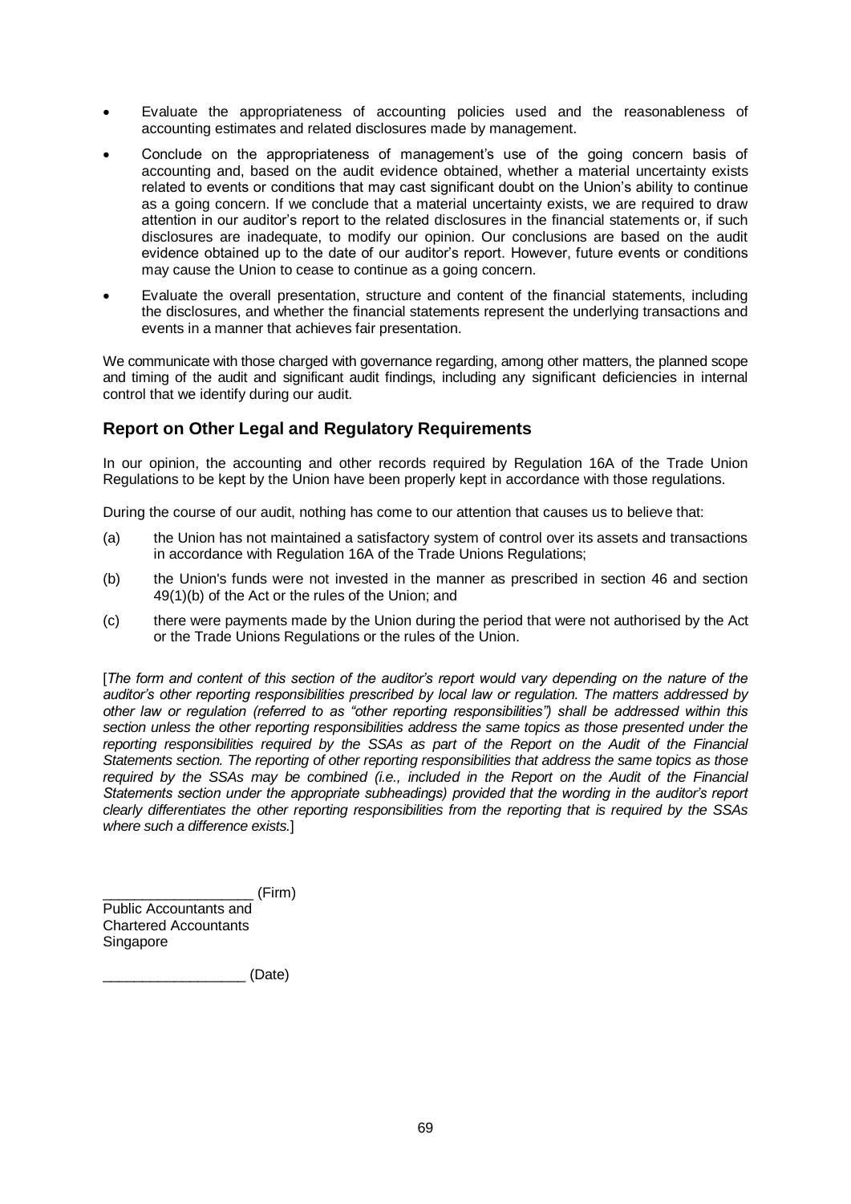- Evaluate the appropriateness of accounting policies used and the reasonableness of accounting estimates and related disclosures made by management.
- Conclude on the appropriateness of management's use of the going concern basis of accounting and, based on the audit evidence obtained, whether a material uncertainty exists related to events or conditions that may cast significant doubt on the Union's ability to continue as a going concern. If we conclude that a material uncertainty exists, we are required to draw attention in our auditor's report to the related disclosures in the financial statements or, if such disclosures are inadequate, to modify our opinion. Our conclusions are based on the audit evidence obtained up to the date of our auditor's report. However, future events or conditions may cause the Union to cease to continue as a going concern.
- Evaluate the overall presentation, structure and content of the financial statements, including the disclosures, and whether the financial statements represent the underlying transactions and events in a manner that achieves fair presentation.

We communicate with those charged with governance regarding, among other matters, the planned scope and timing of the audit and significant audit findings, including any significant deficiencies in internal control that we identify during our audit.

## Report on Other Legal and Regulatory Requirements

In our opinion, the accounting and other records required by Regulation 16A of the Trade Union Regulations to be kept by the Union have been properly kept in accordance with those regulations.

During the course of our audit, nothing has come to our attention that causes us to believe that:

(a) the Union has not maintained a satisfactory system of control over its assets and transactions in accordance with Regulation 16A of the Trade Unions Regulations;

(b) the Union's funds were not invested in the manner as prescribed in section 46 and section 49(1)(b) of the Act or the rules of the Union; and

(c) there were payments made by the Union during the period that were not authorised by the Act or the Trade Unions Regulations or the rules of the Union.

[*The form and content of this section of the auditor's report would vary depending on the nature of the auditor's other reporting responsibilities prescribed by local law or regulation. The matters addressed by other law or regulation (referred to as "other reporting responsibilities") shall be addressed within this section unless the other reporting responsibilities address the same topics as those presented under the reporting responsibilities required by the SSAs as part of the Report on the Audit of the Financial Statements section. The reporting of other reporting responsibilities that address the same topics as those required by the SSAs may be combined (i.e., included in the Report on the Audit of the Financial Statements section under the appropriate subheadings) provided that the wording in the auditor's report clearly differentiates the other reporting responsibilities from the reporting that is required by the SSAs where such a difference exists.*]

\_\_\_\_\_\_\_\_\_\_\_\_\_\_\_\_\_\_ (Firm)
Public Accountants and
Chartered Accountants
Singapore

\_\_\_\_\_\_\_\_\_\_\_\_\_\_\_\_\_\_ (Date)